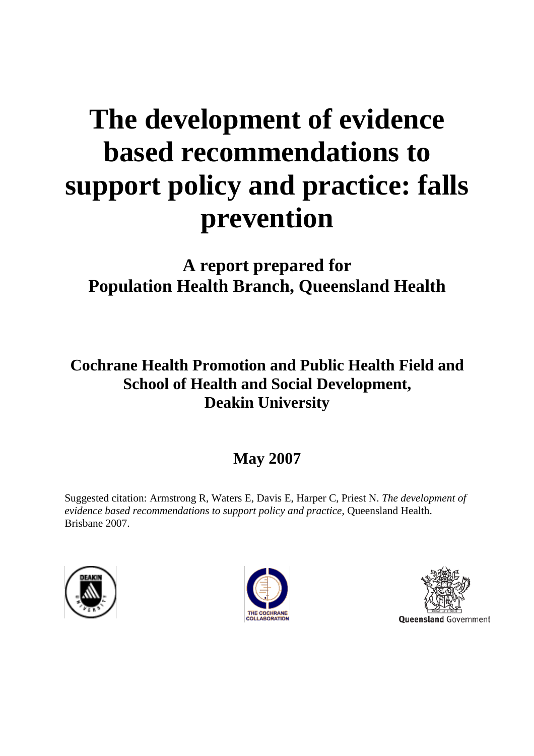# The development of evidence based recommendations to support policy and practice: falls prevention

## A report prepared for Population Health Branch, Queensland Health

### Cochrane Health Promotion and Public Health Field and School of Health and Social Development, Deakin University

### May 2007

Suggested citation: Armstrong R, Waters E, Davis E, Harper C, Priest N. *The development of evidence based recommendations to support policy and practice*, Queensland Health. Brisbane 2007.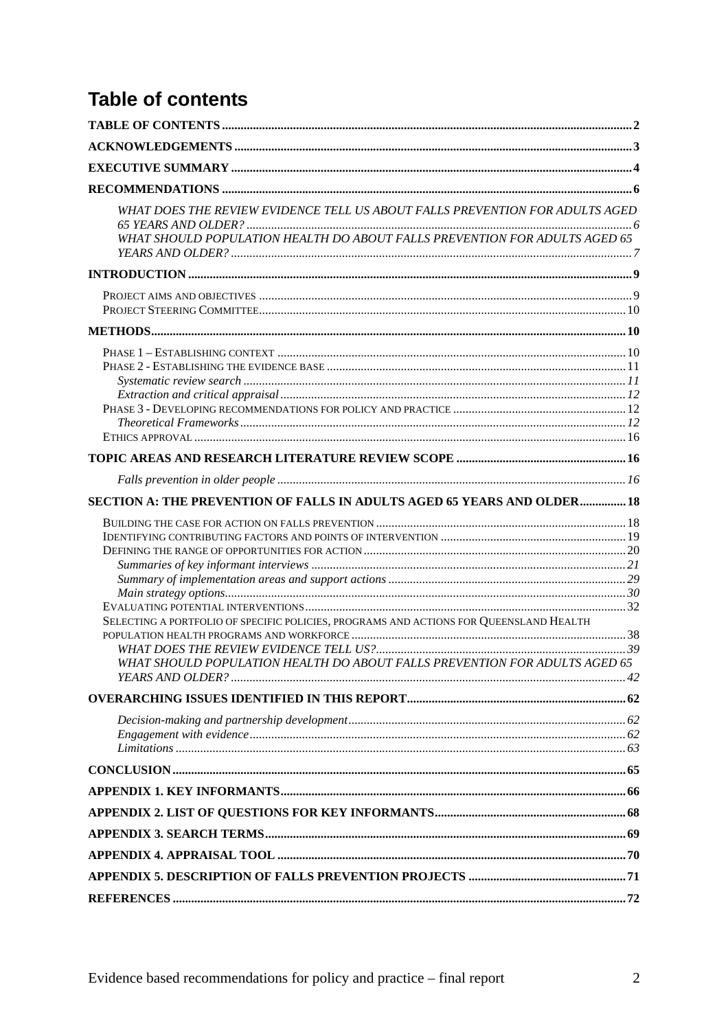# Table of contents

- **TABLE OF CONTENTS** .......... 2
- **ACKNOWLEDGEMENTS** .......... 3
- **EXECUTIVE SUMMARY** .......... 4
- **RECOMMENDATIONS** .......... 6
  - *WHAT DOES THE REVIEW EVIDENCE TELL US ABOUT FALLS PREVENTION FOR ADULTS AGED 65 YEARS AND OLDER?* .......... 6
  - *WHAT SHOULD POPULATION HEALTH DO ABOUT FALLS PREVENTION FOR ADULTS AGED 65 YEARS AND OLDER?* .......... 7
- **INTRODUCTION** .......... 9
  - PROJECT AIMS AND OBJECTIVES .......... 9
  - PROJECT STEERING COMMITTEE .......... 10
- **METHODS** .......... 10
  - PHASE 1 – ESTABLISHING CONTEXT .......... 10
  - PHASE 2 - ESTABLISHING THE EVIDENCE BASE .......... 11
    - *Systematic review search* .......... 11
    - *Extraction and critical appraisal* .......... 12
  - PHASE 3 - DEVELOPING RECOMMENDATIONS FOR POLICY AND PRACTICE .......... 12
    - *Theoretical Frameworks* .......... 12
  - ETHICS APPROVAL .......... 16
- **TOPIC AREAS AND RESEARCH LITERATURE REVIEW SCOPE** .......... 16
  - *Falls prevention in older people* .......... 16
- **SECTION A: THE PREVENTION OF FALLS IN ADULTS AGED 65 YEARS AND OLDER** .......... 18
  - BUILDING THE CASE FOR ACTION ON FALLS PREVENTION .......... 18
  - IDENTIFYING CONTRIBUTING FACTORS AND POINTS OF INTERVENTION .......... 19
  - DEFINING THE RANGE OF OPPORTUNITIES FOR ACTION .......... 20
    - *Summaries of key informant interviews* .......... 21
    - *Summary of implementation areas and support actions* .......... 29
    - *Main strategy options* .......... 30
  - EVALUATING POTENTIAL INTERVENTIONS .......... 32
  - SELECTING A PORTFOLIO OF SPECIFIC POLICIES, PROGRAMS AND ACTIONS FOR QUEENSLAND HEALTH POPULATION HEALTH PROGRAMS AND WORKFORCE .......... 38
    - *WHAT DOES THE REVIEW EVIDENCE TELL US?* .......... 39
    - *WHAT SHOULD POPULATION HEALTH DO ABOUT FALLS PREVENTION FOR ADULTS AGED 65 YEARS AND OLDER?* .......... 42
- **OVERARCHING ISSUES IDENTIFIED IN THIS REPORT** .......... 62
  - *Decision-making and partnership development* .......... 62
  - *Engagement with evidence* .......... 62
  - *Limitations* .......... 63
- **CONCLUSION** .......... 65
- **APPENDIX 1. KEY INFORMANTS** .......... 66
- **APPENDIX 2. LIST OF QUESTIONS FOR KEY INFORMANTS** .......... 68
- **APPENDIX 3. SEARCH TERMS** .......... 69
- **APPENDIX 4. APPRAISAL TOOL** .......... 70
- **APPENDIX 5. DESCRIPTION OF FALLS PREVENTION PROJECTS** .......... 71
- **REFERENCES** .......... 72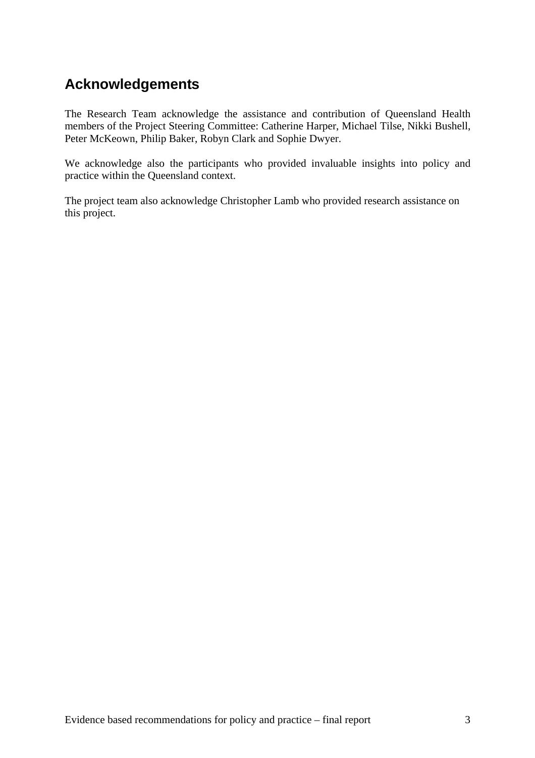# Acknowledgements

The Research Team acknowledge the assistance and contribution of Queensland Health members of the Project Steering Committee: Catherine Harper, Michael Tilse, Nikki Bushell, Peter McKeown, Philip Baker, Robyn Clark and Sophie Dwyer.

We acknowledge also the participants who provided invaluable insights into policy and practice within the Queensland context.

The project team also acknowledge Christopher Lamb who provided research assistance on this project.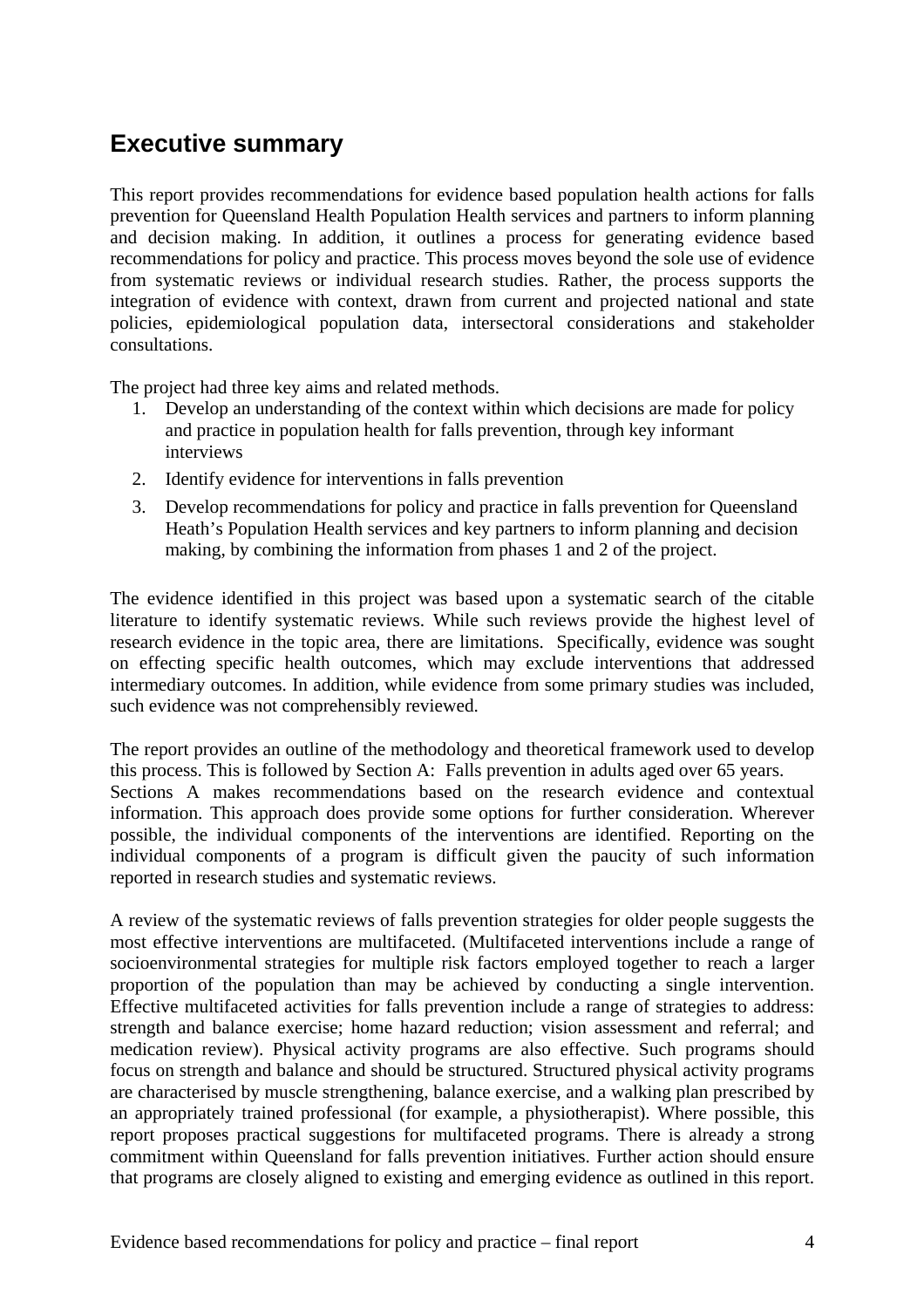## Executive summary

This report provides recommendations for evidence based population health actions for falls prevention for Queensland Health Population Health services and partners to inform planning and decision making. In addition, it outlines a process for generating evidence based recommendations for policy and practice. This process moves beyond the sole use of evidence from systematic reviews or individual research studies. Rather, the process supports the integration of evidence with context, drawn from current and projected national and state policies, epidemiological population data, intersectoral considerations and stakeholder consultations.

The project had three key aims and related methods.

1. Develop an understanding of the context within which decisions are made for policy and practice in population health for falls prevention, through key informant interviews
2. Identify evidence for interventions in falls prevention
3. Develop recommendations for policy and practice in falls prevention for Queensland Heath's Population Health services and key partners to inform planning and decision making, by combining the information from phases 1 and 2 of the project.

The evidence identified in this project was based upon a systematic search of the citable literature to identify systematic reviews. While such reviews provide the highest level of research evidence in the topic area, there are limitations. Specifically, evidence was sought on effecting specific health outcomes, which may exclude interventions that addressed intermediary outcomes. In addition, while evidence from some primary studies was included, such evidence was not comprehensibly reviewed.

The report provides an outline of the methodology and theoretical framework used to develop this process. This is followed by Section A: Falls prevention in adults aged over 65 years. Sections A makes recommendations based on the research evidence and contextual information. This approach does provide some options for further consideration. Wherever possible, the individual components of the interventions are identified. Reporting on the individual components of a program is difficult given the paucity of such information reported in research studies and systematic reviews.

A review of the systematic reviews of falls prevention strategies for older people suggests the most effective interventions are multifaceted. (Multifaceted interventions include a range of socioenvironmental strategies for multiple risk factors employed together to reach a larger proportion of the population than may be achieved by conducting a single intervention. Effective multifaceted activities for falls prevention include a range of strategies to address: strength and balance exercise; home hazard reduction; vision assessment and referral; and medication review). Physical activity programs are also effective. Such programs should focus on strength and balance and should be structured. Structured physical activity programs are characterised by muscle strengthening, balance exercise, and a walking plan prescribed by an appropriately trained professional (for example, a physiotherapist). Where possible, this report proposes practical suggestions for multifaceted programs. There is already a strong commitment within Queensland for falls prevention initiatives. Further action should ensure that programs are closely aligned to existing and emerging evidence as outlined in this report.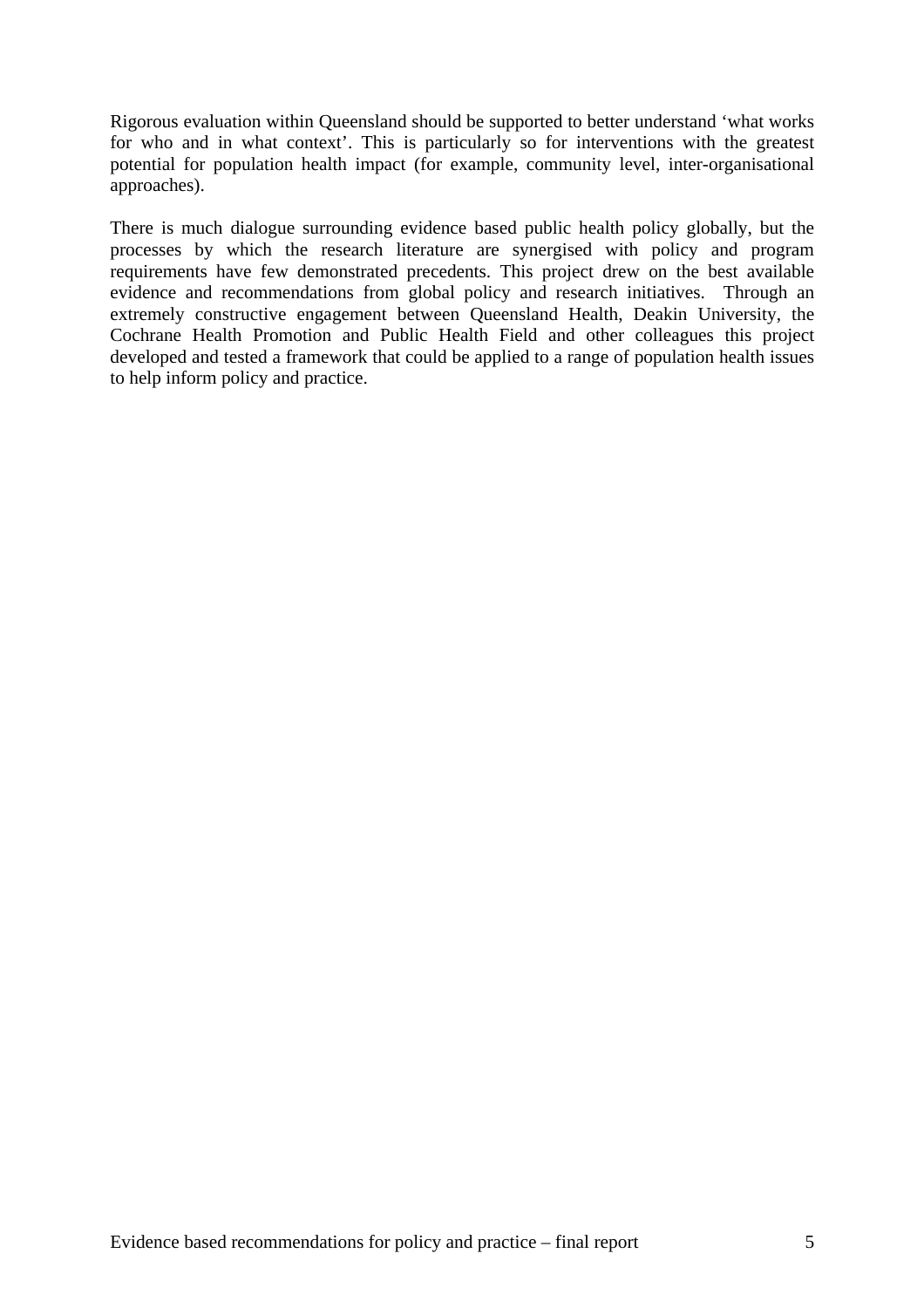Rigorous evaluation within Queensland should be supported to better understand 'what works for who and in what context'. This is particularly so for interventions with the greatest potential for population health impact (for example, community level, inter-organisational approaches).

There is much dialogue surrounding evidence based public health policy globally, but the processes by which the research literature are synergised with policy and program requirements have few demonstrated precedents. This project drew on the best available evidence and recommendations from global policy and research initiatives. Through an extremely constructive engagement between Queensland Health, Deakin University, the Cochrane Health Promotion and Public Health Field and other colleagues this project developed and tested a framework that could be applied to a range of population health issues to help inform policy and practice.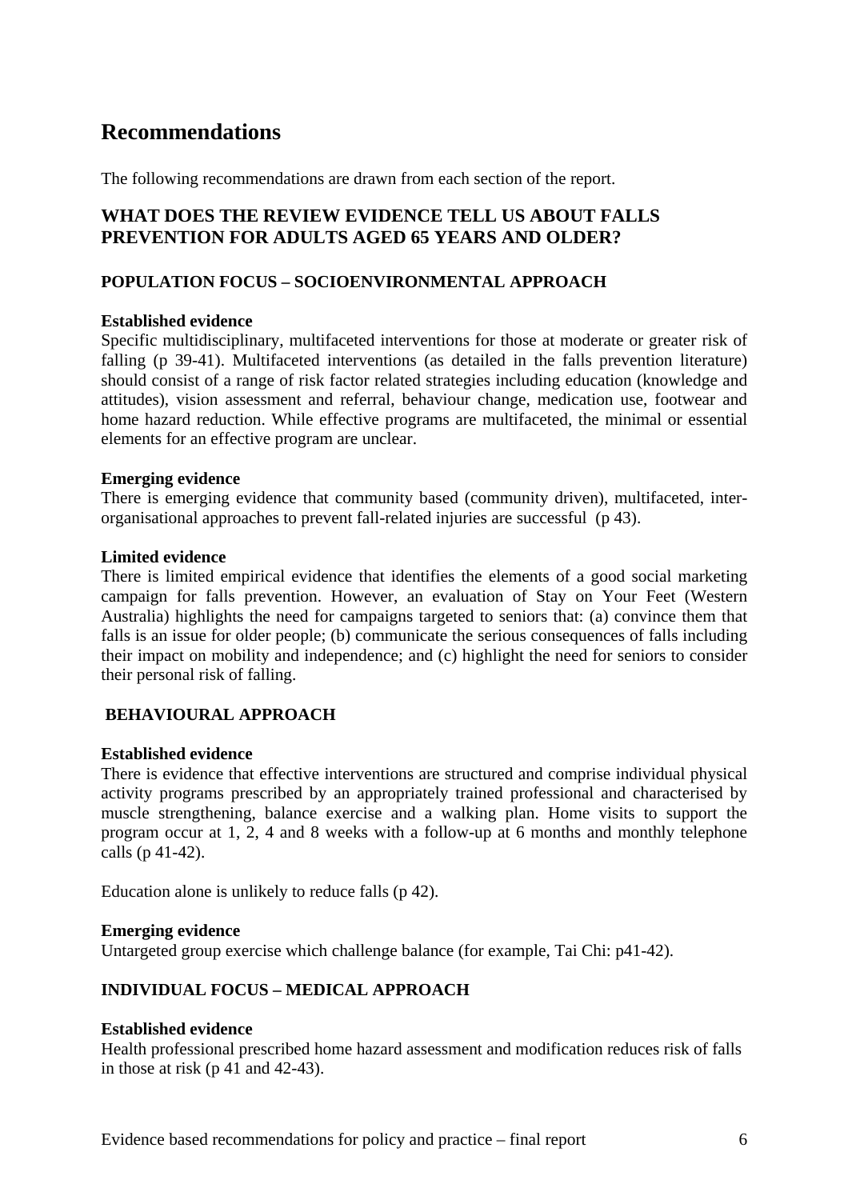# Recommendations

The following recommendations are drawn from each section of the report.

## WHAT DOES THE REVIEW EVIDENCE TELL US ABOUT FALLS PREVENTION FOR ADULTS AGED 65 YEARS AND OLDER?

### POPULATION FOCUS – SOCIOENVIRONMENTAL APPROACH

**Established evidence**

Specific multidisciplinary, multifaceted interventions for those at moderate or greater risk of falling (p 39-41). Multifaceted interventions (as detailed in the falls prevention literature) should consist of a range of risk factor related strategies including education (knowledge and attitudes), vision assessment and referral, behaviour change, medication use, footwear and home hazard reduction. While effective programs are multifaceted, the minimal or essential elements for an effective program are unclear.

**Emerging evidence**

There is emerging evidence that community based (community driven), multifaceted, inter-organisational approaches to prevent fall-related injuries are successful (p 43).

**Limited evidence**

There is limited empirical evidence that identifies the elements of a good social marketing campaign for falls prevention. However, an evaluation of Stay on Your Feet (Western Australia) highlights the need for campaigns targeted to seniors that: (a) convince them that falls is an issue for older people; (b) communicate the serious consequences of falls including their impact on mobility and independence; and (c) highlight the need for seniors to consider their personal risk of falling.

### BEHAVIOURAL APPROACH

**Established evidence**

There is evidence that effective interventions are structured and comprise individual physical activity programs prescribed by an appropriately trained professional and characterised by muscle strengthening, balance exercise and a walking plan. Home visits to support the program occur at 1, 2, 4 and 8 weeks with a follow-up at 6 months and monthly telephone calls (p 41-42).

Education alone is unlikely to reduce falls (p 42).

**Emerging evidence**

Untargeted group exercise which challenge balance (for example, Tai Chi: p41-42).

### INDIVIDUAL FOCUS – MEDICAL APPROACH

**Established evidence**

Health professional prescribed home hazard assessment and modification reduces risk of falls in those at risk (p 41 and 42-43).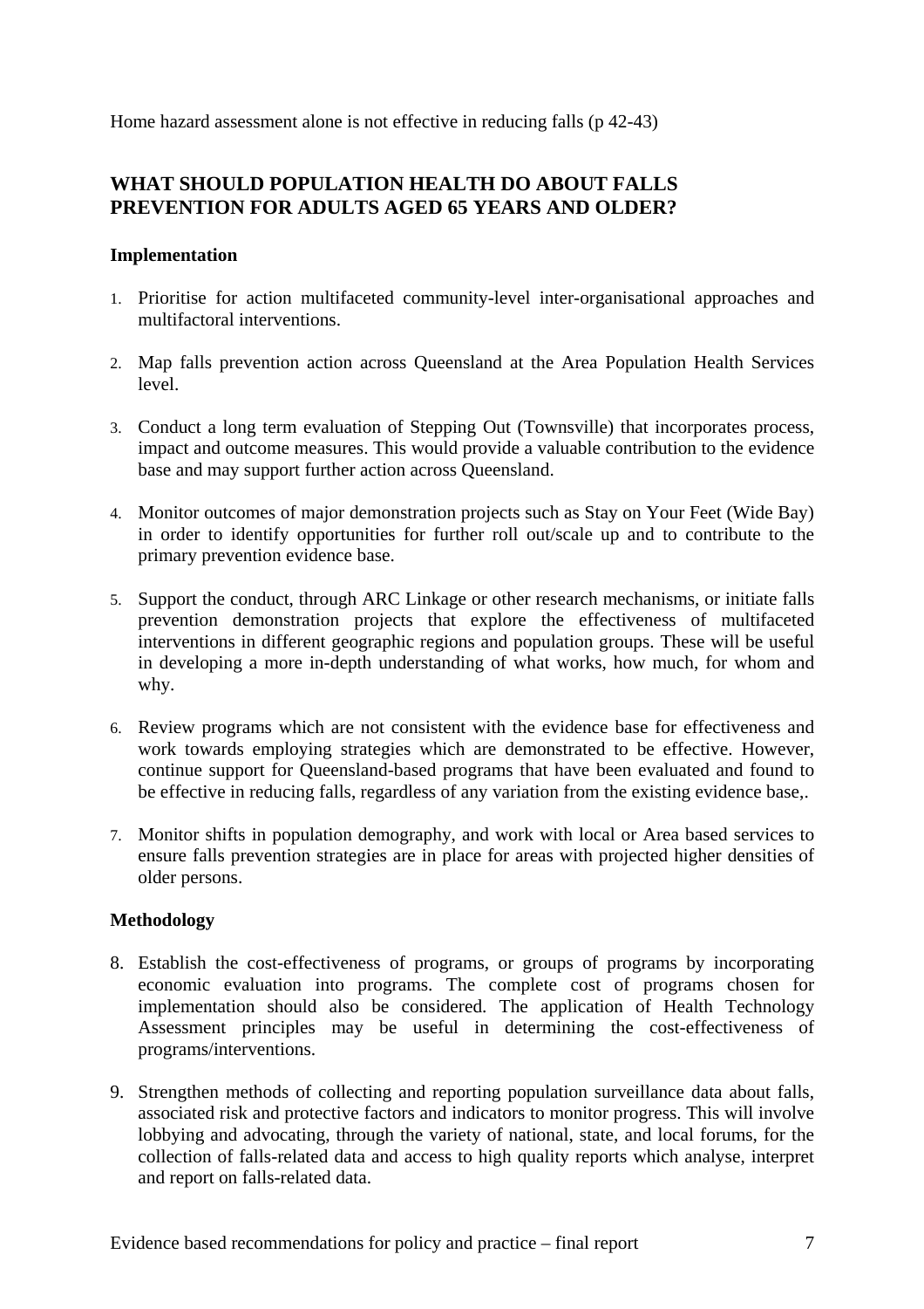Home hazard assessment alone is not effective in reducing falls (p 42-43)

## WHAT SHOULD POPULATION HEALTH DO ABOUT FALLS PREVENTION FOR ADULTS AGED 65 YEARS AND OLDER?

### Implementation

1. Prioritise for action multifaceted community-level inter-organisational approaches and multifactoral interventions.

2. Map falls prevention action across Queensland at the Area Population Health Services level.

3. Conduct a long term evaluation of Stepping Out (Townsville) that incorporates process, impact and outcome measures. This would provide a valuable contribution to the evidence base and may support further action across Queensland.

4. Monitor outcomes of major demonstration projects such as Stay on Your Feet (Wide Bay) in order to identify opportunities for further roll out/scale up and to contribute to the primary prevention evidence base.

5. Support the conduct, through ARC Linkage or other research mechanisms, or initiate falls prevention demonstration projects that explore the effectiveness of multifaceted interventions in different geographic regions and population groups. These will be useful in developing a more in-depth understanding of what works, how much, for whom and why.

6. Review programs which are not consistent with the evidence base for effectiveness and work towards employing strategies which are demonstrated to be effective. However, continue support for Queensland-based programs that have been evaluated and found to be effective in reducing falls, regardless of any variation from the existing evidence base,.

7. Monitor shifts in population demography, and work with local or Area based services to ensure falls prevention strategies are in place for areas with projected higher densities of older persons.

### Methodology

8. Establish the cost-effectiveness of programs, or groups of programs by incorporating economic evaluation into programs. The complete cost of programs chosen for implementation should also be considered. The application of Health Technology Assessment principles may be useful in determining the cost-effectiveness of programs/interventions.

9. Strengthen methods of collecting and reporting population surveillance data about falls, associated risk and protective factors and indicators to monitor progress. This will involve lobbying and advocating, through the variety of national, state, and local forums, for the collection of falls-related data and access to high quality reports which analyse, interpret and report on falls-related data.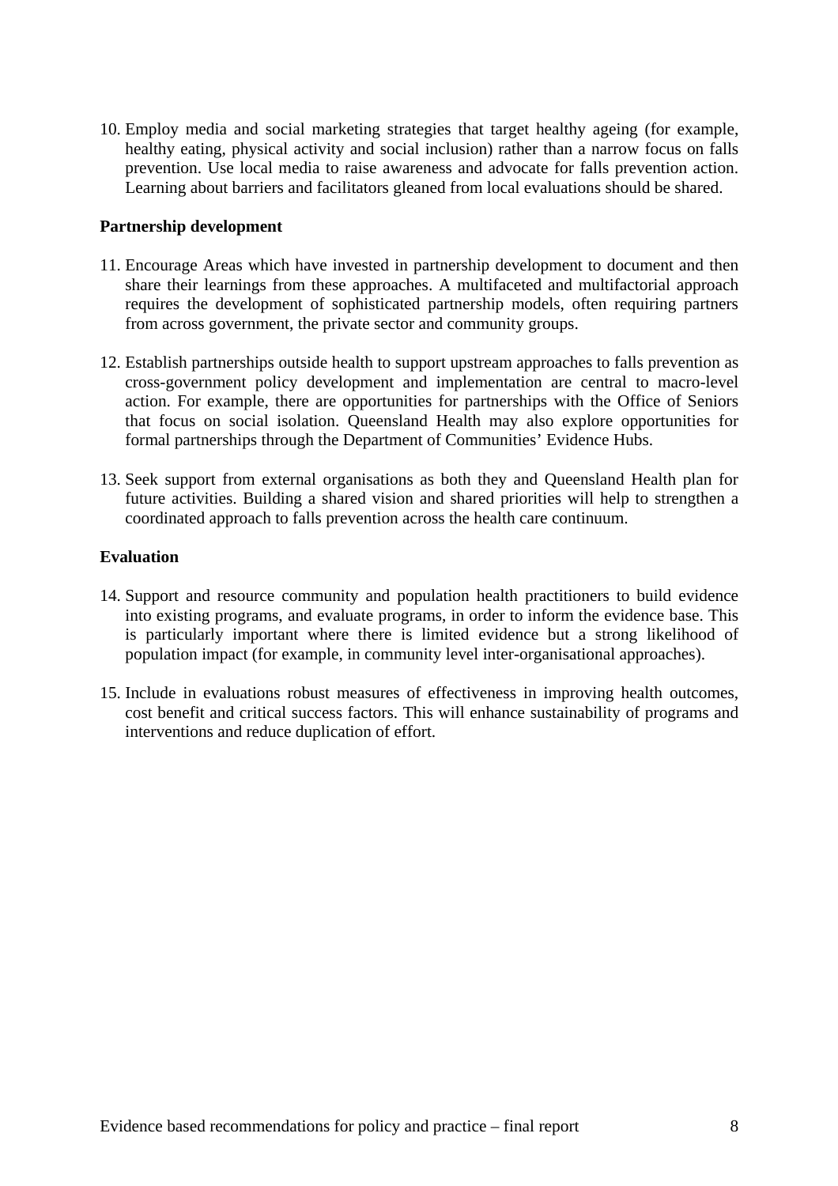10. Employ media and social marketing strategies that target healthy ageing (for example, healthy eating, physical activity and social inclusion) rather than a narrow focus on falls prevention. Use local media to raise awareness and advocate for falls prevention action. Learning about barriers and facilitators gleaned from local evaluations should be shared.

**Partnership development**

11. Encourage Areas which have invested in partnership development to document and then share their learnings from these approaches. A multifaceted and multifactorial approach requires the development of sophisticated partnership models, often requiring partners from across government, the private sector and community groups.

12. Establish partnerships outside health to support upstream approaches to falls prevention as cross-government policy development and implementation are central to macro-level action. For example, there are opportunities for partnerships with the Office of Seniors that focus on social isolation. Queensland Health may also explore opportunities for formal partnerships through the Department of Communities' Evidence Hubs.

13. Seek support from external organisations as both they and Queensland Health plan for future activities. Building a shared vision and shared priorities will help to strengthen a coordinated approach to falls prevention across the health care continuum.

**Evaluation**

14. Support and resource community and population health practitioners to build evidence into existing programs, and evaluate programs, in order to inform the evidence base. This is particularly important where there is limited evidence but a strong likelihood of population impact (for example, in community level inter-organisational approaches).

15. Include in evaluations robust measures of effectiveness in improving health outcomes, cost benefit and critical success factors. This will enhance sustainability of programs and interventions and reduce duplication of effort.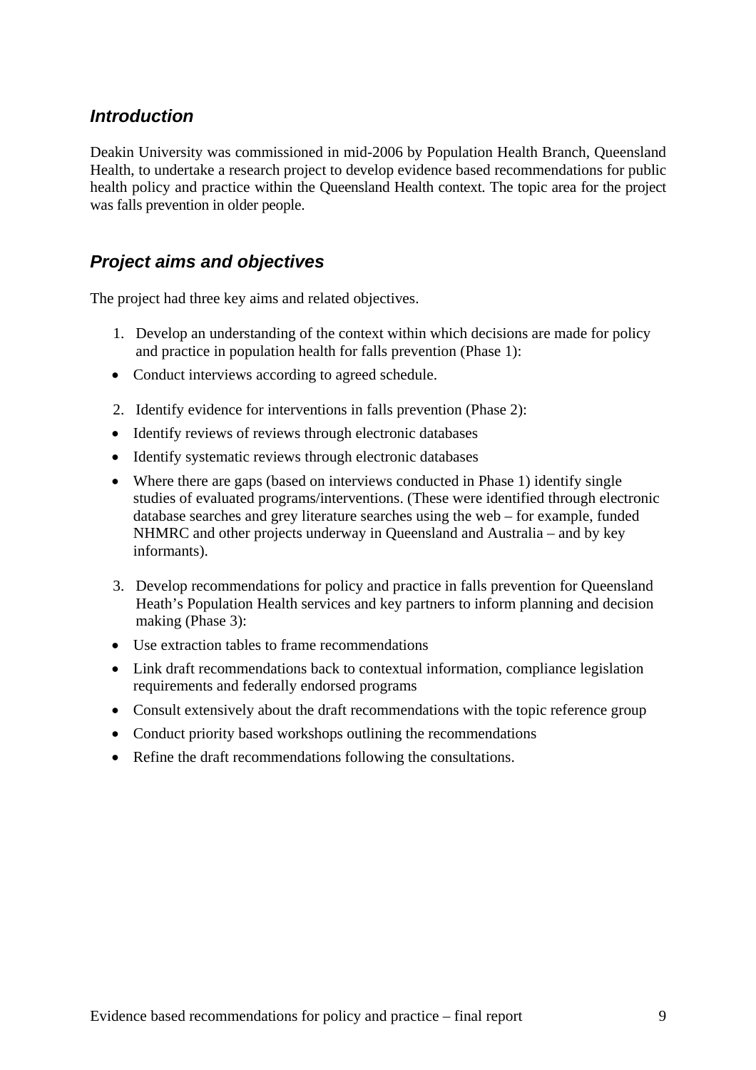## *Introduction*

Deakin University was commissioned in mid-2006 by Population Health Branch, Queensland Health, to undertake a research project to develop evidence based recommendations for public health policy and practice within the Queensland Health context. The topic area for the project was falls prevention in older people.

## *Project aims and objectives*

The project had three key aims and related objectives.

1. Develop an understanding of the context within which decisions are made for policy and practice in population health for falls prevention (Phase 1):

- Conduct interviews according to agreed schedule.

2. Identify evidence for interventions in falls prevention (Phase 2):

- Identify reviews of reviews through electronic databases
- Identify systematic reviews through electronic databases
- Where there are gaps (based on interviews conducted in Phase 1) identify single studies of evaluated programs/interventions. (These were identified through electronic database searches and grey literature searches using the web – for example, funded NHMRC and other projects underway in Queensland and Australia – and by key informants).

3. Develop recommendations for policy and practice in falls prevention for Queensland Heath's Population Health services and key partners to inform planning and decision making (Phase 3):

- Use extraction tables to frame recommendations
- Link draft recommendations back to contextual information, compliance legislation requirements and federally endorsed programs
- Consult extensively about the draft recommendations with the topic reference group
- Conduct priority based workshops outlining the recommendations
- Refine the draft recommendations following the consultations.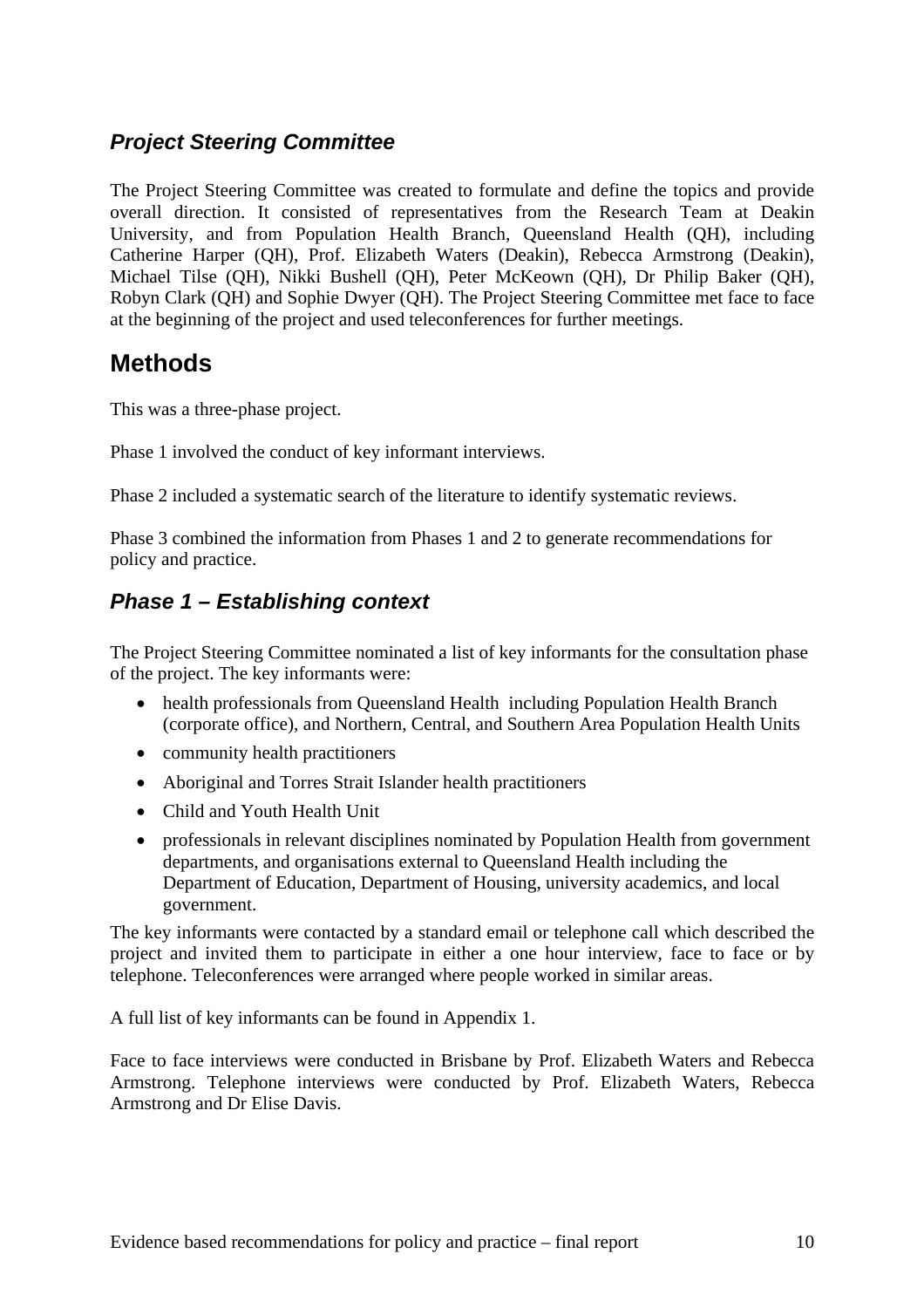### *Project Steering Committee*

The Project Steering Committee was created to formulate and define the topics and provide overall direction. It consisted of representatives from the Research Team at Deakin University, and from Population Health Branch, Queensland Health (QH), including Catherine Harper (QH), Prof. Elizabeth Waters (Deakin), Rebecca Armstrong (Deakin), Michael Tilse (QH), Nikki Bushell (QH), Peter McKeown (QH), Dr Philip Baker (QH), Robyn Clark (QH) and Sophie Dwyer (QH). The Project Steering Committee met face to face at the beginning of the project and used teleconferences for further meetings.

## Methods

This was a three-phase project.

Phase 1 involved the conduct of key informant interviews.

Phase 2 included a systematic search of the literature to identify systematic reviews.

Phase 3 combined the information from Phases 1 and 2 to generate recommendations for policy and practice.

### *Phase 1 – Establishing context*

The Project Steering Committee nominated a list of key informants for the consultation phase of the project. The key informants were:

- health professionals from Queensland Health including Population Health Branch (corporate office), and Northern, Central, and Southern Area Population Health Units
- community health practitioners
- Aboriginal and Torres Strait Islander health practitioners
- Child and Youth Health Unit
- professionals in relevant disciplines nominated by Population Health from government departments, and organisations external to Queensland Health including the Department of Education, Department of Housing, university academics, and local government.

The key informants were contacted by a standard email or telephone call which described the project and invited them to participate in either a one hour interview, face to face or by telephone. Teleconferences were arranged where people worked in similar areas.

A full list of key informants can be found in Appendix 1.

Face to face interviews were conducted in Brisbane by Prof. Elizabeth Waters and Rebecca Armstrong. Telephone interviews were conducted by Prof. Elizabeth Waters, Rebecca Armstrong and Dr Elise Davis.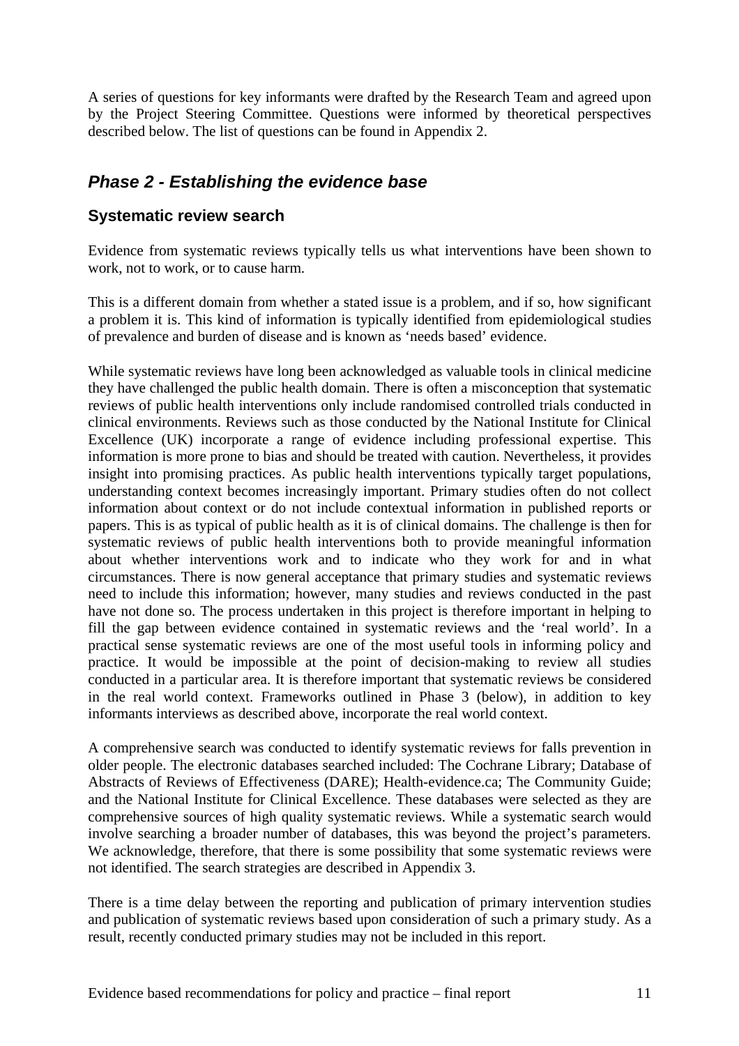A series of questions for key informants were drafted by the Research Team and agreed upon by the Project Steering Committee. Questions were informed by theoretical perspectives described below. The list of questions can be found in Appendix 2.

## *Phase 2 - Establishing the evidence base*

### Systematic review search

Evidence from systematic reviews typically tells us what interventions have been shown to work, not to work, or to cause harm.

This is a different domain from whether a stated issue is a problem, and if so, how significant a problem it is. This kind of information is typically identified from epidemiological studies of prevalence and burden of disease and is known as 'needs based' evidence.

While systematic reviews have long been acknowledged as valuable tools in clinical medicine they have challenged the public health domain. There is often a misconception that systematic reviews of public health interventions only include randomised controlled trials conducted in clinical environments. Reviews such as those conducted by the National Institute for Clinical Excellence (UK) incorporate a range of evidence including professional expertise. This information is more prone to bias and should be treated with caution. Nevertheless, it provides insight into promising practices. As public health interventions typically target populations, understanding context becomes increasingly important. Primary studies often do not collect information about context or do not include contextual information in published reports or papers. This is as typical of public health as it is of clinical domains. The challenge is then for systematic reviews of public health interventions both to provide meaningful information about whether interventions work and to indicate who they work for and in what circumstances. There is now general acceptance that primary studies and systematic reviews need to include this information; however, many studies and reviews conducted in the past have not done so. The process undertaken in this project is therefore important in helping to fill the gap between evidence contained in systematic reviews and the 'real world'. In a practical sense systematic reviews are one of the most useful tools in informing policy and practice. It would be impossible at the point of decision-making to review all studies conducted in a particular area. It is therefore important that systematic reviews be considered in the real world context. Frameworks outlined in Phase 3 (below), in addition to key informants interviews as described above, incorporate the real world context.

A comprehensive search was conducted to identify systematic reviews for falls prevention in older people. The electronic databases searched included: The Cochrane Library; Database of Abstracts of Reviews of Effectiveness (DARE); Health-evidence.ca; The Community Guide; and the National Institute for Clinical Excellence. These databases were selected as they are comprehensive sources of high quality systematic reviews. While a systematic search would involve searching a broader number of databases, this was beyond the project's parameters. We acknowledge, therefore, that there is some possibility that some systematic reviews were not identified. The search strategies are described in Appendix 3.

There is a time delay between the reporting and publication of primary intervention studies and publication of systematic reviews based upon consideration of such a primary study. As a result, recently conducted primary studies may not be included in this report.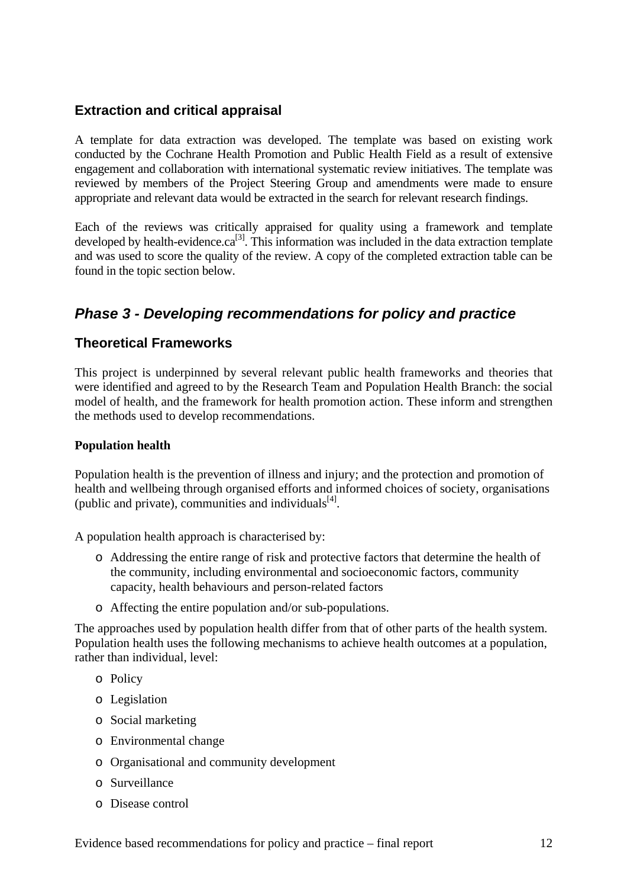## Extraction and critical appraisal

A template for data extraction was developed. The template was based on existing work conducted by the Cochrane Health Promotion and Public Health Field as a result of extensive engagement and collaboration with international systematic review initiatives. The template was reviewed by members of the Project Steering Group and amendments were made to ensure appropriate and relevant data would be extracted in the search for relevant research findings.

Each of the reviews was critically appraised for quality using a framework and template developed by health-evidence.ca[3]. This information was included in the data extraction template and was used to score the quality of the review. A copy of the completed extraction table can be found in the topic section below.

# *Phase 3 - Developing recommendations for policy and practice*

## Theoretical Frameworks

This project is underpinned by several relevant public health frameworks and theories that were identified and agreed to by the Research Team and Population Health Branch: the social model of health, and the framework for health promotion action. These inform and strengthen the methods used to develop recommendations.

### Population health

Population health is the prevention of illness and injury; and the protection and promotion of health and wellbeing through organised efforts and informed choices of society, organisations (public and private), communities and individuals[4].

A population health approach is characterised by:

- Addressing the entire range of risk and protective factors that determine the health of the community, including environmental and socioeconomic factors, community capacity, health behaviours and person-related factors
- Affecting the entire population and/or sub-populations.

The approaches used by population health differ from that of other parts of the health system. Population health uses the following mechanisms to achieve health outcomes at a population, rather than individual, level:

- Policy
- Legislation
- Social marketing
- Environmental change
- Organisational and community development
- Surveillance
- Disease control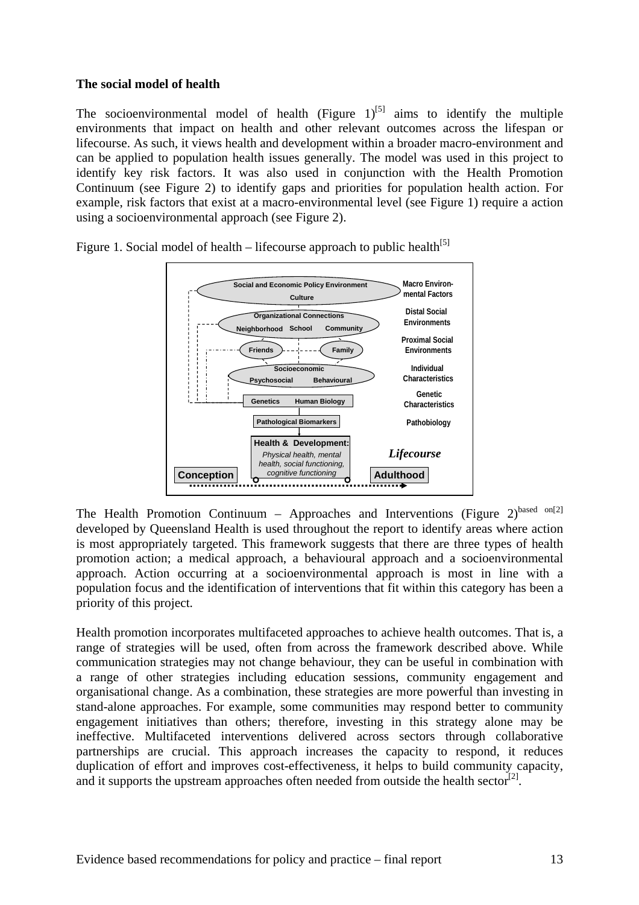**The social model of health**

The socioenvironmental model of health (Figure 1)[5] aims to identify the multiple environments that impact on health and other relevant outcomes across the lifespan or lifecourse. As such, it views health and development within a broader macro-environment and can be applied to population health issues generally. The model was used in this project to identify key risk factors. It was also used in conjunction with the Health Promotion Continuum (see Figure 2) to identify gaps and priorities for population health action. For example, risk factors that exist at a macro-environmental level (see Figure 1) require a action using a socioenvironmental approach (see Figure 2).

Figure 1. Social model of health – lifecourse approach to public health[5]

Social and Economic Policy Environment
Culture
Macro Environmental Factors

Organizational Connections
Neighborhood School Community
Distal Social Environments

Friends Family
Proximal Social Environments

Socioeconomic
Psychosocial Behavioural
Individual Characteristics

Genetics Human Biology
Genetic Characteristics

Pathological Biomarkers
Pathobiology

Health & Development:
*Physical health, mental health, social functioning, cognitive functioning*

*Lifecourse*

Conception
Adulthood

The Health Promotion Continuum – Approaches and Interventions (Figure 2)based on[2] developed by Queensland Health is used throughout the report to identify areas where action is most appropriately targeted. This framework suggests that there are three types of health promotion action; a medical approach, a behavioural approach and a socioenvironmental approach. Action occurring at a socioenvironmental approach is most in line with a population focus and the identification of interventions that fit within this category has been a priority of this project.

Health promotion incorporates multifaceted approaches to achieve health outcomes. That is, a range of strategies will be used, often from across the framework described above. While communication strategies may not change behaviour, they can be useful in combination with a range of other strategies including education sessions, community engagement and organisational change. As a combination, these strategies are more powerful than investing in stand-alone approaches. For example, some communities may respond better to community engagement initiatives than others; therefore, investing in this strategy alone may be ineffective. Multifaceted interventions delivered across sectors through collaborative partnerships are crucial. This approach increases the capacity to respond, it reduces duplication of effort and improves cost-effectiveness, it helps to build community capacity, and it supports the upstream approaches often needed from outside the health sector[2].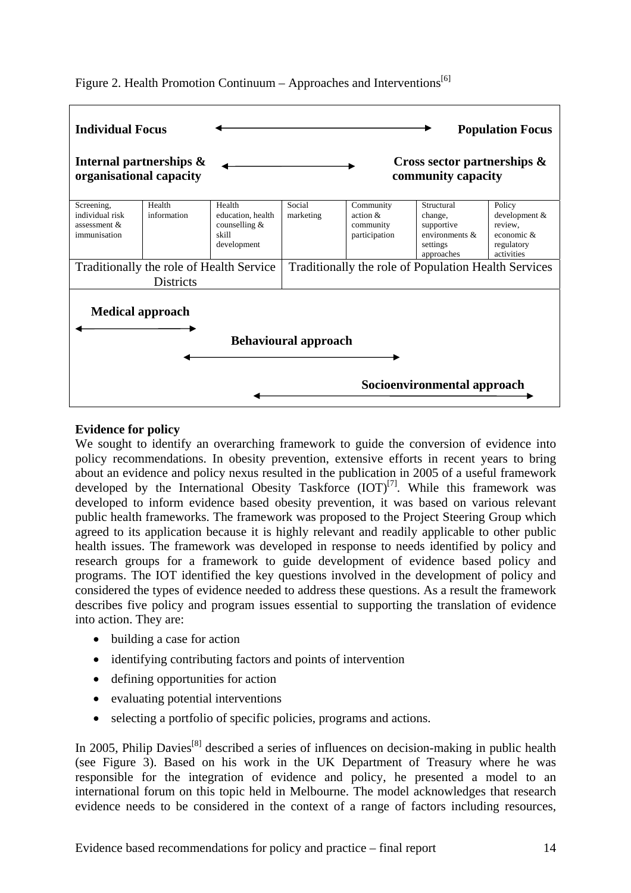Figure 2. Health Promotion Continuum – Approaches and Interventions[6]

| **Individual Focus** ⟷ **Population Focus** | | | | | | |
|---|---|---|---|---|---|---|
| **Internal partnerships & organisational capacity** ⟷ **Cross sector partnerships & community capacity** | | | | | | |
| Screening, individual risk assessment & immunisation | Health information | Health education, health counselling & skill development | Social marketing | Community action & community participation | Structural change, supportive environments & settings approaches | Policy development & review, economic & regulatory activities |
| Traditionally the role of Health Service Districts | | | Traditionally the role of Population Health Services | | | |

**Medical approach** ⟷

**Behavioural approach** ⟷

**Socioenvironmental approach** ⟷

**Evidence for policy**

We sought to identify an overarching framework to guide the conversion of evidence into policy recommendations. In obesity prevention, extensive efforts in recent years to bring about an evidence and policy nexus resulted in the publication in 2005 of a useful framework developed by the International Obesity Taskforce (IOT)[7]. While this framework was developed to inform evidence based obesity prevention, it was based on various relevant public health frameworks. The framework was proposed to the Project Steering Group which agreed to its application because it is highly relevant and readily applicable to other public health issues. The framework was developed in response to needs identified by policy and research groups for a framework to guide development of evidence based policy and programs. The IOT identified the key questions involved in the development of policy and considered the types of evidence needed to address these questions. As a result the framework describes five policy and program issues essential to supporting the translation of evidence into action. They are:

- building a case for action
- identifying contributing factors and points of intervention
- defining opportunities for action
- evaluating potential interventions
- selecting a portfolio of specific policies, programs and actions.

In 2005, Philip Davies[8] described a series of influences on decision-making in public health (see Figure 3). Based on his work in the UK Department of Treasury where he was responsible for the integration of evidence and policy, he presented a model to an international forum on this topic held in Melbourne. The model acknowledges that research evidence needs to be considered in the context of a range of factors including resources,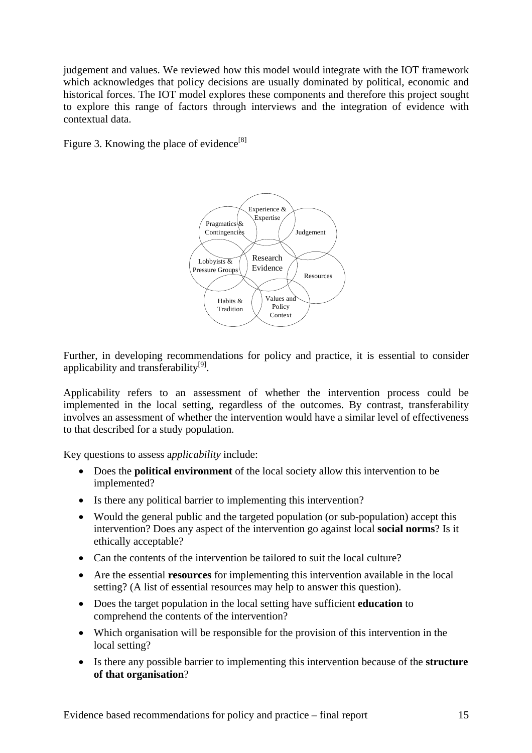judgement and values. We reviewed how this model would integrate with the IOT framework which acknowledges that policy decisions are usually dominated by political, economic and historical forces. The IOT model explores these components and therefore this project sought to explore this range of factors through interviews and the integration of evidence with contextual data.

Figure 3. Knowing the place of evidence[8]

Further, in developing recommendations for policy and practice, it is essential to consider applicability and transferability[9].

Applicability refers to an assessment of whether the intervention process could be implemented in the local setting, regardless of the outcomes. By contrast, transferability involves an assessment of whether the intervention would have a similar level of effectiveness to that described for a study population.

Key questions to assess a*pplicability* include:

- Does the **political environment** of the local society allow this intervention to be implemented?
- Is there any political barrier to implementing this intervention?
- Would the general public and the targeted population (or sub-population) accept this intervention? Does any aspect of the intervention go against local **social norms**? Is it ethically acceptable?
- Can the contents of the intervention be tailored to suit the local culture?
- Are the essential **resources** for implementing this intervention available in the local setting? (A list of essential resources may help to answer this question).
- Does the target population in the local setting have sufficient **education** to comprehend the contents of the intervention?
- Which organisation will be responsible for the provision of this intervention in the local setting?
- Is there any possible barrier to implementing this intervention because of the **structure of that organisation**?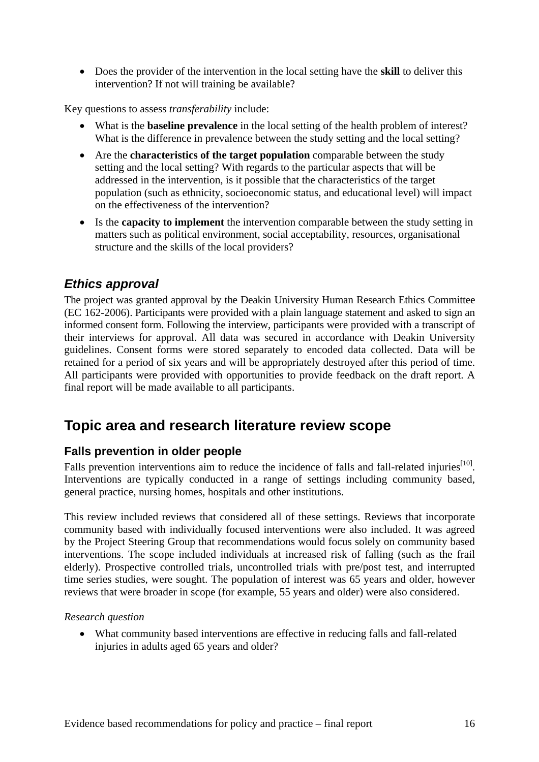- Does the provider of the intervention in the local setting have the **skill** to deliver this intervention? If not will training be available?

Key questions to assess *transferability* include:

- What is the **baseline prevalence** in the local setting of the health problem of interest? What is the difference in prevalence between the study setting and the local setting?
- Are the **characteristics of the target population** comparable between the study setting and the local setting? With regards to the particular aspects that will be addressed in the intervention, is it possible that the characteristics of the target population (such as ethnicity, socioeconomic status, and educational level) will impact on the effectiveness of the intervention?
- Is the **capacity to implement** the intervention comparable between the study setting in matters such as political environment, social acceptability, resources, organisational structure and the skills of the local providers?

### *Ethics approval*

The project was granted approval by the Deakin University Human Research Ethics Committee (EC 162-2006). Participants were provided with a plain language statement and asked to sign an informed consent form. Following the interview, participants were provided with a transcript of their interviews for approval. All data was secured in accordance with Deakin University guidelines. Consent forms were stored separately to encoded data collected. Data will be retained for a period of six years and will be appropriately destroyed after this period of time. All participants were provided with opportunities to provide feedback on the draft report. A final report will be made available to all participants.

## Topic area and research literature review scope

### Falls prevention in older people

Falls prevention interventions aim to reduce the incidence of falls and fall-related injuries[10]. Interventions are typically conducted in a range of settings including community based, general practice, nursing homes, hospitals and other institutions.

This review included reviews that considered all of these settings. Reviews that incorporate community based with individually focused interventions were also included. It was agreed by the Project Steering Group that recommendations would focus solely on community based interventions. The scope included individuals at increased risk of falling (such as the frail elderly). Prospective controlled trials, uncontrolled trials with pre/post test, and interrupted time series studies, were sought. The population of interest was 65 years and older, however reviews that were broader in scope (for example, 55 years and older) were also considered.

*Research question*

- What community based interventions are effective in reducing falls and fall-related injuries in adults aged 65 years and older?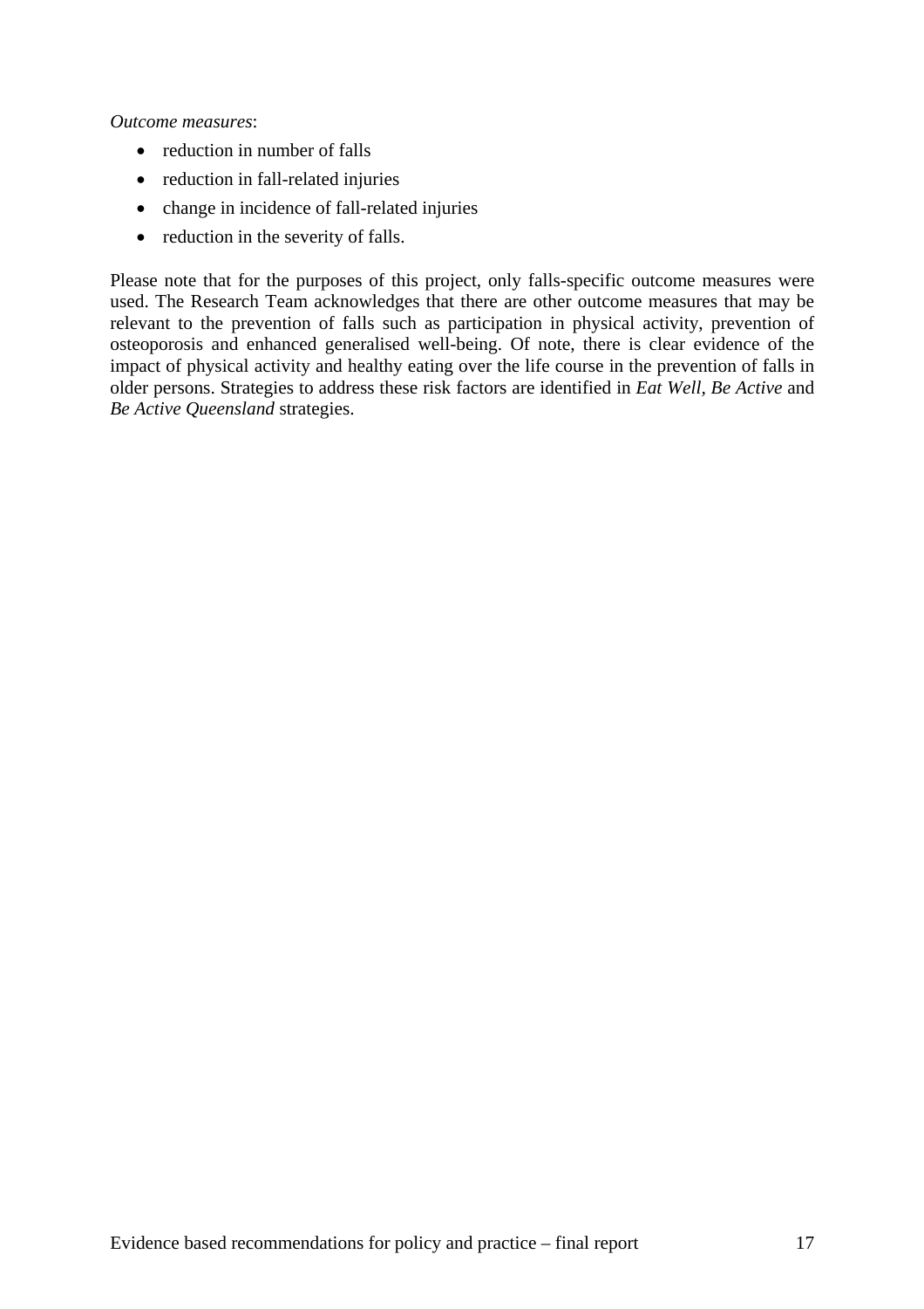*Outcome measures*:

- reduction in number of falls
- reduction in fall-related injuries
- change in incidence of fall-related injuries
- reduction in the severity of falls.

Please note that for the purposes of this project, only falls-specific outcome measures were used. The Research Team acknowledges that there are other outcome measures that may be relevant to the prevention of falls such as participation in physical activity, prevention of osteoporosis and enhanced generalised well-being. Of note, there is clear evidence of the impact of physical activity and healthy eating over the life course in the prevention of falls in older persons. Strategies to address these risk factors are identified in *Eat Well, Be Active* and *Be Active Queensland* strategies.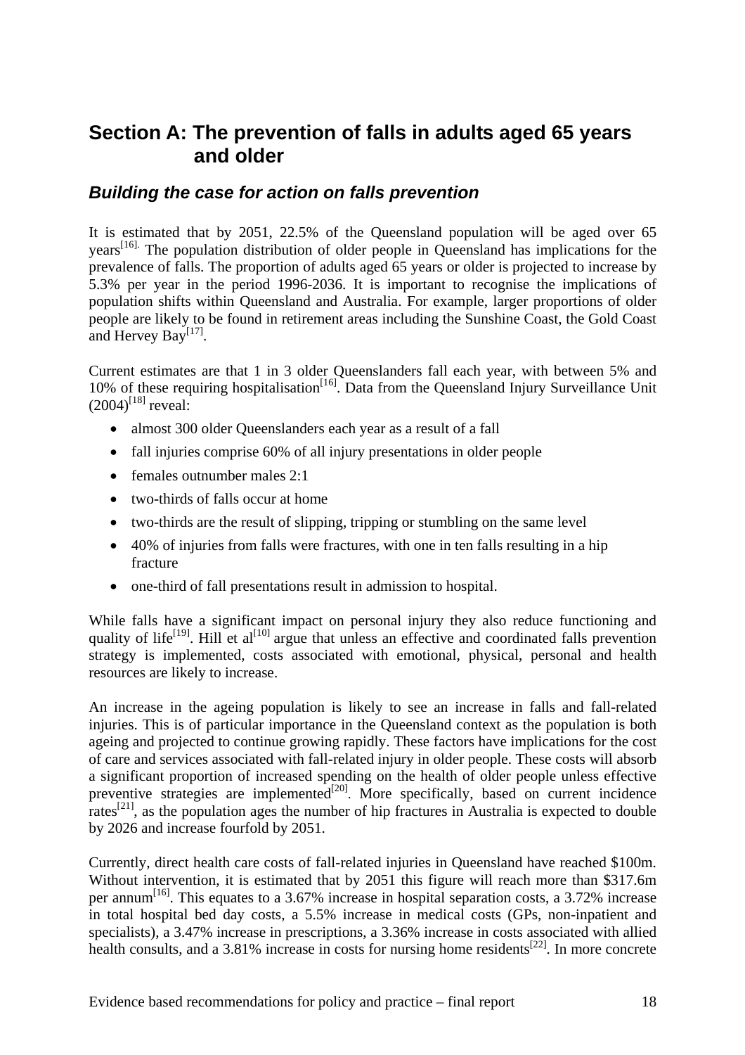# Section A: The prevention of falls in adults aged 65 years and older

## *Building the case for action on falls prevention*

It is estimated that by 2051, 22.5% of the Queensland population will be aged over 65 years[16]. The population distribution of older people in Queensland has implications for the prevalence of falls. The proportion of adults aged 65 years or older is projected to increase by 5.3% per year in the period 1996-2036. It is important to recognise the implications of population shifts within Queensland and Australia. For example, larger proportions of older people are likely to be found in retirement areas including the Sunshine Coast, the Gold Coast and Hervey Bay[17].

Current estimates are that 1 in 3 older Queenslanders fall each year, with between 5% and 10% of these requiring hospitalisation[16]. Data from the Queensland Injury Surveillance Unit (2004)[18] reveal:

- almost 300 older Queenslanders each year as a result of a fall
- fall injuries comprise 60% of all injury presentations in older people
- females outnumber males 2:1
- two-thirds of falls occur at home
- two-thirds are the result of slipping, tripping or stumbling on the same level
- 40% of injuries from falls were fractures, with one in ten falls resulting in a hip fracture
- one-third of fall presentations result in admission to hospital.

While falls have a significant impact on personal injury they also reduce functioning and quality of life[19]. Hill et al[10] argue that unless an effective and coordinated falls prevention strategy is implemented, costs associated with emotional, physical, personal and health resources are likely to increase.

An increase in the ageing population is likely to see an increase in falls and fall-related injuries. This is of particular importance in the Queensland context as the population is both ageing and projected to continue growing rapidly. These factors have implications for the cost of care and services associated with fall-related injury in older people. These costs will absorb a significant proportion of increased spending on the health of older people unless effective preventive strategies are implemented[20]. More specifically, based on current incidence rates[21], as the population ages the number of hip fractures in Australia is expected to double by 2026 and increase fourfold by 2051.

Currently, direct health care costs of fall-related injuries in Queensland have reached $100m. Without intervention, it is estimated that by 2051 this figure will reach more than $317.6m per annum[16]. This equates to a 3.67% increase in hospital separation costs, a 3.72% increase in total hospital bed day costs, a 5.5% increase in medical costs (GPs, non-inpatient and specialists), a 3.47% increase in prescriptions, a 3.36% increase in costs associated with allied health consults, and a 3.81% increase in costs for nursing home residents[22]. In more concrete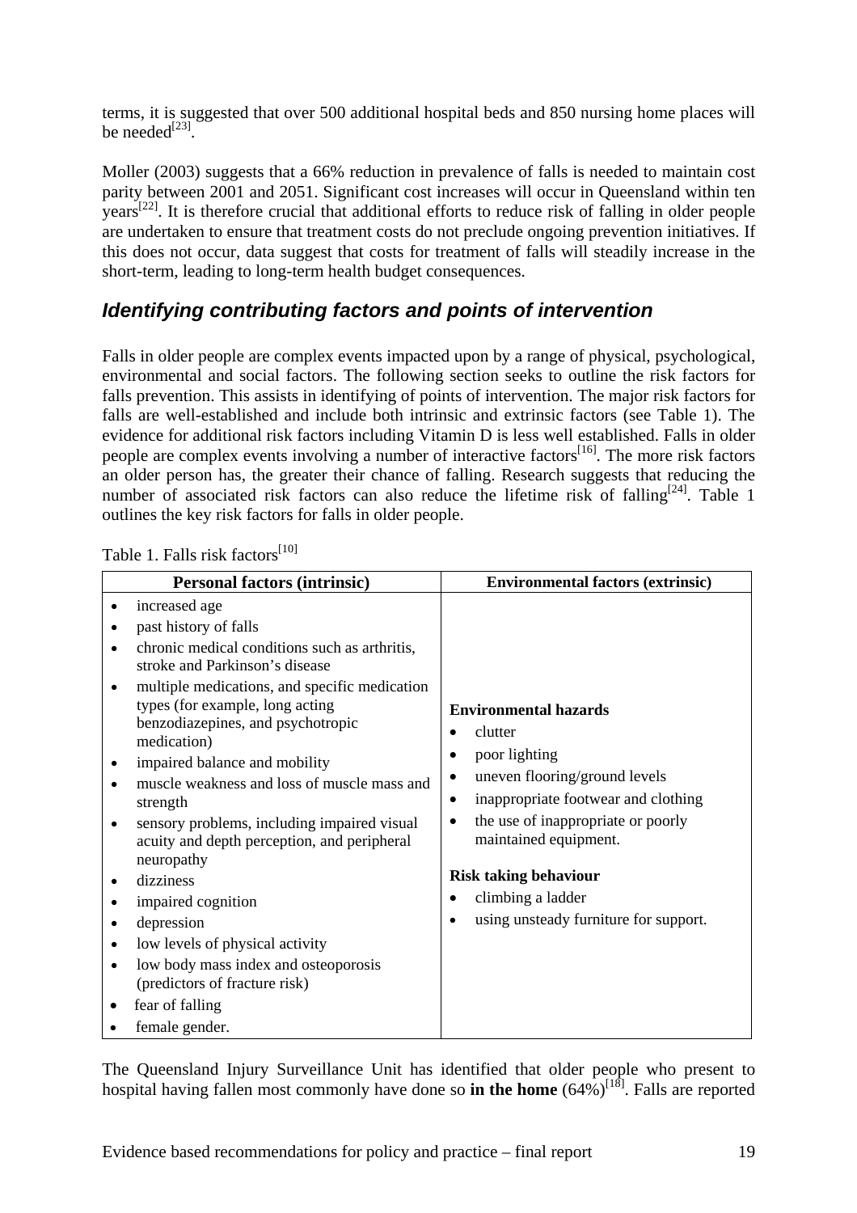terms, it is suggested that over 500 additional hospital beds and 850 nursing home places will be needed[23].

Moller (2003) suggests that a 66% reduction in prevalence of falls is needed to maintain cost parity between 2001 and 2051. Significant cost increases will occur in Queensland within ten years[22]. It is therefore crucial that additional efforts to reduce risk of falling in older people are undertaken to ensure that treatment costs do not preclude ongoing prevention initiatives. If this does not occur, data suggest that costs for treatment of falls will steadily increase in the short-term, leading to long-term health budget consequences.

## *Identifying contributing factors and points of intervention*

Falls in older people are complex events impacted upon by a range of physical, psychological, environmental and social factors. The following section seeks to outline the risk factors for falls prevention. This assists in identifying of points of intervention. The major risk factors for falls are well-established and include both intrinsic and extrinsic factors (see Table 1). The evidence for additional risk factors including Vitamin D is less well established. Falls in older people are complex events involving a number of interactive factors[16]. The more risk factors an older person has, the greater their chance of falling. Research suggests that reducing the number of associated risk factors can also reduce the lifetime risk of falling[24]. Table 1 outlines the key risk factors for falls in older people.

Table 1. Falls risk factors[10]

| Personal factors (intrinsic) | Environmental factors (extrinsic) |
|---|---|
| • increased age<br>• past history of falls<br>• chronic medical conditions such as arthritis, stroke and Parkinson's disease<br>• multiple medications, and specific medication types (for example, long acting benzodiazepines, and psychotropic medication)<br>• impaired balance and mobility<br>• muscle weakness and loss of muscle mass and strength<br>• sensory problems, including impaired visual acuity and depth perception, and peripheral neuropathy<br>• dizziness<br>• impaired cognition<br>• depression<br>• low levels of physical activity<br>• low body mass index and osteoporosis (predictors of fracture risk)<br>• fear of falling<br>• female gender. | **Environmental hazards**<br>• clutter<br>• poor lighting<br>• uneven flooring/ground levels<br>• inappropriate footwear and clothing<br>• the use of inappropriate or poorly maintained equipment.<br><br>**Risk taking behaviour**<br>• climbing a ladder<br>• using unsteady furniture for support. |

The Queensland Injury Surveillance Unit has identified that older people who present to hospital having fallen most commonly have done so **in the home** (64%)[18]. Falls are reported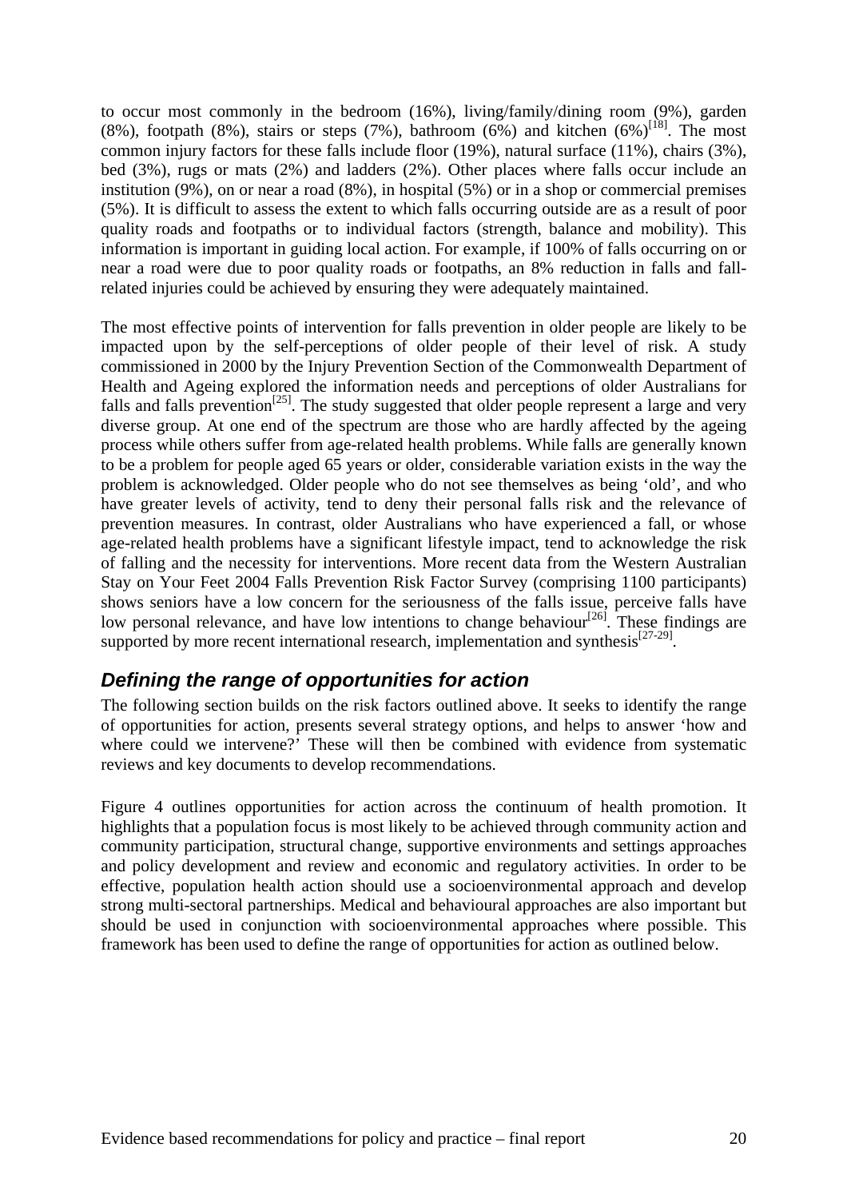to occur most commonly in the bedroom (16%), living/family/dining room (9%), garden (8%), footpath (8%), stairs or steps (7%), bathroom (6%) and kitchen (6%)[18]. The most common injury factors for these falls include floor (19%), natural surface (11%), chairs (3%), bed (3%), rugs or mats (2%) and ladders (2%). Other places where falls occur include an institution (9%), on or near a road (8%), in hospital (5%) or in a shop or commercial premises (5%). It is difficult to assess the extent to which falls occurring outside are as a result of poor quality roads and footpaths or to individual factors (strength, balance and mobility). This information is important in guiding local action. For example, if 100% of falls occurring on or near a road were due to poor quality roads or footpaths, an 8% reduction in falls and fall-related injuries could be achieved by ensuring they were adequately maintained.

The most effective points of intervention for falls prevention in older people are likely to be impacted upon by the self-perceptions of older people of their level of risk. A study commissioned in 2000 by the Injury Prevention Section of the Commonwealth Department of Health and Ageing explored the information needs and perceptions of older Australians for falls and falls prevention[25]. The study suggested that older people represent a large and very diverse group. At one end of the spectrum are those who are hardly affected by the ageing process while others suffer from age-related health problems. While falls are generally known to be a problem for people aged 65 years or older, considerable variation exists in the way the problem is acknowledged. Older people who do not see themselves as being 'old', and who have greater levels of activity, tend to deny their personal falls risk and the relevance of prevention measures. In contrast, older Australians who have experienced a fall, or whose age-related health problems have a significant lifestyle impact, tend to acknowledge the risk of falling and the necessity for interventions. More recent data from the Western Australian Stay on Your Feet 2004 Falls Prevention Risk Factor Survey (comprising 1100 participants) shows seniors have a low concern for the seriousness of the falls issue, perceive falls have low personal relevance, and have low intentions to change behaviour[26]. These findings are supported by more recent international research, implementation and synthesis[27-29].

## *Defining the range of opportunities for action*

The following section builds on the risk factors outlined above. It seeks to identify the range of opportunities for action, presents several strategy options, and helps to answer 'how and where could we intervene?' These will then be combined with evidence from systematic reviews and key documents to develop recommendations.

Figure 4 outlines opportunities for action across the continuum of health promotion. It highlights that a population focus is most likely to be achieved through community action and community participation, structural change, supportive environments and settings approaches and policy development and review and economic and regulatory activities. In order to be effective, population health action should use a socioenvironmental approach and develop strong multi-sectoral partnerships. Medical and behavioural approaches are also important but should be used in conjunction with socioenvironmental approaches where possible. This framework has been used to define the range of opportunities for action as outlined below.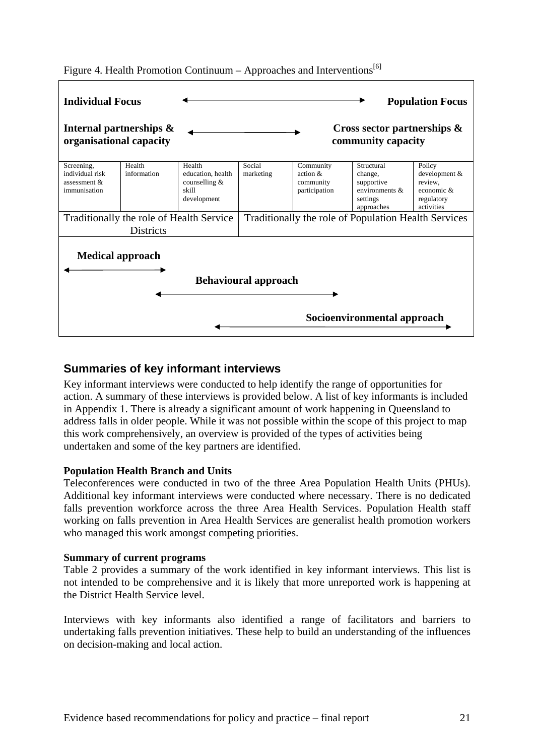Figure 4. Health Promotion Continuum – Approaches and Interventions[6]

| **Individual Focus** ◄──► **Population Focus** | | | | | | |
|---|---|---|---|---|---|---|
| **Internal partnerships & organisational capacity** ◄──► **Cross sector partnerships & community capacity** | | | | | | |
| Screening, individual risk assessment & immunisation | Health information | Health education, health counselling & skill development | Social marketing | Community action & community participation | Structural change, supportive environments & settings approaches | Policy development & review, economic & regulatory activities |
| Traditionally the role of Health Service Districts | | | Traditionally the role of Population Health Services | | | |

**Medical approach** ◄──►

**Behavioural approach** ◄──►

**Socioenvironmental approach** ◄──►

## Summaries of key informant interviews

Key informant interviews were conducted to help identify the range of opportunities for action. A summary of these interviews is provided below. A list of key informants is included in Appendix 1. There is already a significant amount of work happening in Queensland to address falls in older people. While it was not possible within the scope of this project to map this work comprehensively, an overview is provided of the types of activities being undertaken and some of the key partners are identified.

**Population Health Branch and Units**

Teleconferences were conducted in two of the three Area Population Health Units (PHUs). Additional key informant interviews were conducted where necessary. There is no dedicated falls prevention workforce across the three Area Health Services. Population Health staff working on falls prevention in Area Health Services are generalist health promotion workers who managed this work amongst competing priorities.

**Summary of current programs**

Table 2 provides a summary of the work identified in key informant interviews. This list is not intended to be comprehensive and it is likely that more unreported work is happening at the District Health Service level.

Interviews with key informants also identified a range of facilitators and barriers to undertaking falls prevention initiatives. These help to build an understanding of the influences on decision-making and local action.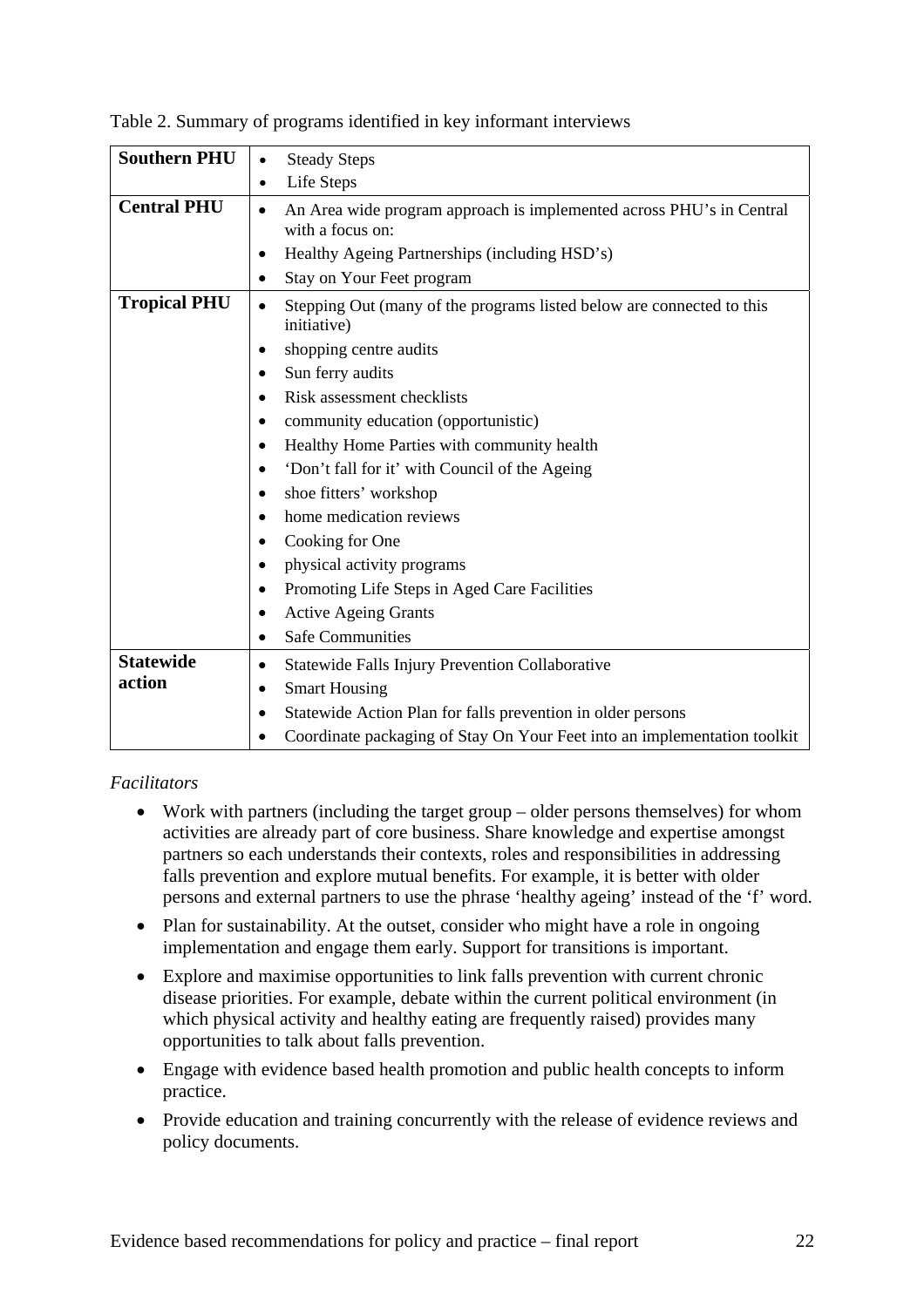Table 2. Summary of programs identified in key informant interviews

| | |
|---|---|
| **Southern PHU** | • Steady Steps<br>• Life Steps |
| **Central PHU** | • An Area wide program approach is implemented across PHU's in Central with a focus on:<br>• Healthy Ageing Partnerships (including HSD's)<br>• Stay on Your Feet program |
| **Tropical PHU** | • Stepping Out (many of the programs listed below are connected to this initiative)<br>• shopping centre audits<br>• Sun ferry audits<br>• Risk assessment checklists<br>• community education (opportunistic)<br>• Healthy Home Parties with community health<br>• 'Don't fall for it' with Council of the Ageing<br>• shoe fitters' workshop<br>• home medication reviews<br>• Cooking for One<br>• physical activity programs<br>• Promoting Life Steps in Aged Care Facilities<br>• Active Ageing Grants<br>• Safe Communities |
| **Statewide action** | • Statewide Falls Injury Prevention Collaborative<br>• Smart Housing<br>• Statewide Action Plan for falls prevention in older persons<br>• Coordinate packaging of Stay On Your Feet into an implementation toolkit |

*Facilitators*

- Work with partners (including the target group – older persons themselves) for whom activities are already part of core business. Share knowledge and expertise amongst partners so each understands their contexts, roles and responsibilities in addressing falls prevention and explore mutual benefits. For example, it is better with older persons and external partners to use the phrase 'healthy ageing' instead of the 'f' word.
- Plan for sustainability. At the outset, consider who might have a role in ongoing implementation and engage them early. Support for transitions is important.
- Explore and maximise opportunities to link falls prevention with current chronic disease priorities. For example, debate within the current political environment (in which physical activity and healthy eating are frequently raised) provides many opportunities to talk about falls prevention.
- Engage with evidence based health promotion and public health concepts to inform practice.
- Provide education and training concurrently with the release of evidence reviews and policy documents.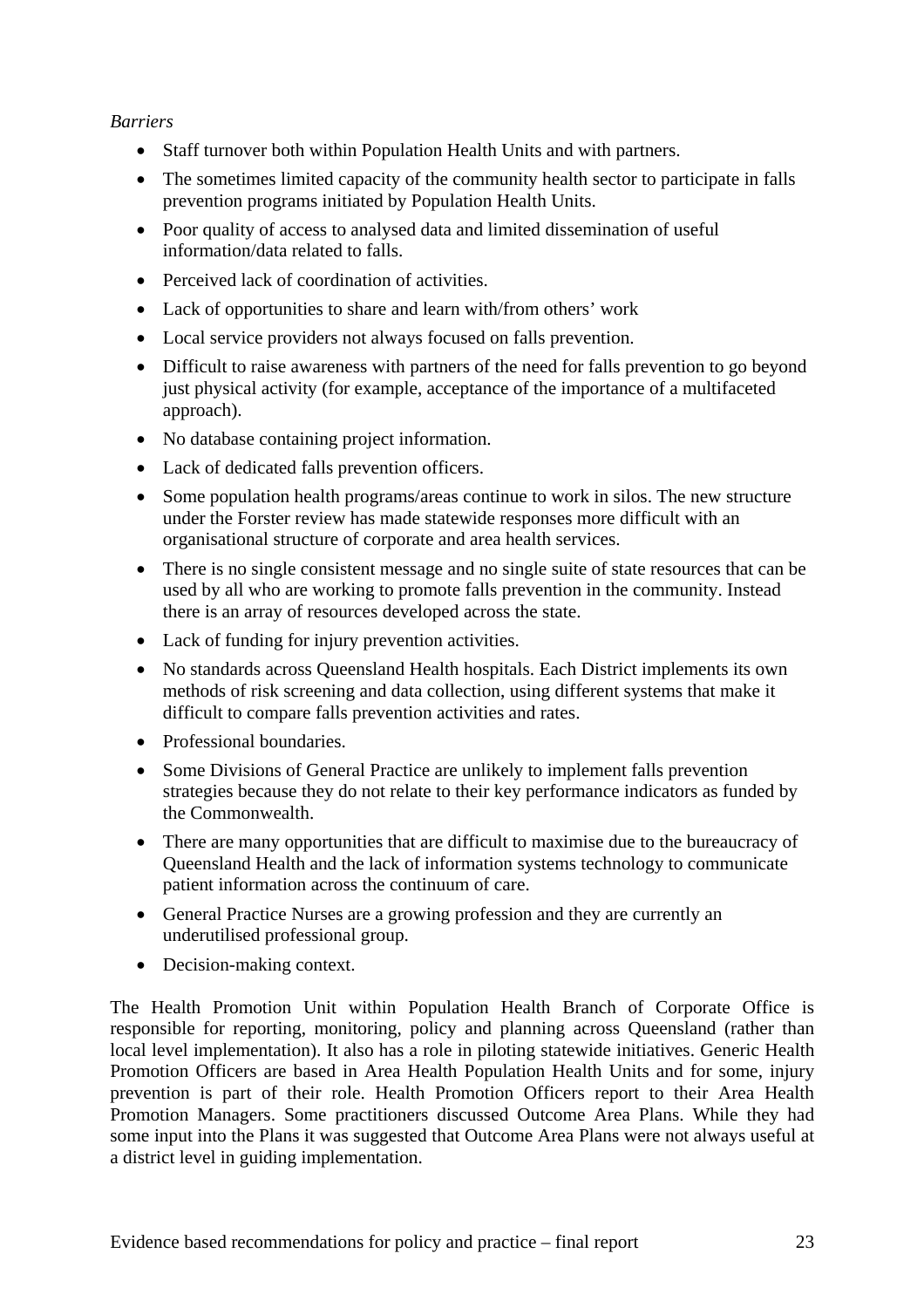*Barriers*

- Staff turnover both within Population Health Units and with partners.
- The sometimes limited capacity of the community health sector to participate in falls prevention programs initiated by Population Health Units.
- Poor quality of access to analysed data and limited dissemination of useful information/data related to falls.
- Perceived lack of coordination of activities.
- Lack of opportunities to share and learn with/from others' work
- Local service providers not always focused on falls prevention.
- Difficult to raise awareness with partners of the need for falls prevention to go beyond just physical activity (for example, acceptance of the importance of a multifaceted approach).
- No database containing project information.
- Lack of dedicated falls prevention officers.
- Some population health programs/areas continue to work in silos. The new structure under the Forster review has made statewide responses more difficult with an organisational structure of corporate and area health services.
- There is no single consistent message and no single suite of state resources that can be used by all who are working to promote falls prevention in the community. Instead there is an array of resources developed across the state.
- Lack of funding for injury prevention activities.
- No standards across Queensland Health hospitals. Each District implements its own methods of risk screening and data collection, using different systems that make it difficult to compare falls prevention activities and rates.
- Professional boundaries.
- Some Divisions of General Practice are unlikely to implement falls prevention strategies because they do not relate to their key performance indicators as funded by the Commonwealth.
- There are many opportunities that are difficult to maximise due to the bureaucracy of Queensland Health and the lack of information systems technology to communicate patient information across the continuum of care.
- General Practice Nurses are a growing profession and they are currently an underutilised professional group.
- Decision-making context.

The Health Promotion Unit within Population Health Branch of Corporate Office is responsible for reporting, monitoring, policy and planning across Queensland (rather than local level implementation). It also has a role in piloting statewide initiatives. Generic Health Promotion Officers are based in Area Health Population Health Units and for some, injury prevention is part of their role. Health Promotion Officers report to their Area Health Promotion Managers. Some practitioners discussed Outcome Area Plans. While they had some input into the Plans it was suggested that Outcome Area Plans were not always useful at a district level in guiding implementation.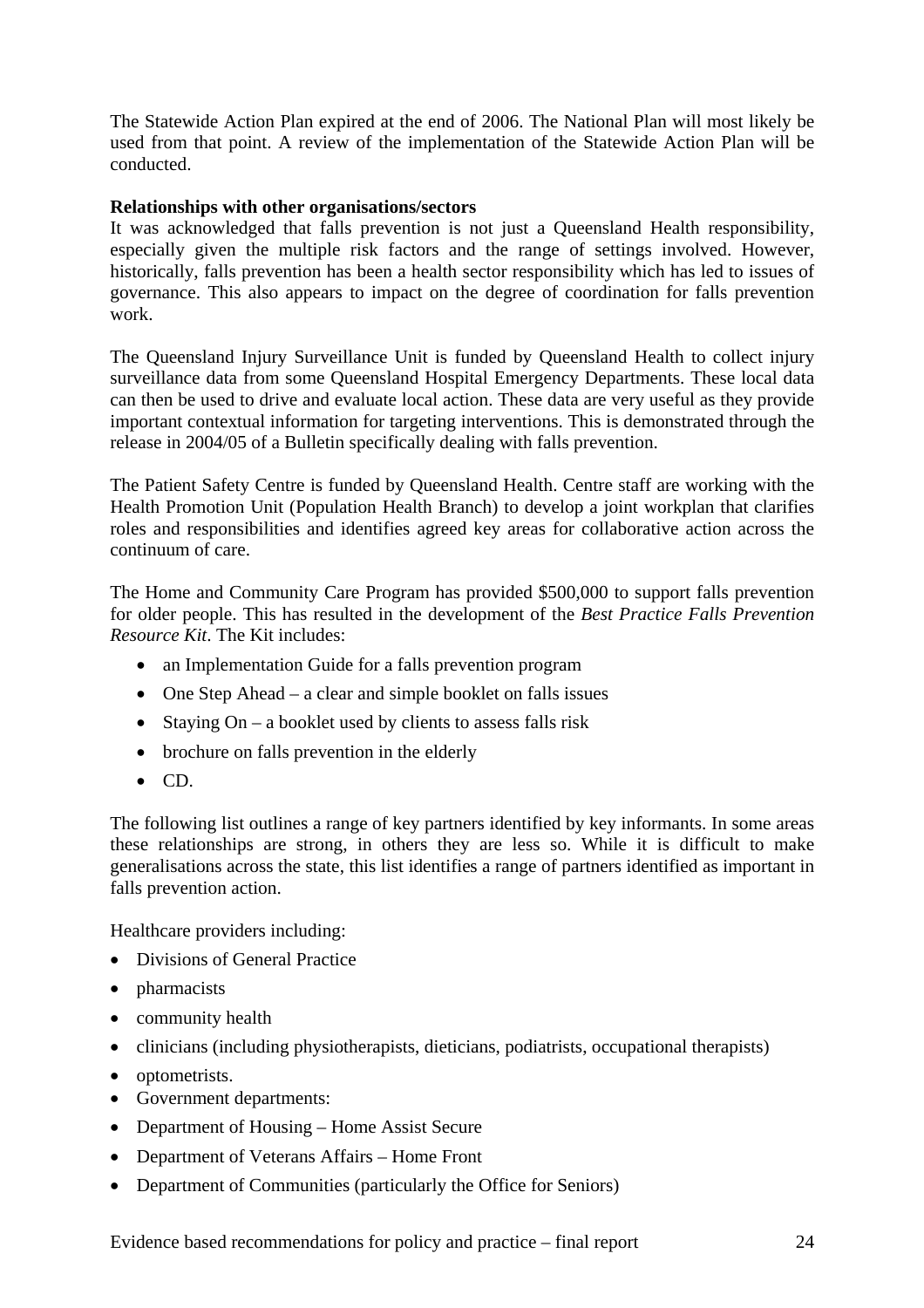The Statewide Action Plan expired at the end of 2006. The National Plan will most likely be used from that point. A review of the implementation of the Statewide Action Plan will be conducted.

**Relationships with other organisations/sectors**

It was acknowledged that falls prevention is not just a Queensland Health responsibility, especially given the multiple risk factors and the range of settings involved. However, historically, falls prevention has been a health sector responsibility which has led to issues of governance. This also appears to impact on the degree of coordination for falls prevention work.

The Queensland Injury Surveillance Unit is funded by Queensland Health to collect injury surveillance data from some Queensland Hospital Emergency Departments. These local data can then be used to drive and evaluate local action. These data are very useful as they provide important contextual information for targeting interventions. This is demonstrated through the release in 2004/05 of a Bulletin specifically dealing with falls prevention.

The Patient Safety Centre is funded by Queensland Health. Centre staff are working with the Health Promotion Unit (Population Health Branch) to develop a joint workplan that clarifies roles and responsibilities and identifies agreed key areas for collaborative action across the continuum of care.

The Home and Community Care Program has provided $500,000 to support falls prevention for older people. This has resulted in the development of the *Best Practice Falls Prevention Resource Kit*. The Kit includes:

- an Implementation Guide for a falls prevention program
- One Step Ahead – a clear and simple booklet on falls issues
- Staying On – a booklet used by clients to assess falls risk
- brochure on falls prevention in the elderly
- CD.

The following list outlines a range of key partners identified by key informants. In some areas these relationships are strong, in others they are less so. While it is difficult to make generalisations across the state, this list identifies a range of partners identified as important in falls prevention action.

Healthcare providers including:

- Divisions of General Practice
- pharmacists
- community health
- clinicians (including physiotherapists, dieticians, podiatrists, occupational therapists)
- optometrists.
- Government departments:
- Department of Housing – Home Assist Secure
- Department of Veterans Affairs – Home Front
- Department of Communities (particularly the Office for Seniors)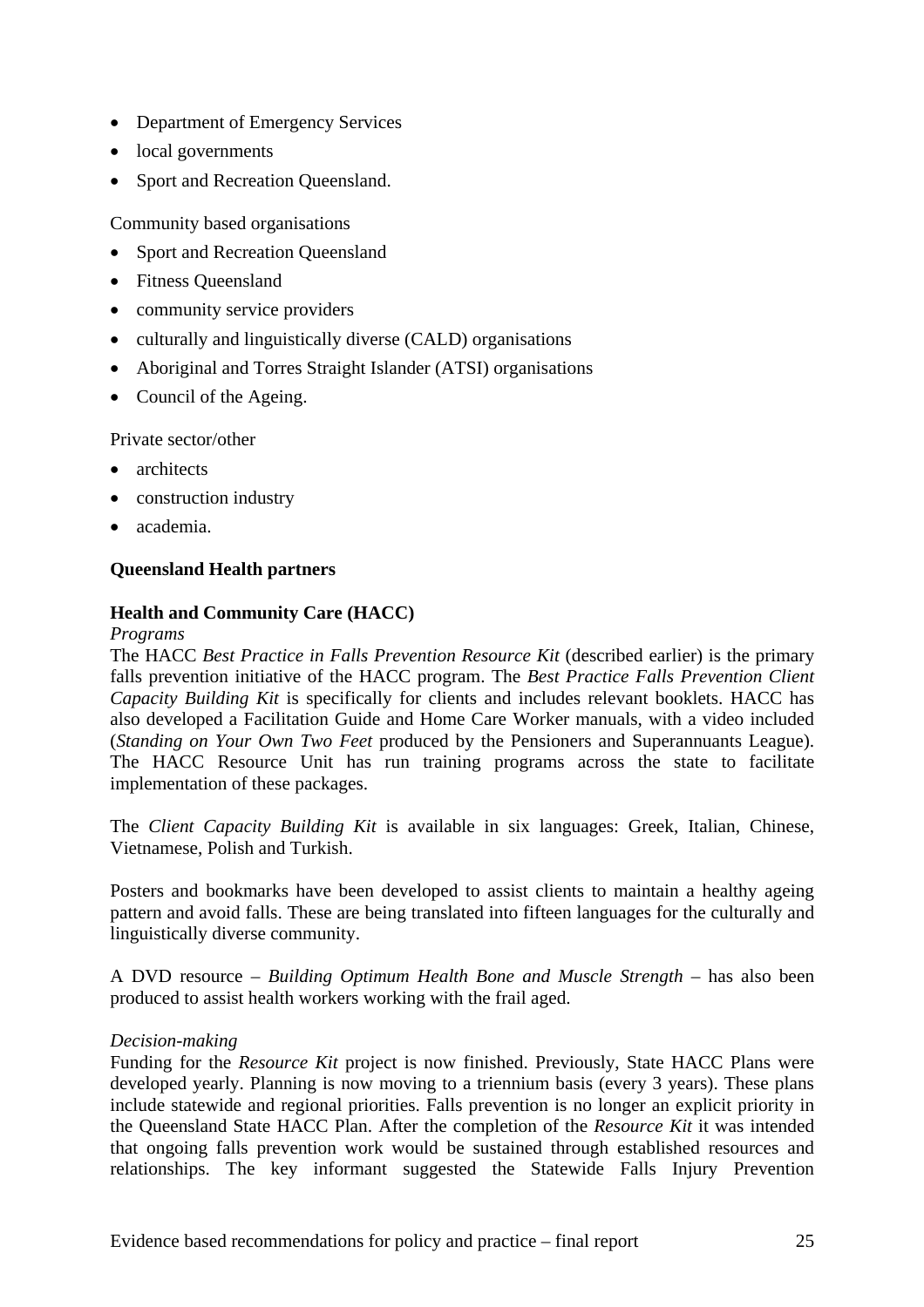- Department of Emergency Services
- local governments
- Sport and Recreation Queensland.

Community based organisations

- Sport and Recreation Queensland
- Fitness Queensland
- community service providers
- culturally and linguistically diverse (CALD) organisations
- Aboriginal and Torres Straight Islander (ATSI) organisations
- Council of the Ageing.

Private sector/other

- architects
- construction industry
- academia.

**Queensland Health partners**

**Health and Community Care (HACC)**
*Programs*
The HACC *Best Practice in Falls Prevention Resource Kit* (described earlier) is the primary falls prevention initiative of the HACC program. The *Best Practice Falls Prevention Client Capacity Building Kit* is specifically for clients and includes relevant booklets. HACC has also developed a Facilitation Guide and Home Care Worker manuals, with a video included (*Standing on Your Own Two Feet* produced by the Pensioners and Superannuants League). The HACC Resource Unit has run training programs across the state to facilitate implementation of these packages.

The *Client Capacity Building Kit* is available in six languages: Greek, Italian, Chinese, Vietnamese, Polish and Turkish.

Posters and bookmarks have been developed to assist clients to maintain a healthy ageing pattern and avoid falls. These are being translated into fifteen languages for the culturally and linguistically diverse community.

A DVD resource – *Building Optimum Health Bone and Muscle Strength* – has also been produced to assist health workers working with the frail aged.

*Decision-making*
Funding for the *Resource Kit* project is now finished. Previously, State HACC Plans were developed yearly. Planning is now moving to a triennium basis (every 3 years). These plans include statewide and regional priorities. Falls prevention is no longer an explicit priority in the Queensland State HACC Plan. After the completion of the *Resource Kit* it was intended that ongoing falls prevention work would be sustained through established resources and relationships. The key informant suggested the Statewide Falls Injury Prevention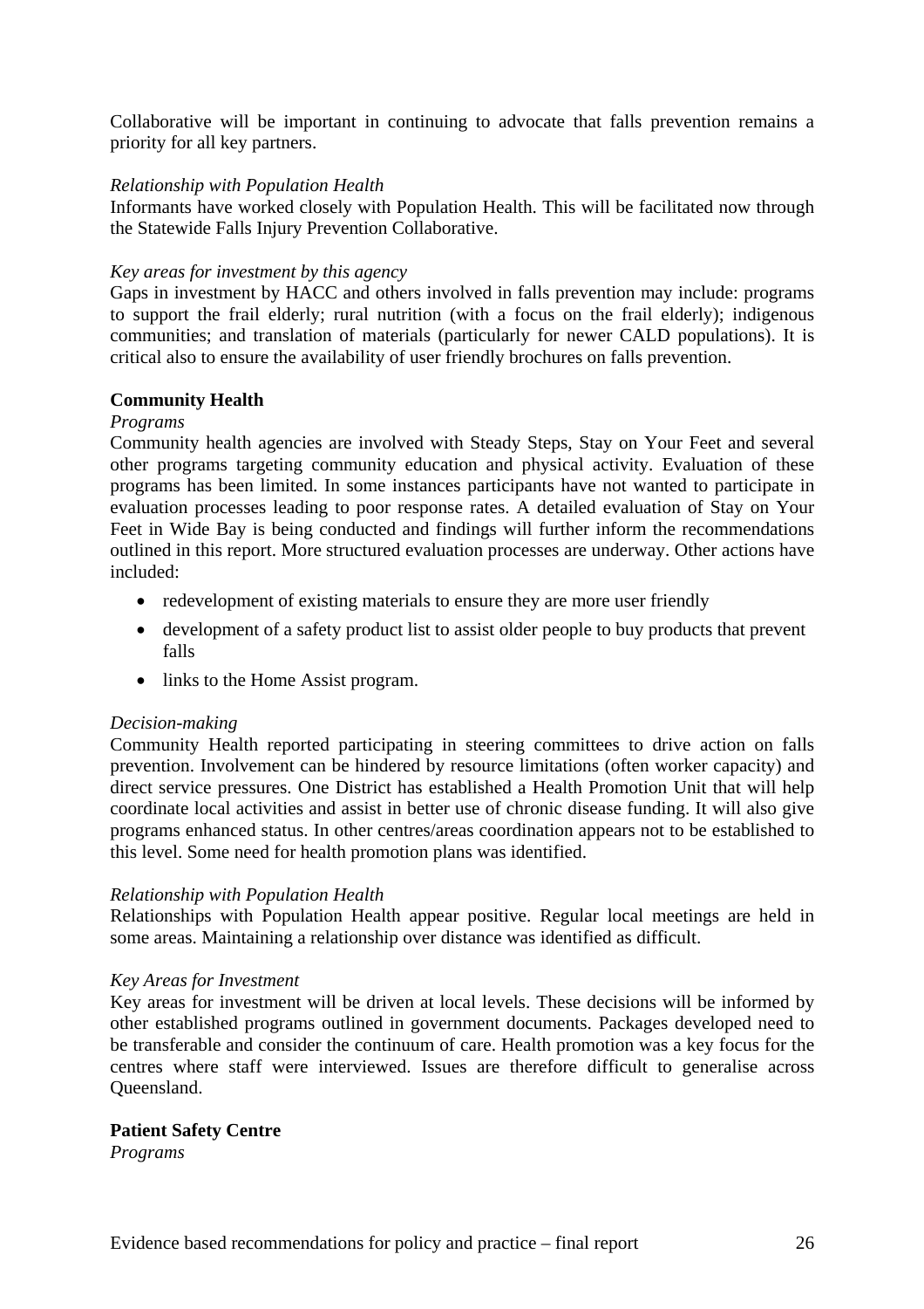Collaborative will be important in continuing to advocate that falls prevention remains a priority for all key partners.

*Relationship with Population Health*

Informants have worked closely with Population Health. This will be facilitated now through the Statewide Falls Injury Prevention Collaborative.

*Key areas for investment by this agency*

Gaps in investment by HACC and others involved in falls prevention may include: programs to support the frail elderly; rural nutrition (with a focus on the frail elderly); indigenous communities; and translation of materials (particularly for newer CALD populations). It is critical also to ensure the availability of user friendly brochures on falls prevention.

**Community Health**

*Programs*

Community health agencies are involved with Steady Steps, Stay on Your Feet and several other programs targeting community education and physical activity. Evaluation of these programs has been limited. In some instances participants have not wanted to participate in evaluation processes leading to poor response rates. A detailed evaluation of Stay on Your Feet in Wide Bay is being conducted and findings will further inform the recommendations outlined in this report. More structured evaluation processes are underway. Other actions have included:

- redevelopment of existing materials to ensure they are more user friendly
- development of a safety product list to assist older people to buy products that prevent falls
- links to the Home Assist program.

*Decision-making*

Community Health reported participating in steering committees to drive action on falls prevention. Involvement can be hindered by resource limitations (often worker capacity) and direct service pressures. One District has established a Health Promotion Unit that will help coordinate local activities and assist in better use of chronic disease funding. It will also give programs enhanced status. In other centres/areas coordination appears not to be established to this level. Some need for health promotion plans was identified.

*Relationship with Population Health*

Relationships with Population Health appear positive. Regular local meetings are held in some areas. Maintaining a relationship over distance was identified as difficult.

*Key Areas for Investment*

Key areas for investment will be driven at local levels. These decisions will be informed by other established programs outlined in government documents. Packages developed need to be transferable and consider the continuum of care. Health promotion was a key focus for the centres where staff were interviewed. Issues are therefore difficult to generalise across Queensland.

**Patient Safety Centre**

*Programs*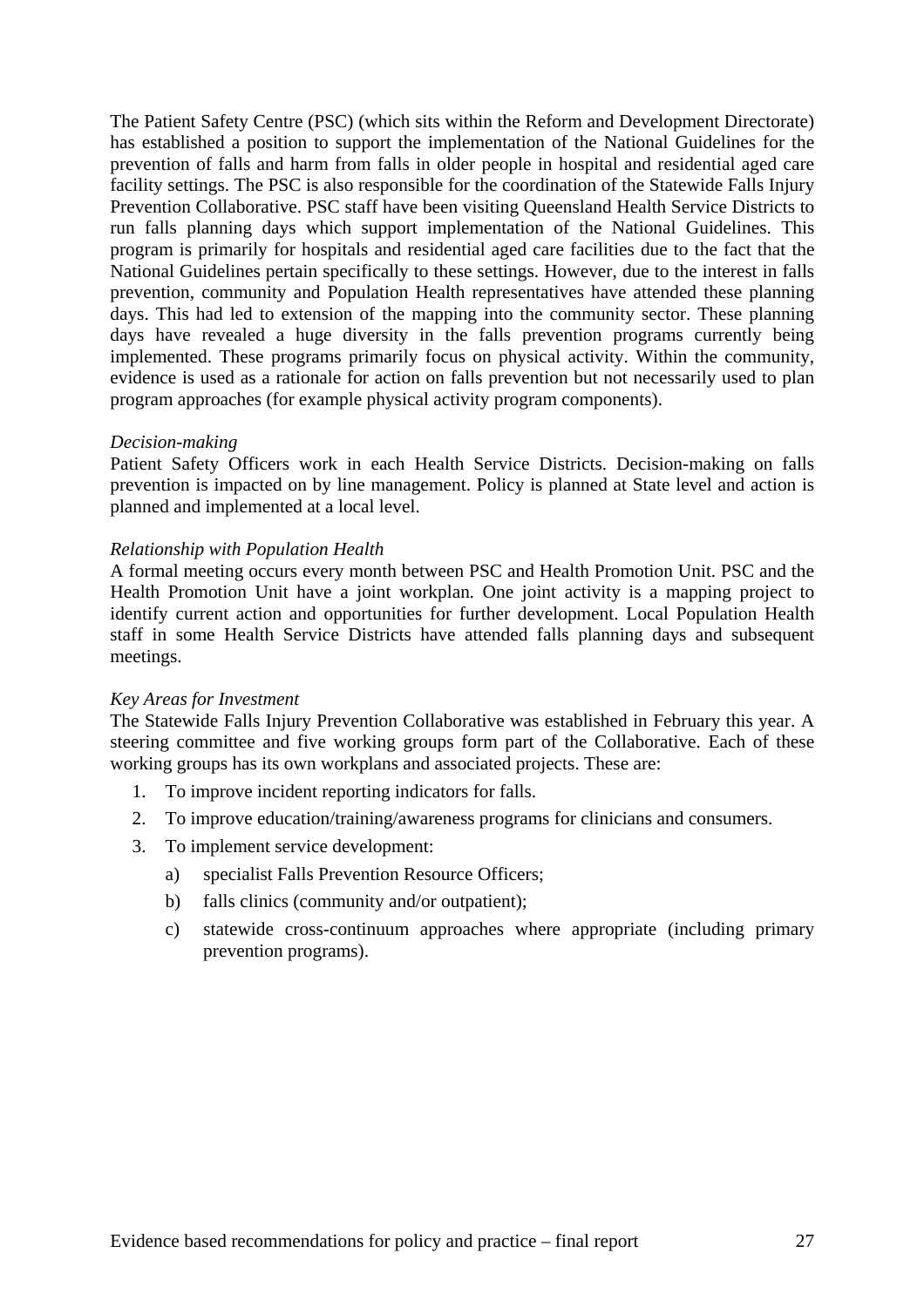The Patient Safety Centre (PSC) (which sits within the Reform and Development Directorate) has established a position to support the implementation of the National Guidelines for the prevention of falls and harm from falls in older people in hospital and residential aged care facility settings. The PSC is also responsible for the coordination of the Statewide Falls Injury Prevention Collaborative. PSC staff have been visiting Queensland Health Service Districts to run falls planning days which support implementation of the National Guidelines. This program is primarily for hospitals and residential aged care facilities due to the fact that the National Guidelines pertain specifically to these settings. However, due to the interest in falls prevention, community and Population Health representatives have attended these planning days. This had led to extension of the mapping into the community sector. These planning days have revealed a huge diversity in the falls prevention programs currently being implemented. These programs primarily focus on physical activity. Within the community, evidence is used as a rationale for action on falls prevention but not necessarily used to plan program approaches (for example physical activity program components).

*Decision-making*

Patient Safety Officers work in each Health Service Districts. Decision-making on falls prevention is impacted on by line management. Policy is planned at State level and action is planned and implemented at a local level.

*Relationship with Population Health*

A formal meeting occurs every month between PSC and Health Promotion Unit. PSC and the Health Promotion Unit have a joint workplan. One joint activity is a mapping project to identify current action and opportunities for further development. Local Population Health staff in some Health Service Districts have attended falls planning days and subsequent meetings.

*Key Areas for Investment*

The Statewide Falls Injury Prevention Collaborative was established in February this year. A steering committee and five working groups form part of the Collaborative. Each of these working groups has its own workplans and associated projects. These are:

1. To improve incident reporting indicators for falls.
2. To improve education/training/awareness programs for clinicians and consumers.
3. To implement service development:
   a) specialist Falls Prevention Resource Officers;
   b) falls clinics (community and/or outpatient);
   c) statewide cross-continuum approaches where appropriate (including primary prevention programs).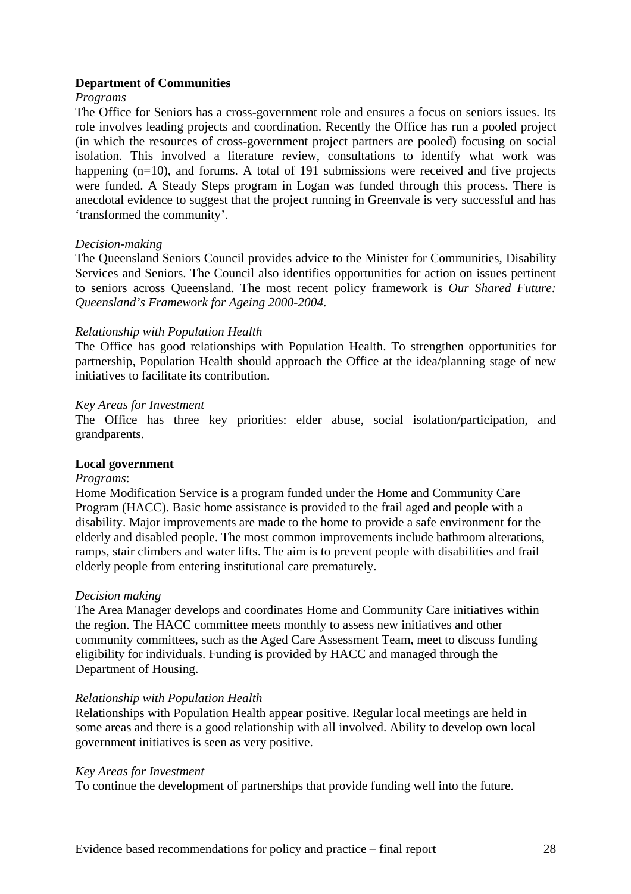**Department of Communities**

*Programs*

The Office for Seniors has a cross-government role and ensures a focus on seniors issues. Its role involves leading projects and coordination. Recently the Office has run a pooled project (in which the resources of cross-government project partners are pooled) focusing on social isolation. This involved a literature review, consultations to identify what work was happening (n=10), and forums. A total of 191 submissions were received and five projects were funded. A Steady Steps program in Logan was funded through this process. There is anecdotal evidence to suggest that the project running in Greenvale is very successful and has 'transformed the community'.

*Decision-making*

The Queensland Seniors Council provides advice to the Minister for Communities, Disability Services and Seniors. The Council also identifies opportunities for action on issues pertinent to seniors across Queensland. The most recent policy framework is *Our Shared Future: Queensland's Framework for Ageing 2000-2004*.

*Relationship with Population Health*

The Office has good relationships with Population Health. To strengthen opportunities for partnership, Population Health should approach the Office at the idea/planning stage of new initiatives to facilitate its contribution.

*Key Areas for Investment*

The Office has three key priorities: elder abuse, social isolation/participation, and grandparents.

**Local government**

*Programs*:

Home Modification Service is a program funded under the Home and Community Care Program (HACC). Basic home assistance is provided to the frail aged and people with a disability. Major improvements are made to the home to provide a safe environment for the elderly and disabled people. The most common improvements include bathroom alterations, ramps, stair climbers and water lifts. The aim is to prevent people with disabilities and frail elderly people from entering institutional care prematurely.

*Decision making*

The Area Manager develops and coordinates Home and Community Care initiatives within the region. The HACC committee meets monthly to assess new initiatives and other community committees, such as the Aged Care Assessment Team, meet to discuss funding eligibility for individuals. Funding is provided by HACC and managed through the Department of Housing.

*Relationship with Population Health*

Relationships with Population Health appear positive. Regular local meetings are held in some areas and there is a good relationship with all involved. Ability to develop own local government initiatives is seen as very positive.

*Key Areas for Investment*

To continue the development of partnerships that provide funding well into the future.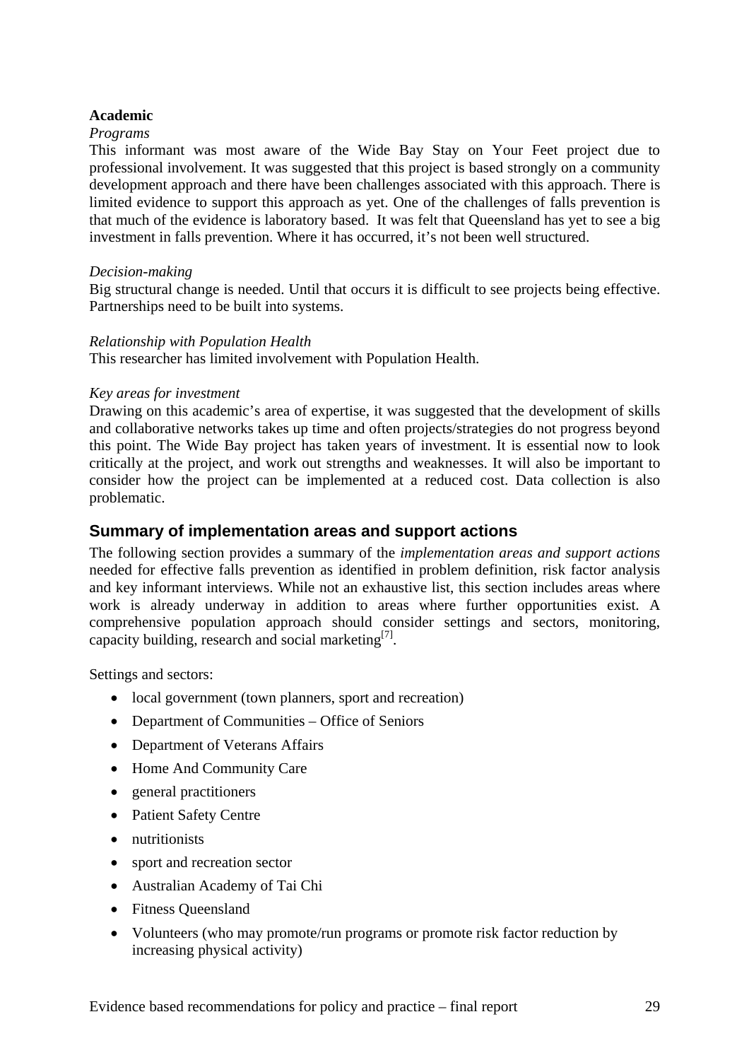**Academic**

*Programs*

This informant was most aware of the Wide Bay Stay on Your Feet project due to professional involvement. It was suggested that this project is based strongly on a community development approach and there have been challenges associated with this approach. There is limited evidence to support this approach as yet. One of the challenges of falls prevention is that much of the evidence is laboratory based. It was felt that Queensland has yet to see a big investment in falls prevention. Where it has occurred, it's not been well structured.

*Decision-making*

Big structural change is needed. Until that occurs it is difficult to see projects being effective. Partnerships need to be built into systems.

*Relationship with Population Health*

This researcher has limited involvement with Population Health.

*Key areas for investment*

Drawing on this academic's area of expertise, it was suggested that the development of skills and collaborative networks takes up time and often projects/strategies do not progress beyond this point. The Wide Bay project has taken years of investment. It is essential now to look critically at the project, and work out strengths and weaknesses. It will also be important to consider how the project can be implemented at a reduced cost. Data collection is also problematic.

## Summary of implementation areas and support actions

The following section provides a summary of the *implementation areas and support actions* needed for effective falls prevention as identified in problem definition, risk factor analysis and key informant interviews. While not an exhaustive list, this section includes areas where work is already underway in addition to areas where further opportunities exist. A comprehensive population approach should consider settings and sectors, monitoring, capacity building, research and social marketing[7].

Settings and sectors:

- local government (town planners, sport and recreation)
- Department of Communities – Office of Seniors
- Department of Veterans Affairs
- Home And Community Care
- general practitioners
- Patient Safety Centre
- nutritionists
- sport and recreation sector
- Australian Academy of Tai Chi
- Fitness Queensland
- Volunteers (who may promote/run programs or promote risk factor reduction by increasing physical activity)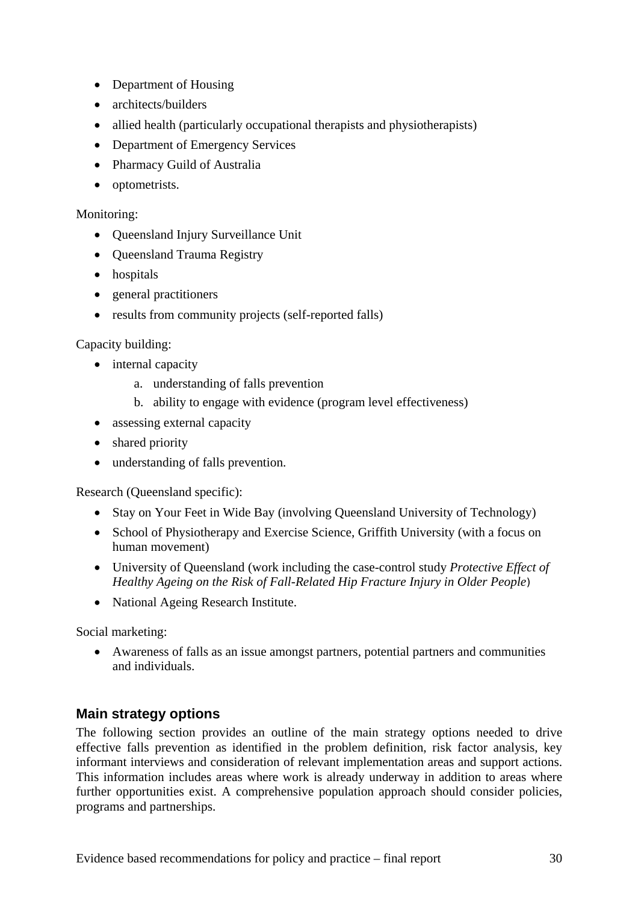- Department of Housing
- architects/builders
- allied health (particularly occupational therapists and physiotherapists)
- Department of Emergency Services
- Pharmacy Guild of Australia
- optometrists.

Monitoring:

- Queensland Injury Surveillance Unit
- Queensland Trauma Registry
- hospitals
- general practitioners
- results from community projects (self-reported falls)

Capacity building:

- internal capacity
    a. understanding of falls prevention
    b. ability to engage with evidence (program level effectiveness)
- assessing external capacity
- shared priority
- understanding of falls prevention.

Research (Queensland specific):

- Stay on Your Feet in Wide Bay (involving Queensland University of Technology)
- School of Physiotherapy and Exercise Science, Griffith University (with a focus on human movement)
- University of Queensland (work including the case-control study *Protective Effect of Healthy Ageing on the Risk of Fall-Related Hip Fracture Injury in Older People*)
- National Ageing Research Institute.

Social marketing:

- Awareness of falls as an issue amongst partners, potential partners and communities and individuals.

### Main strategy options

The following section provides an outline of the main strategy options needed to drive effective falls prevention as identified in the problem definition, risk factor analysis, key informant interviews and consideration of relevant implementation areas and support actions. This information includes areas where work is already underway in addition to areas where further opportunities exist. A comprehensive population approach should consider policies, programs and partnerships.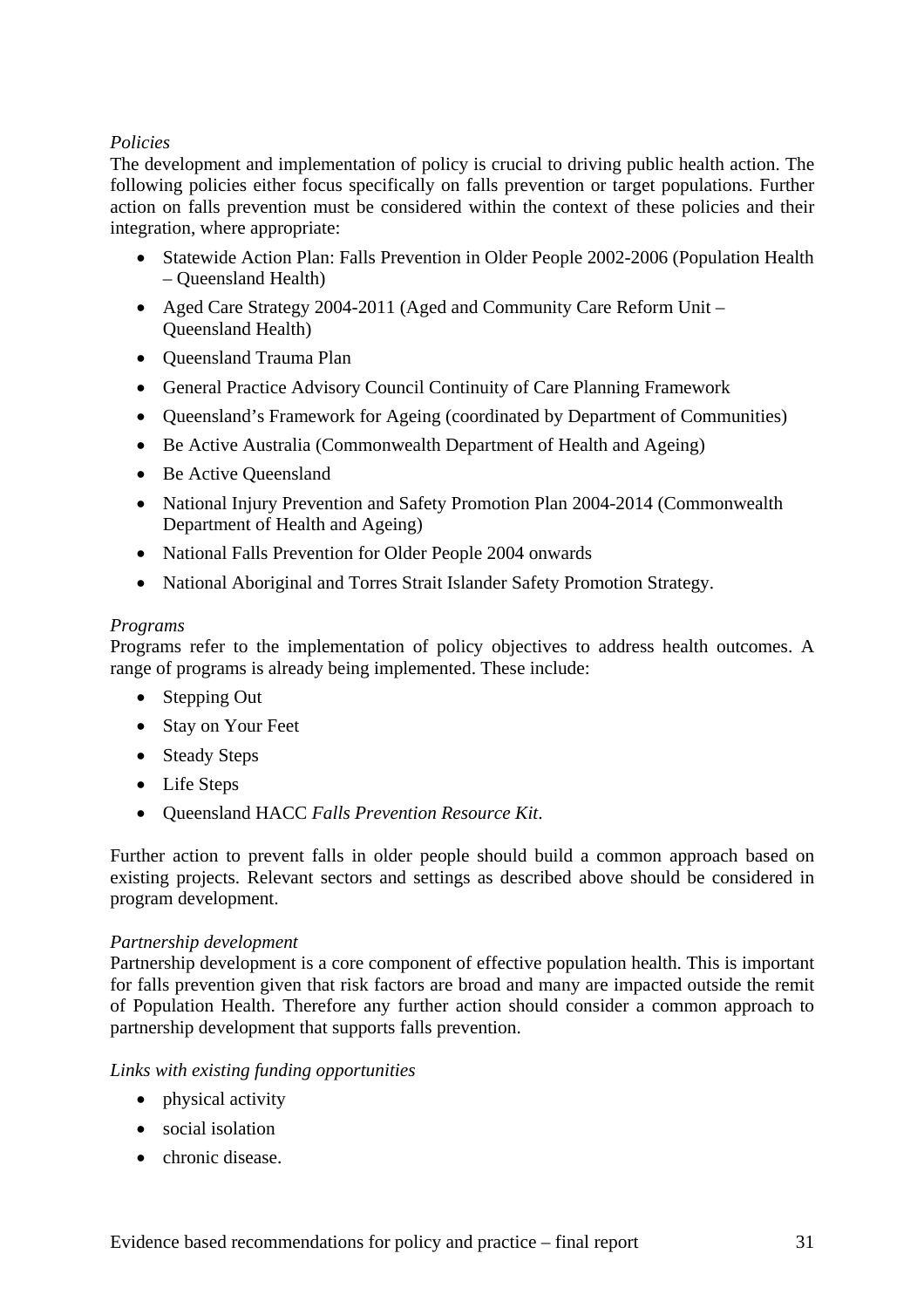*Policies*

The development and implementation of policy is crucial to driving public health action. The following policies either focus specifically on falls prevention or target populations. Further action on falls prevention must be considered within the context of these policies and their integration, where appropriate:

- Statewide Action Plan: Falls Prevention in Older People 2002-2006 (Population Health – Queensland Health)
- Aged Care Strategy 2004-2011 (Aged and Community Care Reform Unit – Queensland Health)
- Queensland Trauma Plan
- General Practice Advisory Council Continuity of Care Planning Framework
- Queensland's Framework for Ageing (coordinated by Department of Communities)
- Be Active Australia (Commonwealth Department of Health and Ageing)
- Be Active Queensland
- National Injury Prevention and Safety Promotion Plan 2004-2014 (Commonwealth Department of Health and Ageing)
- National Falls Prevention for Older People 2004 onwards
- National Aboriginal and Torres Strait Islander Safety Promotion Strategy.

*Programs*

Programs refer to the implementation of policy objectives to address health outcomes. A range of programs is already being implemented. These include:

- Stepping Out
- Stay on Your Feet
- Steady Steps
- Life Steps
- Queensland HACC *Falls Prevention Resource Kit*.

Further action to prevent falls in older people should build a common approach based on existing projects. Relevant sectors and settings as described above should be considered in program development.

*Partnership development*

Partnership development is a core component of effective population health. This is important for falls prevention given that risk factors are broad and many are impacted outside the remit of Population Health. Therefore any further action should consider a common approach to partnership development that supports falls prevention.

*Links with existing funding opportunities*

- physical activity
- social isolation
- chronic disease.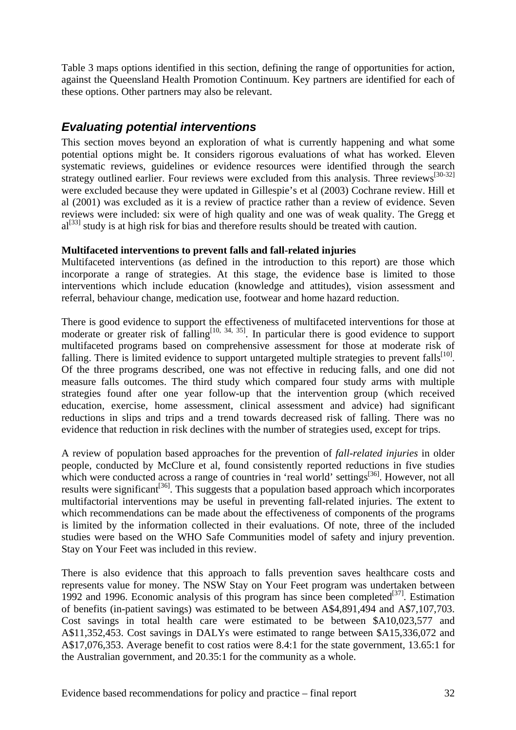Table 3 maps options identified in this section, defining the range of opportunities for action, against the Queensland Health Promotion Continuum. Key partners are identified for each of these options. Other partners may also be relevant.

## *Evaluating potential interventions*

This section moves beyond an exploration of what is currently happening and what some potential options might be. It considers rigorous evaluations of what has worked. Eleven systematic reviews, guidelines or evidence resources were identified through the search strategy outlined earlier. Four reviews were excluded from this analysis. Three reviews[30-32] were excluded because they were updated in Gillespie's et al (2003) Cochrane review. Hill et al (2001) was excluded as it is a review of practice rather than a review of evidence. Seven reviews were included: six were of high quality and one was of weak quality. The Gregg et al[33] study is at high risk for bias and therefore results should be treated with caution.

**Multifaceted interventions to prevent falls and fall-related injuries**

Multifaceted interventions (as defined in the introduction to this report) are those which incorporate a range of strategies. At this stage, the evidence base is limited to those interventions which include education (knowledge and attitudes), vision assessment and referral, behaviour change, medication use, footwear and home hazard reduction.

There is good evidence to support the effectiveness of multifaceted interventions for those at moderate or greater risk of falling[10, 34, 35]. In particular there is good evidence to support multifaceted programs based on comprehensive assessment for those at moderate risk of falling. There is limited evidence to support untargeted multiple strategies to prevent falls[10]. Of the three programs described, one was not effective in reducing falls, and one did not measure falls outcomes. The third study which compared four study arms with multiple strategies found after one year follow-up that the intervention group (which received education, exercise, home assessment, clinical assessment and advice) had significant reductions in slips and trips and a trend towards decreased risk of falling. There was no evidence that reduction in risk declines with the number of strategies used, except for trips.

A review of population based approaches for the prevention of *fall-related injuries* in older people, conducted by McClure et al, found consistently reported reductions in five studies which were conducted across a range of countries in 'real world' settings[36]. However, not all results were significant[36]. This suggests that a population based approach which incorporates multifactorial interventions may be useful in preventing fall-related injuries. The extent to which recommendations can be made about the effectiveness of components of the programs is limited by the information collected in their evaluations. Of note, three of the included studies were based on the WHO Safe Communities model of safety and injury prevention. Stay on Your Feet was included in this review.

There is also evidence that this approach to falls prevention saves healthcare costs and represents value for money. The NSW Stay on Your Feet program was undertaken between 1992 and 1996. Economic analysis of this program has since been completed[37]. Estimation of benefits (in-patient savings) was estimated to be between A$4,891,494 and A$7,107,703. Cost savings in total health care were estimated to be between $A10,023,577 and A$11,352,453. Cost savings in DALYs were estimated to range between $A15,336,072 and A$17,076,353. Average benefit to cost ratios were 8.4:1 for the state government, 13.65:1 for the Australian government, and 20.35:1 for the community as a whole.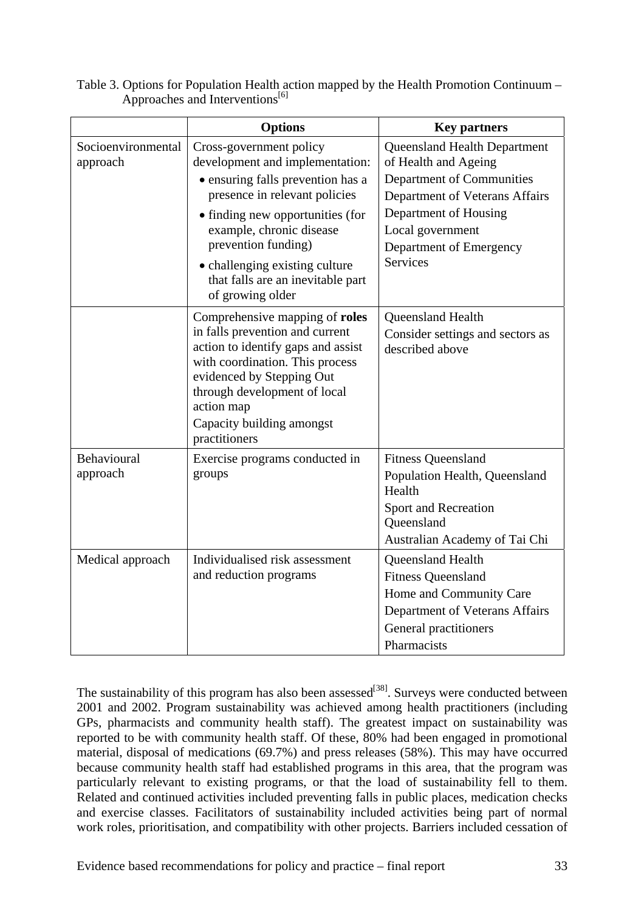Table 3. Options for Population Health action mapped by the Health Promotion Continuum – Approaches and Interventions[6]

| | Options | Key partners |
|---|---|---|
| Socioenvironmental approach | Cross-government policy development and implementation:<br>• ensuring falls prevention has a presence in relevant policies<br>• finding new opportunities (for example, chronic disease prevention funding)<br>• challenging existing culture that falls are an inevitable part of growing older | Queensland Health Department of Health and Ageing<br>Department of Communities<br>Department of Veterans Affairs<br>Department of Housing<br>Local government<br>Department of Emergency Services |
| | Comprehensive mapping of **roles** in falls prevention and current action to identify gaps and assist with coordination. This process evidenced by Stepping Out through development of local action map<br>Capacity building amongst practitioners | Queensland Health<br>Consider settings and sectors as described above |
| Behavioural approach | Exercise programs conducted in groups | Fitness Queensland<br>Population Health, Queensland Health<br>Sport and Recreation Queensland<br>Australian Academy of Tai Chi |
| Medical approach | Individualised risk assessment and reduction programs | Queensland Health<br>Fitness Queensland<br>Home and Community Care<br>Department of Veterans Affairs<br>General practitioners<br>Pharmacists |

The sustainability of this program has also been assessed[38]. Surveys were conducted between 2001 and 2002. Program sustainability was achieved among health practitioners (including GPs, pharmacists and community health staff). The greatest impact on sustainability was reported to be with community health staff. Of these, 80% had been engaged in promotional material, disposal of medications (69.7%) and press releases (58%). This may have occurred because community health staff had established programs in this area, that the program was particularly relevant to existing programs, or that the load of sustainability fell to them. Related and continued activities included preventing falls in public places, medication checks and exercise classes. Facilitators of sustainability included activities being part of normal work roles, prioritisation, and compatibility with other projects. Barriers included cessation of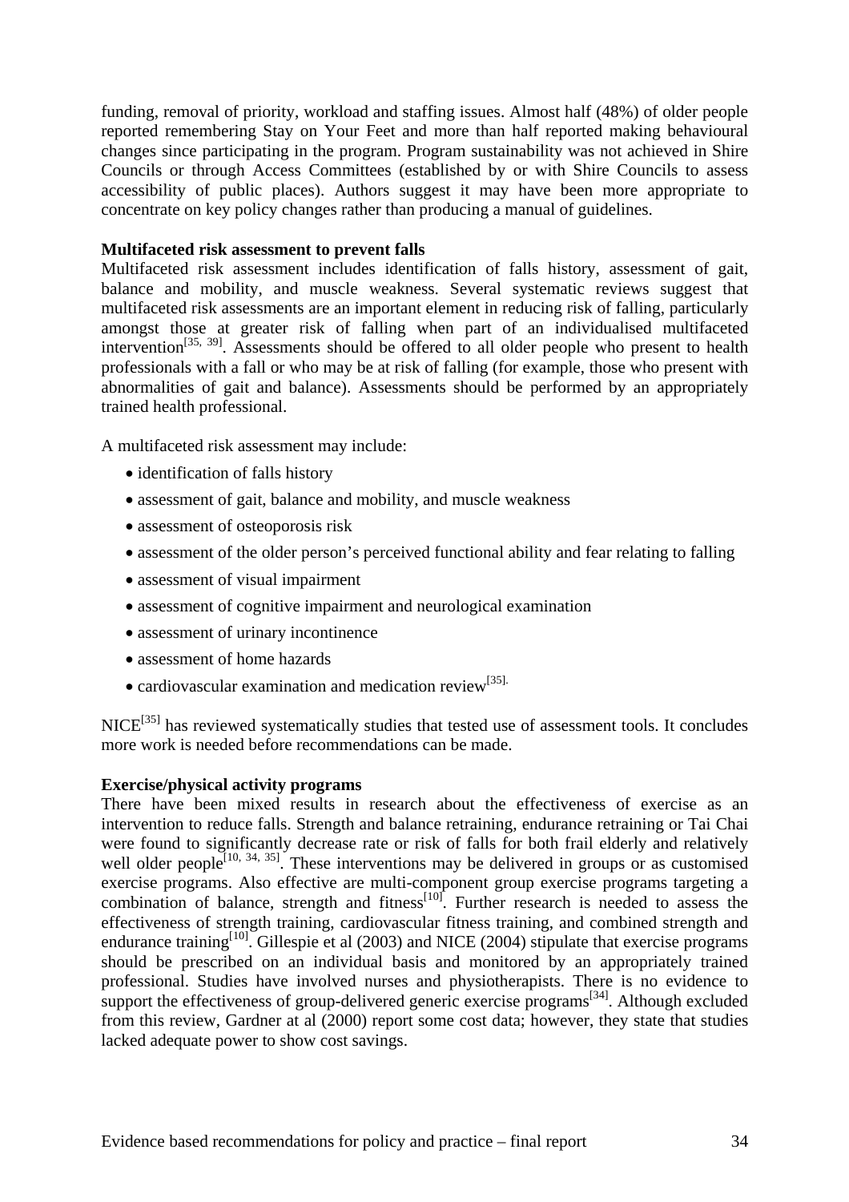funding, removal of priority, workload and staffing issues. Almost half (48%) of older people reported remembering Stay on Your Feet and more than half reported making behavioural changes since participating in the program. Program sustainability was not achieved in Shire Councils or through Access Committees (established by or with Shire Councils to assess accessibility of public places). Authors suggest it may have been more appropriate to concentrate on key policy changes rather than producing a manual of guidelines.

**Multifaceted risk assessment to prevent falls**

Multifaceted risk assessment includes identification of falls history, assessment of gait, balance and mobility, and muscle weakness. Several systematic reviews suggest that multifaceted risk assessments are an important element in reducing risk of falling, particularly amongst those at greater risk of falling when part of an individualised multifaceted intervention[35, 39]. Assessments should be offered to all older people who present to health professionals with a fall or who may be at risk of falling (for example, those who present with abnormalities of gait and balance). Assessments should be performed by an appropriately trained health professional.

A multifaceted risk assessment may include:

- identification of falls history
- assessment of gait, balance and mobility, and muscle weakness
- assessment of osteoporosis risk
- assessment of the older person's perceived functional ability and fear relating to falling
- assessment of visual impairment
- assessment of cognitive impairment and neurological examination
- assessment of urinary incontinence
- assessment of home hazards
- cardiovascular examination and medication review[35].

NICE[35] has reviewed systematically studies that tested use of assessment tools. It concludes more work is needed before recommendations can be made.

**Exercise/physical activity programs**

There have been mixed results in research about the effectiveness of exercise as an intervention to reduce falls. Strength and balance retraining, endurance retraining or Tai Chai were found to significantly decrease rate or risk of falls for both frail elderly and relatively well older people[10, 34, 35]. These interventions may be delivered in groups or as customised exercise programs. Also effective are multi-component group exercise programs targeting a combination of balance, strength and fitness[10]. Further research is needed to assess the effectiveness of strength training, cardiovascular fitness training, and combined strength and endurance training[10]. Gillespie et al (2003) and NICE (2004) stipulate that exercise programs should be prescribed on an individual basis and monitored by an appropriately trained professional. Studies have involved nurses and physiotherapists. There is no evidence to support the effectiveness of group-delivered generic exercise programs[34]. Although excluded from this review, Gardner at al (2000) report some cost data; however, they state that studies lacked adequate power to show cost savings.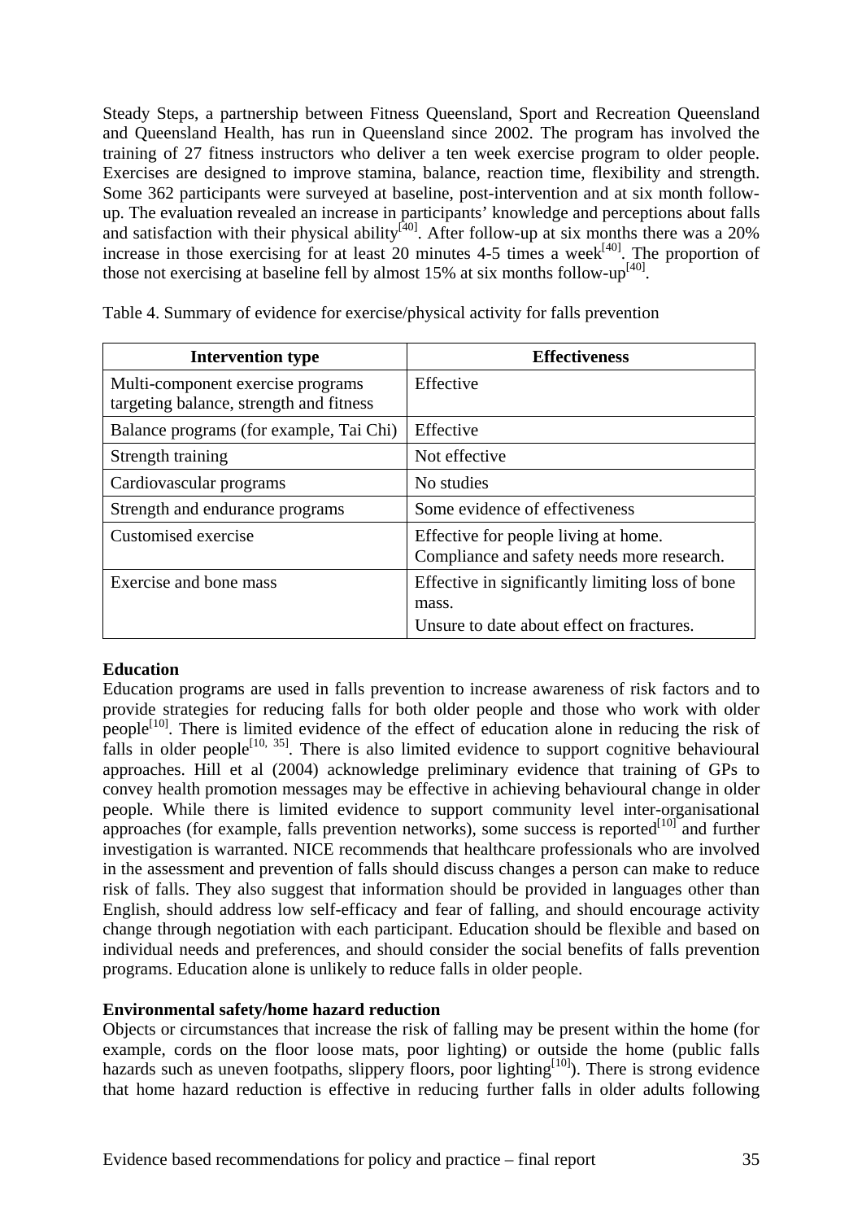Steady Steps, a partnership between Fitness Queensland, Sport and Recreation Queensland and Queensland Health, has run in Queensland since 2002. The program has involved the training of 27 fitness instructors who deliver a ten week exercise program to older people. Exercises are designed to improve stamina, balance, reaction time, flexibility and strength. Some 362 participants were surveyed at baseline, post-intervention and at six month follow-up. The evaluation revealed an increase in participants' knowledge and perceptions about falls and satisfaction with their physical ability[40]. After follow-up at six months there was a 20% increase in those exercising for at least 20 minutes 4-5 times a week[40]. The proportion of those not exercising at baseline fell by almost 15% at six months follow-up[40].

Table 4. Summary of evidence for exercise/physical activity for falls prevention

| Intervention type | Effectiveness |
|---|---|
| Multi-component exercise programs targeting balance, strength and fitness | Effective |
| Balance programs (for example, Tai Chi) | Effective |
| Strength training | Not effective |
| Cardiovascular programs | No studies |
| Strength and endurance programs | Some evidence of effectiveness |
| Customised exercise | Effective for people living at home. Compliance and safety needs more research. |
| Exercise and bone mass | Effective in significantly limiting loss of bone mass. Unsure to date about effect on fractures. |

**Education**

Education programs are used in falls prevention to increase awareness of risk factors and to provide strategies for reducing falls for both older people and those who work with older people[10]. There is limited evidence of the effect of education alone in reducing the risk of falls in older people[10, 35]. There is also limited evidence to support cognitive behavioural approaches. Hill et al (2004) acknowledge preliminary evidence that training of GPs to convey health promotion messages may be effective in achieving behavioural change in older people. While there is limited evidence to support community level inter-organisational approaches (for example, falls prevention networks), some success is reported[10] and further investigation is warranted. NICE recommends that healthcare professionals who are involved in the assessment and prevention of falls should discuss changes a person can make to reduce risk of falls. They also suggest that information should be provided in languages other than English, should address low self-efficacy and fear of falling, and should encourage activity change through negotiation with each participant. Education should be flexible and based on individual needs and preferences, and should consider the social benefits of falls prevention programs. Education alone is unlikely to reduce falls in older people.

**Environmental safety/home hazard reduction**

Objects or circumstances that increase the risk of falling may be present within the home (for example, cords on the floor loose mats, poor lighting) or outside the home (public falls hazards such as uneven footpaths, slippery floors, poor lighting[10]). There is strong evidence that home hazard reduction is effective in reducing further falls in older adults following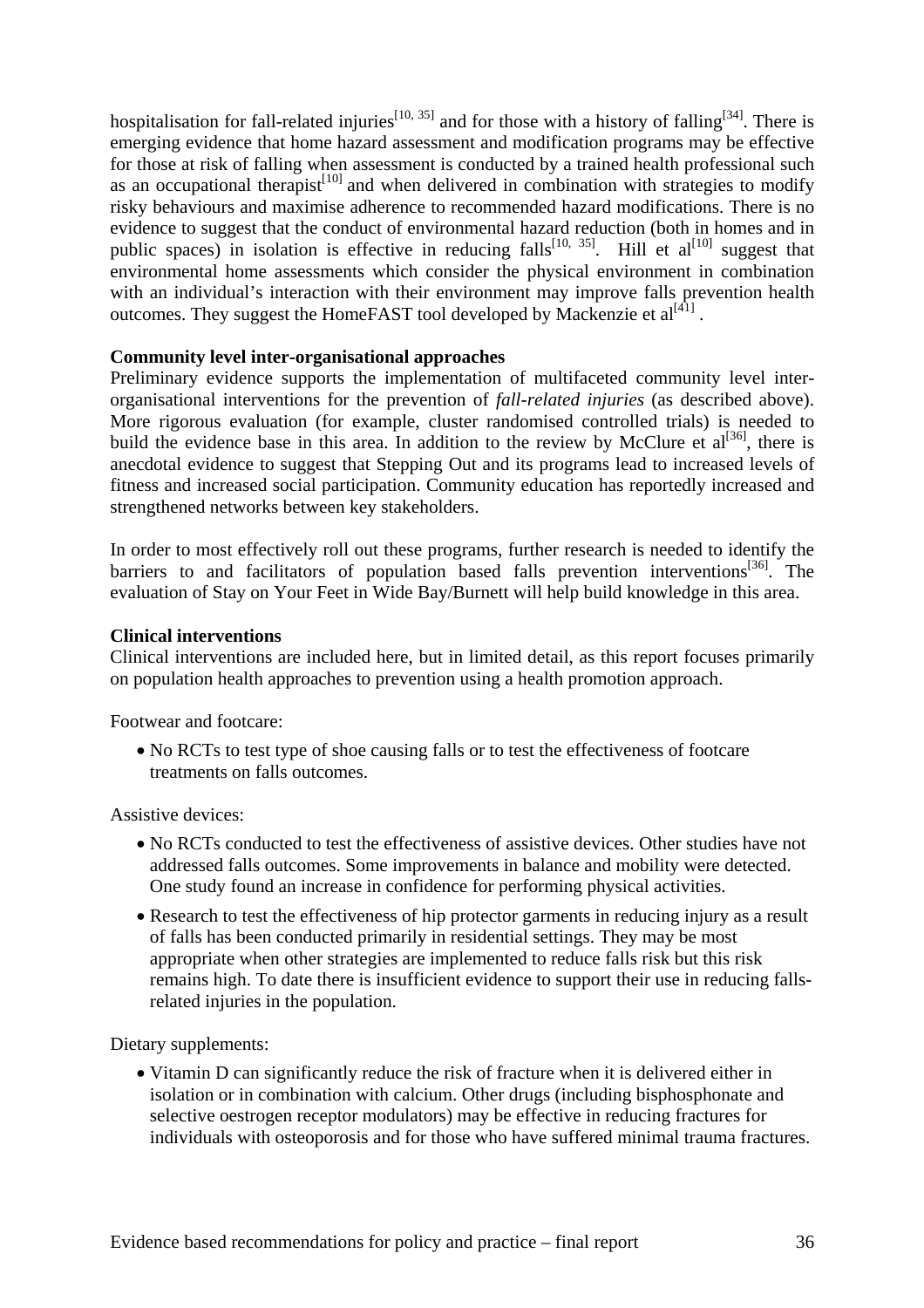hospitalisation for fall-related injuries[10, 35] and for those with a history of falling[34]. There is emerging evidence that home hazard assessment and modification programs may be effective for those at risk of falling when assessment is conducted by a trained health professional such as an occupational therapist[10] and when delivered in combination with strategies to modify risky behaviours and maximise adherence to recommended hazard modifications. There is no evidence to suggest that the conduct of environmental hazard reduction (both in homes and in public spaces) in isolation is effective in reducing falls[10, 35]. Hill et al[10] suggest that environmental home assessments which consider the physical environment in combination with an individual's interaction with their environment may improve falls prevention health outcomes. They suggest the HomeFAST tool developed by Mackenzie et al[41] .

**Community level inter-organisational approaches**

Preliminary evidence supports the implementation of multifaceted community level inter-organisational interventions for the prevention of *fall-related injuries* (as described above). More rigorous evaluation (for example, cluster randomised controlled trials) is needed to build the evidence base in this area. In addition to the review by McClure et al[36], there is anecdotal evidence to suggest that Stepping Out and its programs lead to increased levels of fitness and increased social participation. Community education has reportedly increased and strengthened networks between key stakeholders.

In order to most effectively roll out these programs, further research is needed to identify the barriers to and facilitators of population based falls prevention interventions[36]. The evaluation of Stay on Your Feet in Wide Bay/Burnett will help build knowledge in this area.

**Clinical interventions**

Clinical interventions are included here, but in limited detail, as this report focuses primarily on population health approaches to prevention using a health promotion approach.

Footwear and footcare:

- No RCTs to test type of shoe causing falls or to test the effectiveness of footcare treatments on falls outcomes.

Assistive devices:

- No RCTs conducted to test the effectiveness of assistive devices. Other studies have not addressed falls outcomes. Some improvements in balance and mobility were detected. One study found an increase in confidence for performing physical activities.
- Research to test the effectiveness of hip protector garments in reducing injury as a result of falls has been conducted primarily in residential settings. They may be most appropriate when other strategies are implemented to reduce falls risk but this risk remains high. To date there is insufficient evidence to support their use in reducing falls-related injuries in the population.

Dietary supplements:

- Vitamin D can significantly reduce the risk of fracture when it is delivered either in isolation or in combination with calcium. Other drugs (including bisphosphonate and selective oestrogen receptor modulators) may be effective in reducing fractures for individuals with osteoporosis and for those who have suffered minimal trauma fractures.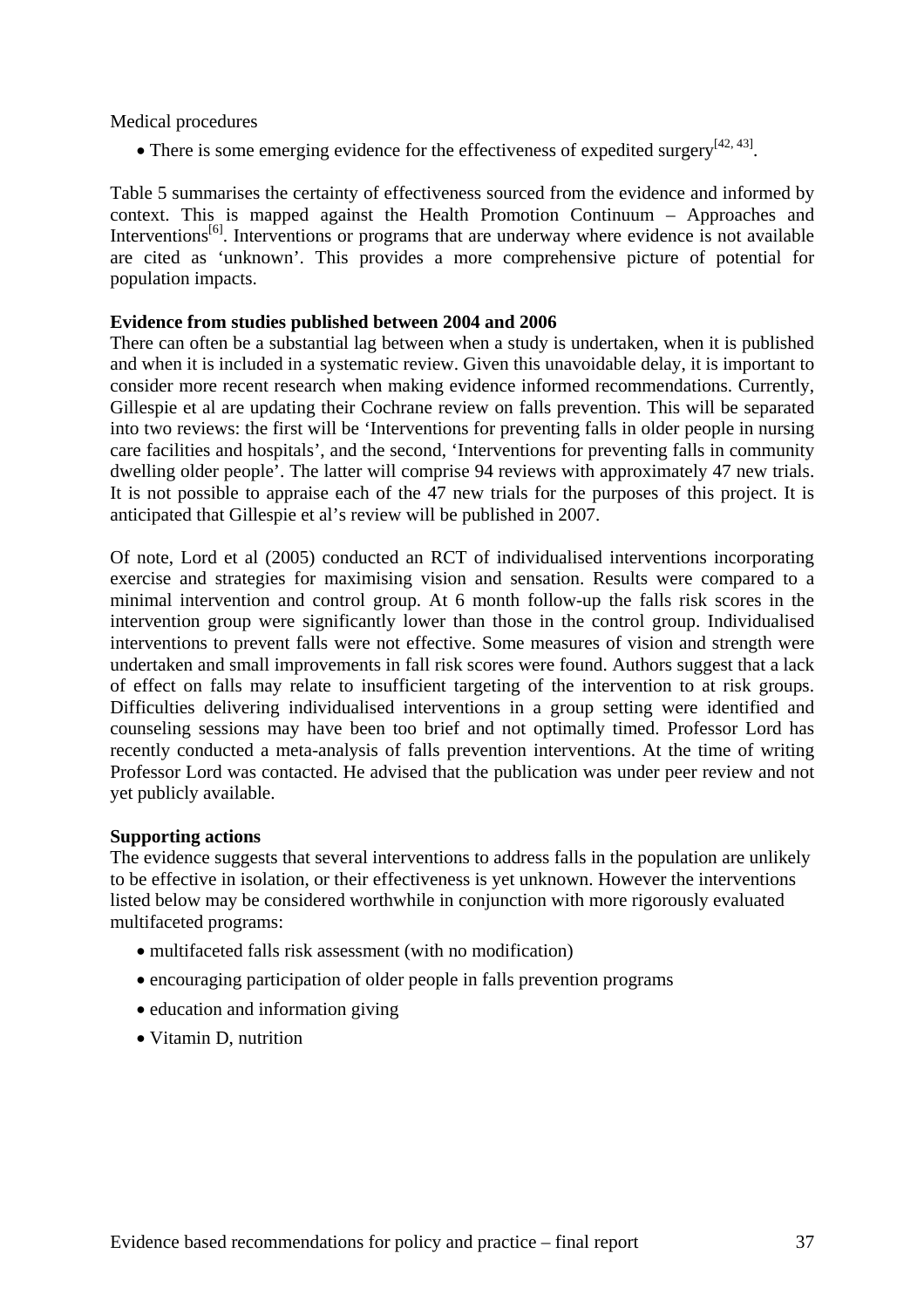Medical procedures

- There is some emerging evidence for the effectiveness of expedited surgery[42, 43].

Table 5 summarises the certainty of effectiveness sourced from the evidence and informed by context. This is mapped against the Health Promotion Continuum – Approaches and Interventions[6]. Interventions or programs that are underway where evidence is not available are cited as 'unknown'. This provides a more comprehensive picture of potential for population impacts.

**Evidence from studies published between 2004 and 2006**

There can often be a substantial lag between when a study is undertaken, when it is published and when it is included in a systematic review. Given this unavoidable delay, it is important to consider more recent research when making evidence informed recommendations. Currently, Gillespie et al are updating their Cochrane review on falls prevention. This will be separated into two reviews: the first will be 'Interventions for preventing falls in older people in nursing care facilities and hospitals', and the second, 'Interventions for preventing falls in community dwelling older people'. The latter will comprise 94 reviews with approximately 47 new trials. It is not possible to appraise each of the 47 new trials for the purposes of this project. It is anticipated that Gillespie et al's review will be published in 2007.

Of note, Lord et al (2005) conducted an RCT of individualised interventions incorporating exercise and strategies for maximising vision and sensation. Results were compared to a minimal intervention and control group. At 6 month follow-up the falls risk scores in the intervention group were significantly lower than those in the control group. Individualised interventions to prevent falls were not effective. Some measures of vision and strength were undertaken and small improvements in fall risk scores were found. Authors suggest that a lack of effect on falls may relate to insufficient targeting of the intervention to at risk groups. Difficulties delivering individualised interventions in a group setting were identified and counseling sessions may have been too brief and not optimally timed. Professor Lord has recently conducted a meta-analysis of falls prevention interventions. At the time of writing Professor Lord was contacted. He advised that the publication was under peer review and not yet publicly available.

**Supporting actions**

The evidence suggests that several interventions to address falls in the population are unlikely to be effective in isolation, or their effectiveness is yet unknown. However the interventions listed below may be considered worthwhile in conjunction with more rigorously evaluated multifaceted programs:

- multifaceted falls risk assessment (with no modification)
- encouraging participation of older people in falls prevention programs
- education and information giving
- Vitamin D, nutrition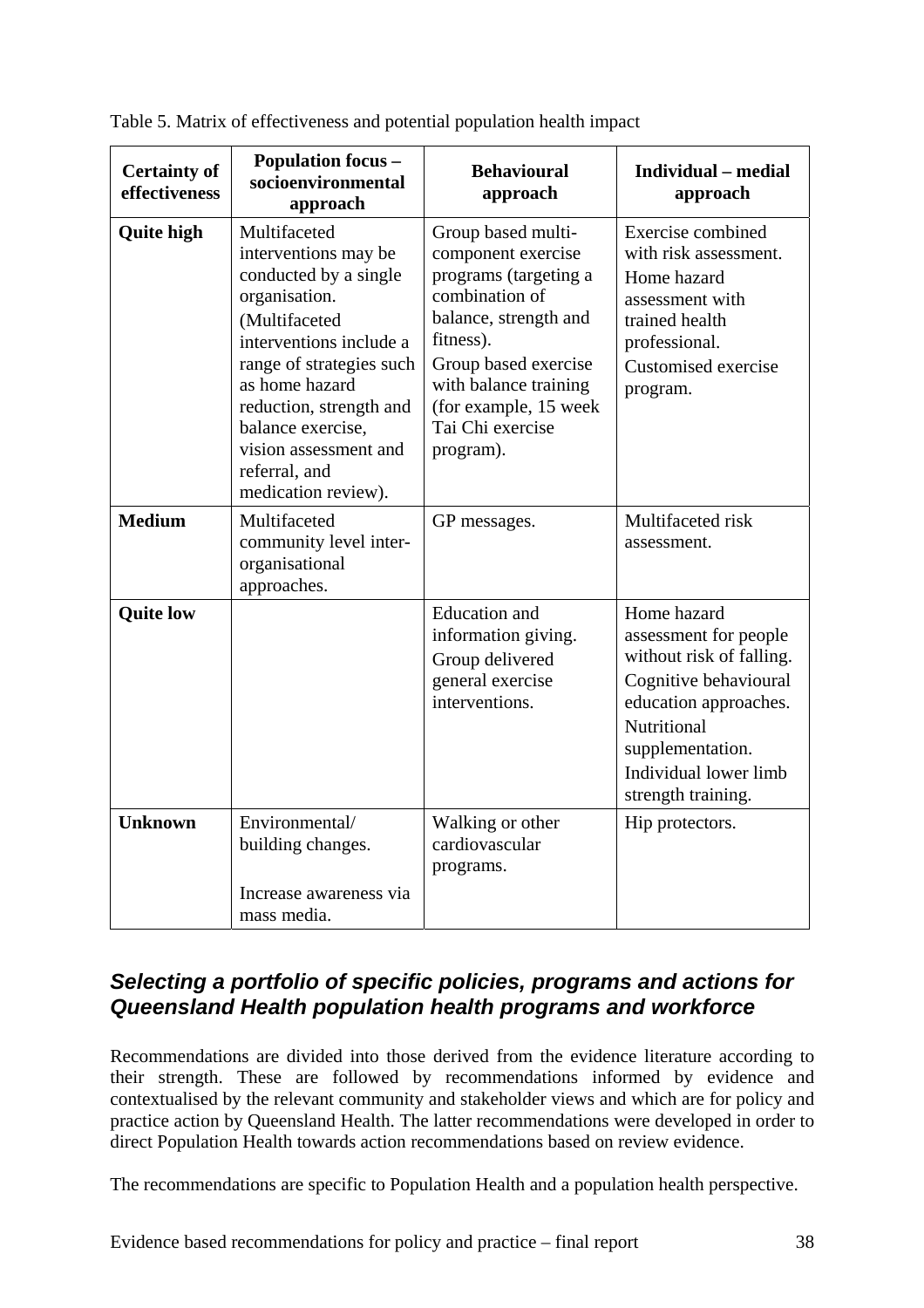Table 5. Matrix of effectiveness and potential population health impact

| Certainty of effectiveness | Population focus – socioenvironmental approach | Behavioural approach | Individual – medial approach |
|---|---|---|---|
| **Quite high** | Multifaceted interventions may be conducted by a single organisation. (Multifaceted interventions include a range of strategies such as home hazard reduction, strength and balance exercise, vision assessment and referral, and medication review). | Group based multi-component exercise programs (targeting a combination of balance, strength and fitness).<br>Group based exercise with balance training (for example, 15 week Tai Chi exercise program). | Exercise combined with risk assessment.<br>Home hazard assessment with trained health professional.<br>Customised exercise program. |
| **Medium** | Multifaceted community level inter-organisational approaches. | GP messages. | Multifaceted risk assessment. |
| **Quite low** | | Education and information giving.<br>Group delivered general exercise interventions. | Home hazard assessment for people without risk of falling.<br>Cognitive behavioural education approaches.<br>Nutritional supplementation.<br>Individual lower limb strength training. |
| **Unknown** | Environmental/ building changes.<br><br>Increase awareness via mass media. | Walking or other cardiovascular programs. | Hip protectors. |

## *Selecting a portfolio of specific policies, programs and actions for Queensland Health population health programs and workforce*

Recommendations are divided into those derived from the evidence literature according to their strength. These are followed by recommendations informed by evidence and contextualised by the relevant community and stakeholder views and which are for policy and practice action by Queensland Health. The latter recommendations were developed in order to direct Population Health towards action recommendations based on review evidence.

The recommendations are specific to Population Health and a population health perspective.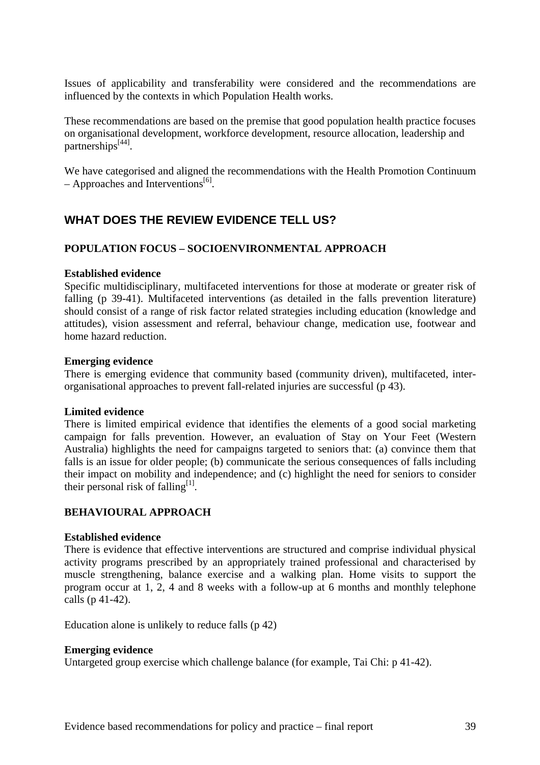Issues of applicability and transferability were considered and the recommendations are influenced by the contexts in which Population Health works.

These recommendations are based on the premise that good population health practice focuses on organisational development, workforce development, resource allocation, leadership and partnerships[44].

We have categorised and aligned the recommendations with the Health Promotion Continuum – Approaches and Interventions[6].

## WHAT DOES THE REVIEW EVIDENCE TELL US?

### POPULATION FOCUS – SOCIOENVIRONMENTAL APPROACH

**Established evidence**

Specific multidisciplinary, multifaceted interventions for those at moderate or greater risk of falling (p 39-41). Multifaceted interventions (as detailed in the falls prevention literature) should consist of a range of risk factor related strategies including education (knowledge and attitudes), vision assessment and referral, behaviour change, medication use, footwear and home hazard reduction.

**Emerging evidence**

There is emerging evidence that community based (community driven), multifaceted, inter-organisational approaches to prevent fall-related injuries are successful (p 43).

**Limited evidence**

There is limited empirical evidence that identifies the elements of a good social marketing campaign for falls prevention. However, an evaluation of Stay on Your Feet (Western Australia) highlights the need for campaigns targeted to seniors that: (a) convince them that falls is an issue for older people; (b) communicate the serious consequences of falls including their impact on mobility and independence; and (c) highlight the need for seniors to consider their personal risk of falling[1].

### BEHAVIOURAL APPROACH

**Established evidence**

There is evidence that effective interventions are structured and comprise individual physical activity programs prescribed by an appropriately trained professional and characterised by muscle strengthening, balance exercise and a walking plan. Home visits to support the program occur at 1, 2, 4 and 8 weeks with a follow-up at 6 months and monthly telephone calls (p 41-42).

Education alone is unlikely to reduce falls (p 42)

**Emerging evidence**

Untargeted group exercise which challenge balance (for example, Tai Chi: p 41-42).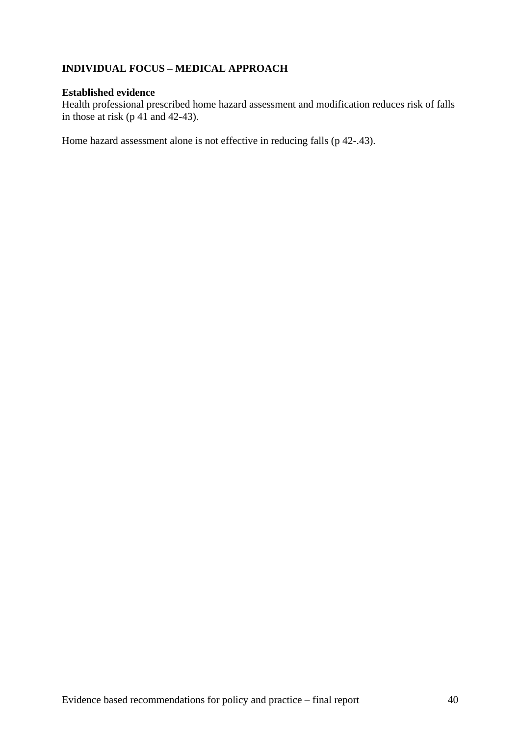**INDIVIDUAL FOCUS – MEDICAL APPROACH**

**Established evidence**

Health professional prescribed home hazard assessment and modification reduces risk of falls in those at risk (p 41 and 42-43).

Home hazard assessment alone is not effective in reducing falls (p 42-.43).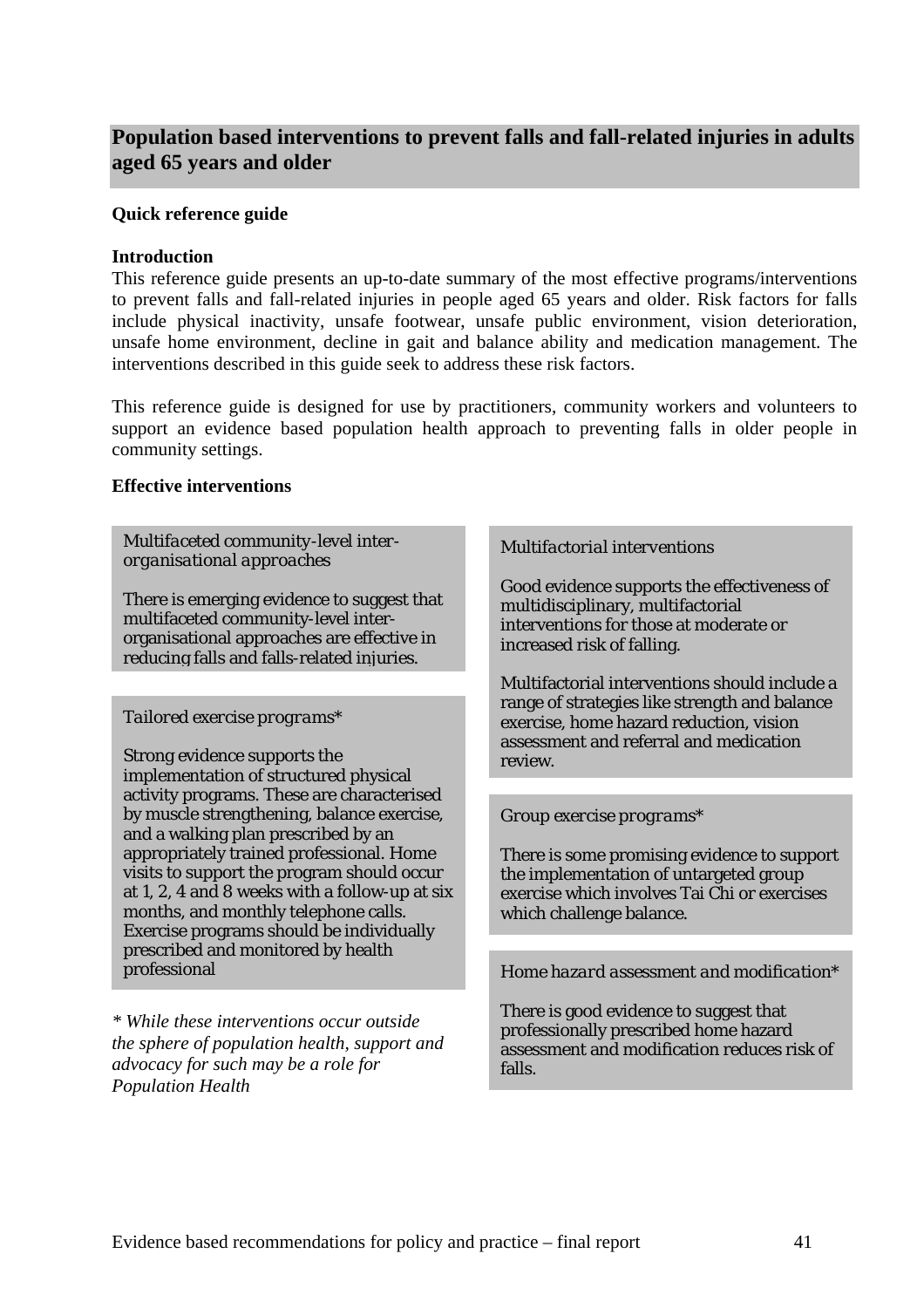## Population based interventions to prevent falls and fall-related injuries in adults aged 65 years and older

**Quick reference guide**

**Introduction**

This reference guide presents an up-to-date summary of the most effective programs/interventions to prevent falls and fall-related injuries in people aged 65 years and older. Risk factors for falls include physical inactivity, unsafe footwear, unsafe public environment, vision deterioration, unsafe home environment, decline in gait and balance ability and medication management. The interventions described in this guide seek to address these risk factors.

This reference guide is designed for use by practitioners, community workers and volunteers to support an evidence based population health approach to preventing falls in older people in community settings.

**Effective interventions**

*Multifaceted community-level inter-organisational approaches*

There is emerging evidence to suggest that multifaceted community-level inter-organisational approaches are effective in reducing falls and falls-related injuries.

*Tailored exercise programs**

Strong evidence supports the implementation of structured physical activity programs. These are characterised by muscle strengthening, balance exercise, and a walking plan prescribed by an appropriately trained professional. Home visits to support the program should occur at 1, 2, 4 and 8 weeks with a follow-up at six months, and monthly telephone calls. Exercise programs should be individually prescribed and monitored by health professional

*\* While these interventions occur outside the sphere of population health, support and advocacy for such may be a role for Population Health*

*Multifactorial interventions*

Good evidence supports the effectiveness of multidisciplinary, multifactorial interventions for those at moderate or increased risk of falling.

Multifactorial interventions should include a range of strategies like strength and balance exercise, home hazard reduction, vision assessment and referral and medication review.

*Group exercise programs**

There is some promising evidence to support the implementation of untargeted group exercise which involves Tai Chi or exercises which challenge balance.

*Home hazard assessment and modification**

There is good evidence to suggest that professionally prescribed home hazard assessment and modification reduces risk of falls.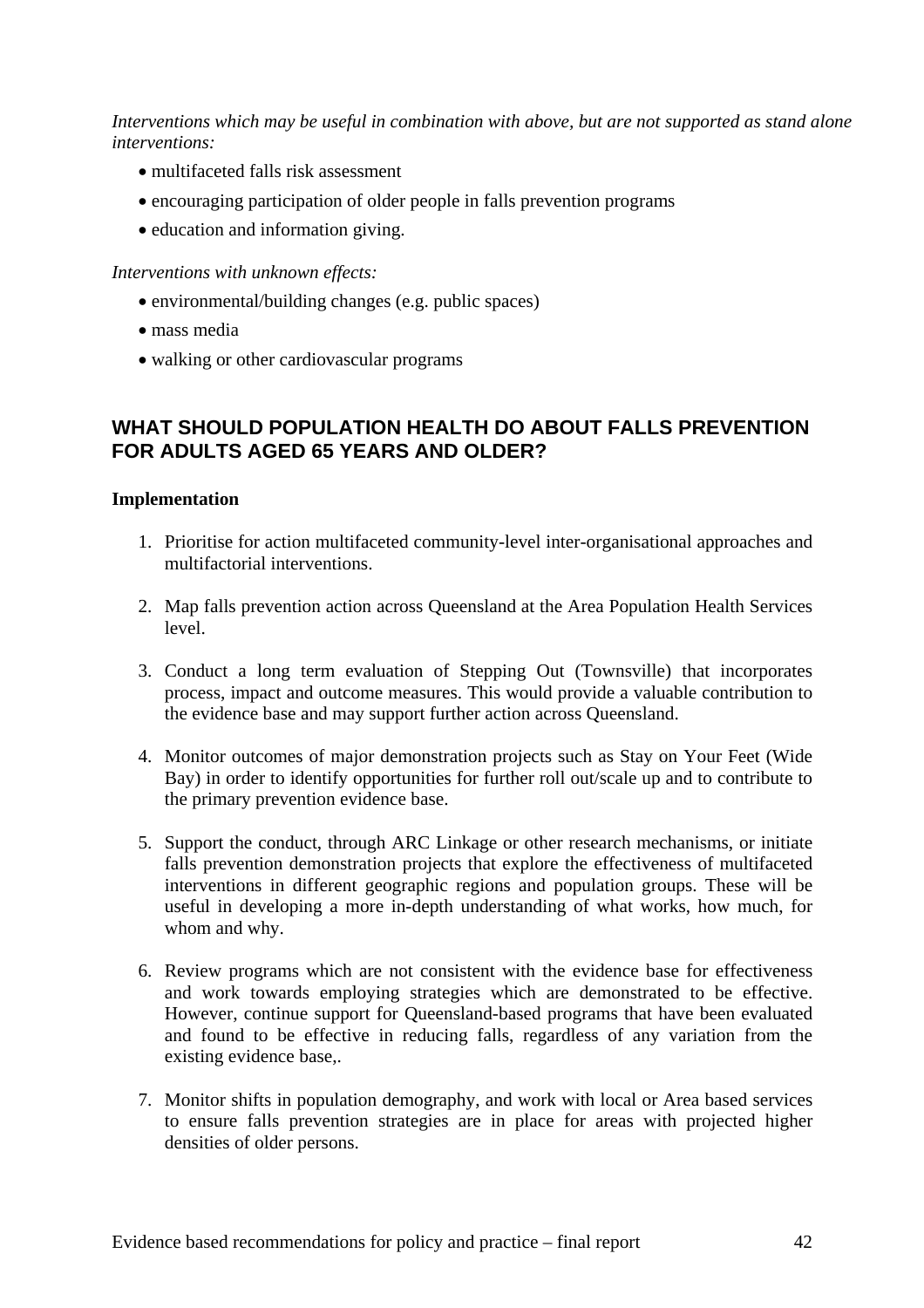*Interventions which may be useful in combination with above, but are not supported as stand alone interventions:*

- multifaceted falls risk assessment
- encouraging participation of older people in falls prevention programs
- education and information giving.

*Interventions with unknown effects:*

- environmental/building changes (e.g. public spaces)
- mass media
- walking or other cardiovascular programs

## WHAT SHOULD POPULATION HEALTH DO ABOUT FALLS PREVENTION FOR ADULTS AGED 65 YEARS AND OLDER?

**Implementation**

1. Prioritise for action multifaceted community-level inter-organisational approaches and multifactorial interventions.
2. Map falls prevention action across Queensland at the Area Population Health Services level.
3. Conduct a long term evaluation of Stepping Out (Townsville) that incorporates process, impact and outcome measures. This would provide a valuable contribution to the evidence base and may support further action across Queensland.
4. Monitor outcomes of major demonstration projects such as Stay on Your Feet (Wide Bay) in order to identify opportunities for further roll out/scale up and to contribute to the primary prevention evidence base.
5. Support the conduct, through ARC Linkage or other research mechanisms, or initiate falls prevention demonstration projects that explore the effectiveness of multifaceted interventions in different geographic regions and population groups. These will be useful in developing a more in-depth understanding of what works, how much, for whom and why.
6. Review programs which are not consistent with the evidence base for effectiveness and work towards employing strategies which are demonstrated to be effective. However, continue support for Queensland-based programs that have been evaluated and found to be effective in reducing falls, regardless of any variation from the existing evidence base,.
7. Monitor shifts in population demography, and work with local or Area based services to ensure falls prevention strategies are in place for areas with projected higher densities of older persons.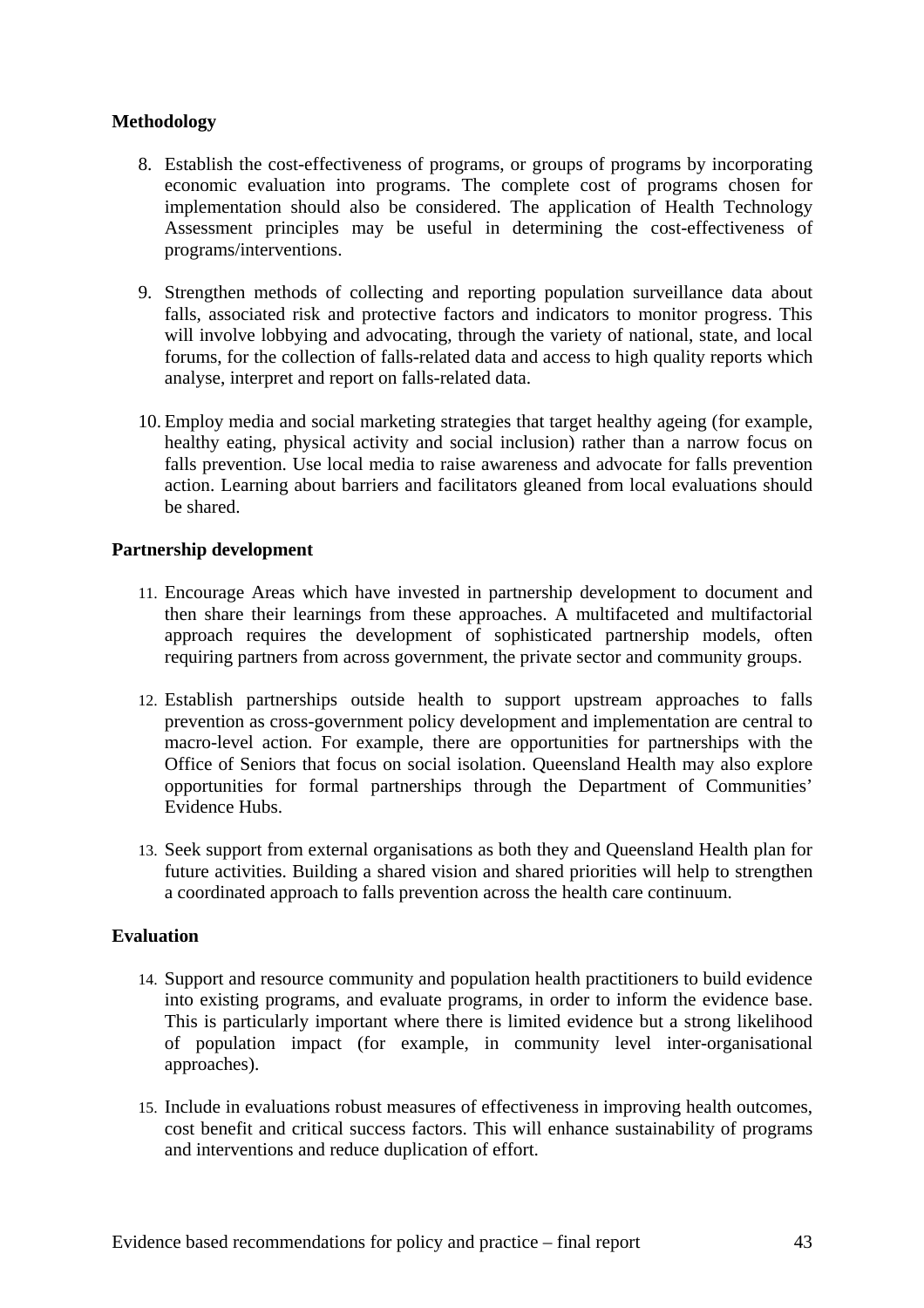**Methodology**

8. Establish the cost-effectiveness of programs, or groups of programs by incorporating economic evaluation into programs. The complete cost of programs chosen for implementation should also be considered. The application of Health Technology Assessment principles may be useful in determining the cost-effectiveness of programs/interventions.

9. Strengthen methods of collecting and reporting population surveillance data about falls, associated risk and protective factors and indicators to monitor progress. This will involve lobbying and advocating, through the variety of national, state, and local forums, for the collection of falls-related data and access to high quality reports which analyse, interpret and report on falls-related data.

10. Employ media and social marketing strategies that target healthy ageing (for example, healthy eating, physical activity and social inclusion) rather than a narrow focus on falls prevention. Use local media to raise awareness and advocate for falls prevention action. Learning about barriers and facilitators gleaned from local evaluations should be shared.

**Partnership development**

11. Encourage Areas which have invested in partnership development to document and then share their learnings from these approaches. A multifaceted and multifactorial approach requires the development of sophisticated partnership models, often requiring partners from across government, the private sector and community groups.

12. Establish partnerships outside health to support upstream approaches to falls prevention as cross-government policy development and implementation are central to macro-level action. For example, there are opportunities for partnerships with the Office of Seniors that focus on social isolation. Queensland Health may also explore opportunities for formal partnerships through the Department of Communities' Evidence Hubs.

13. Seek support from external organisations as both they and Queensland Health plan for future activities. Building a shared vision and shared priorities will help to strengthen a coordinated approach to falls prevention across the health care continuum.

**Evaluation**

14. Support and resource community and population health practitioners to build evidence into existing programs, and evaluate programs, in order to inform the evidence base. This is particularly important where there is limited evidence but a strong likelihood of population impact (for example, in community level inter-organisational approaches).

15. Include in evaluations robust measures of effectiveness in improving health outcomes, cost benefit and critical success factors. This will enhance sustainability of programs and interventions and reduce duplication of effort.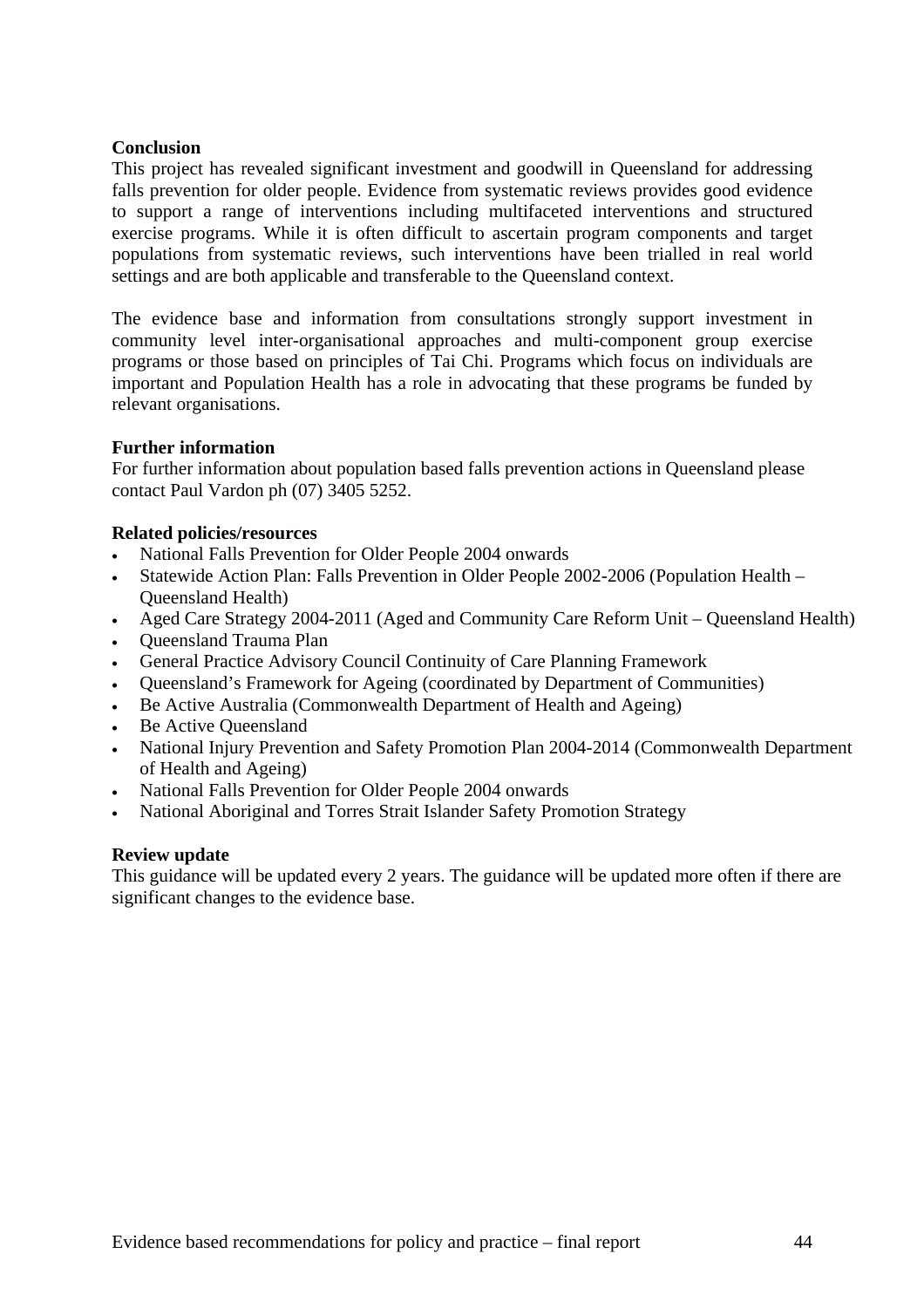**Conclusion**

This project has revealed significant investment and goodwill in Queensland for addressing falls prevention for older people. Evidence from systematic reviews provides good evidence to support a range of interventions including multifaceted interventions and structured exercise programs. While it is often difficult to ascertain program components and target populations from systematic reviews, such interventions have been trialled in real world settings and are both applicable and transferable to the Queensland context.

The evidence base and information from consultations strongly support investment in community level inter-organisational approaches and multi-component group exercise programs or those based on principles of Tai Chi. Programs which focus on individuals are important and Population Health has a role in advocating that these programs be funded by relevant organisations.

**Further information**

For further information about population based falls prevention actions in Queensland please contact Paul Vardon ph (07) 3405 5252.

**Related policies/resources**

- National Falls Prevention for Older People 2004 onwards
- Statewide Action Plan: Falls Prevention in Older People 2002-2006 (Population Health – Queensland Health)
- Aged Care Strategy 2004-2011 (Aged and Community Care Reform Unit – Queensland Health)
- Queensland Trauma Plan
- General Practice Advisory Council Continuity of Care Planning Framework
- Queensland's Framework for Ageing (coordinated by Department of Communities)
- Be Active Australia (Commonwealth Department of Health and Ageing)
- Be Active Queensland
- National Injury Prevention and Safety Promotion Plan 2004-2014 (Commonwealth Department of Health and Ageing)
- National Falls Prevention for Older People 2004 onwards
- National Aboriginal and Torres Strait Islander Safety Promotion Strategy

**Review update**

This guidance will be updated every 2 years. The guidance will be updated more often if there are significant changes to the evidence base.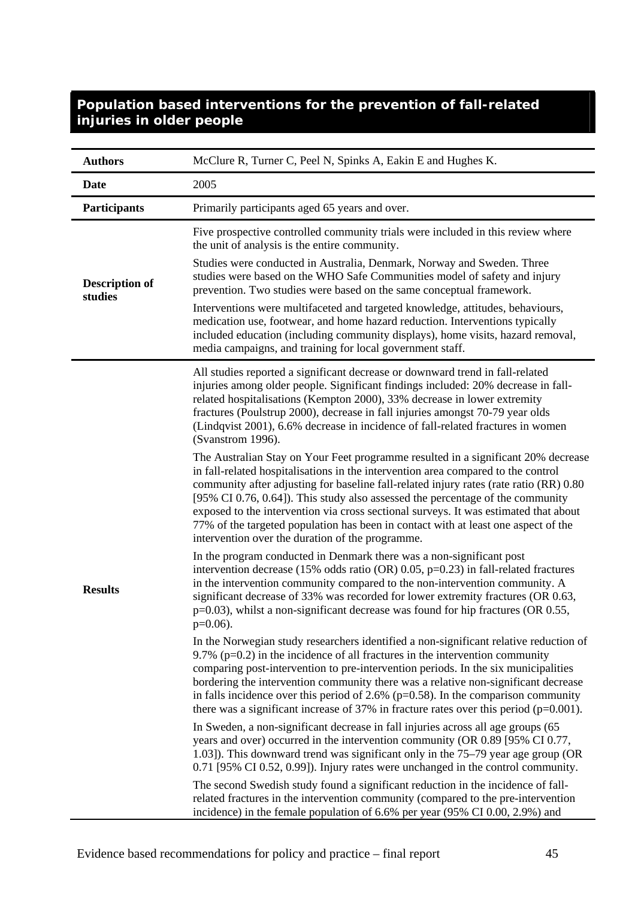## Population based interventions for the prevention of fall-related injuries in older people

| | |
|---|---|
| **Authors** | McClure R, Turner C, Peel N, Spinks A, Eakin E and Hughes K. |
| **Date** | 2005 |
| **Participants** | Primarily participants aged 65 years and over. |
| **Description of studies** | Five prospective controlled community trials were included in this review where the unit of analysis is the entire community.<br><br>Studies were conducted in Australia, Denmark, Norway and Sweden. Three studies were based on the WHO Safe Communities model of safety and injury prevention. Two studies were based on the same conceptual framework.<br><br>Interventions were multifaceted and targeted knowledge, attitudes, behaviours, medication use, footwear, and home hazard reduction. Interventions typically included education (including community displays), home visits, hazard removal, media campaigns, and training for local government staff. |
| **Results** | All studies reported a significant decrease or downward trend in fall-related injuries among older people. Significant findings included: 20% decrease in fall-related hospitalisations (Kempton 2000), 33% decrease in lower extremity fractures (Poulstrup 2000), decrease in fall injuries amongst 70-79 year olds (Lindqvist 2001), 6.6% decrease in incidence of fall-related fractures in women (Svanstrom 1996).<br><br>The Australian Stay on Your Feet programme resulted in a significant 20% decrease in fall-related hospitalisations in the intervention area compared to the control community after adjusting for baseline fall-related injury rates (rate ratio (RR) 0.80 [95% CI 0.76, 0.64]). This study also assessed the percentage of the community exposed to the intervention via cross sectional surveys. It was estimated that about 77% of the targeted population has been in contact with at least one aspect of the intervention over the duration of the programme.<br><br>In the program conducted in Denmark there was a non-significant post intervention decrease (15% odds ratio (OR) 0.05, p=0.23) in fall-related fractures in the intervention community compared to the non-intervention community. A significant decrease of 33% was recorded for lower extremity fractures (OR 0.63, p=0.03), whilst a non-significant decrease was found for hip fractures (OR 0.55, p=0.06).<br><br>In the Norwegian study researchers identified a non-significant relative reduction of 9.7% (p=0.2) in the incidence of all fractures in the intervention community comparing post-intervention to pre-intervention periods. In the six municipalities bordering the intervention community there was a relative non-significant decrease in falls incidence over this period of 2.6% (p=0.58). In the comparison community there was a significant increase of 37% in fracture rates over this period (p=0.001).<br><br>In Sweden, a non-significant decrease in fall injuries across all age groups (65 years and over) occurred in the intervention community (OR 0.89 [95% CI 0.77, 1.03]). This downward trend was significant only in the 75–79 year age group (OR 0.71 [95% CI 0.52, 0.99]). Injury rates were unchanged in the control community.<br><br>The second Swedish study found a significant reduction in the incidence of fall-related fractures in the intervention community (compared to the pre-intervention incidence) in the female population of 6.6% per year (95% CI 0.00, 2.9%) and |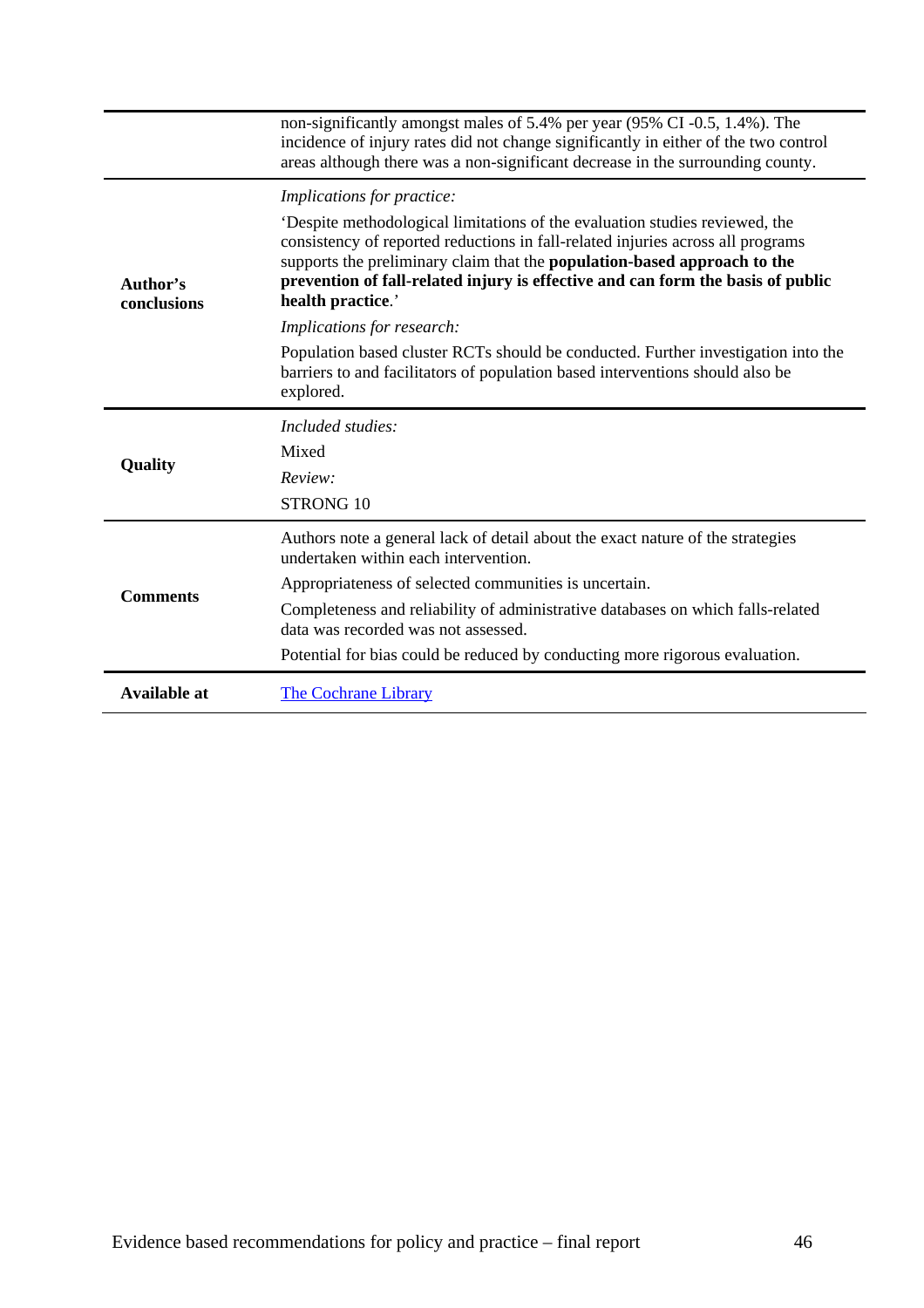| | |
|---|---|
| | non-significantly amongst males of 5.4% per year (95% CI -0.5, 1.4%). The incidence of injury rates did not change significantly in either of the two control areas although there was a non-significant decrease in the surrounding county. |
| **Author's conclusions** | *Implications for practice:*<br><br>'Despite methodological limitations of the evaluation studies reviewed, the consistency of reported reductions in fall-related injuries across all programs supports the preliminary claim that the **population-based approach to the prevention of fall-related injury is effective and can form the basis of public health practice**.'<br><br>*Implications for research:*<br><br>Population based cluster RCTs should be conducted. Further investigation into the barriers to and facilitators of population based interventions should also be explored. |
| **Quality** | *Included studies:*<br><br>Mixed<br><br>*Review:*<br><br>STRONG 10 |
| **Comments** | Authors note a general lack of detail about the exact nature of the strategies undertaken within each intervention.<br><br>Appropriateness of selected communities is uncertain.<br><br>Completeness and reliability of administrative databases on which falls-related data was recorded was not assessed.<br><br>Potential for bias could be reduced by conducting more rigorous evaluation. |
| **Available at** | The Cochrane Library |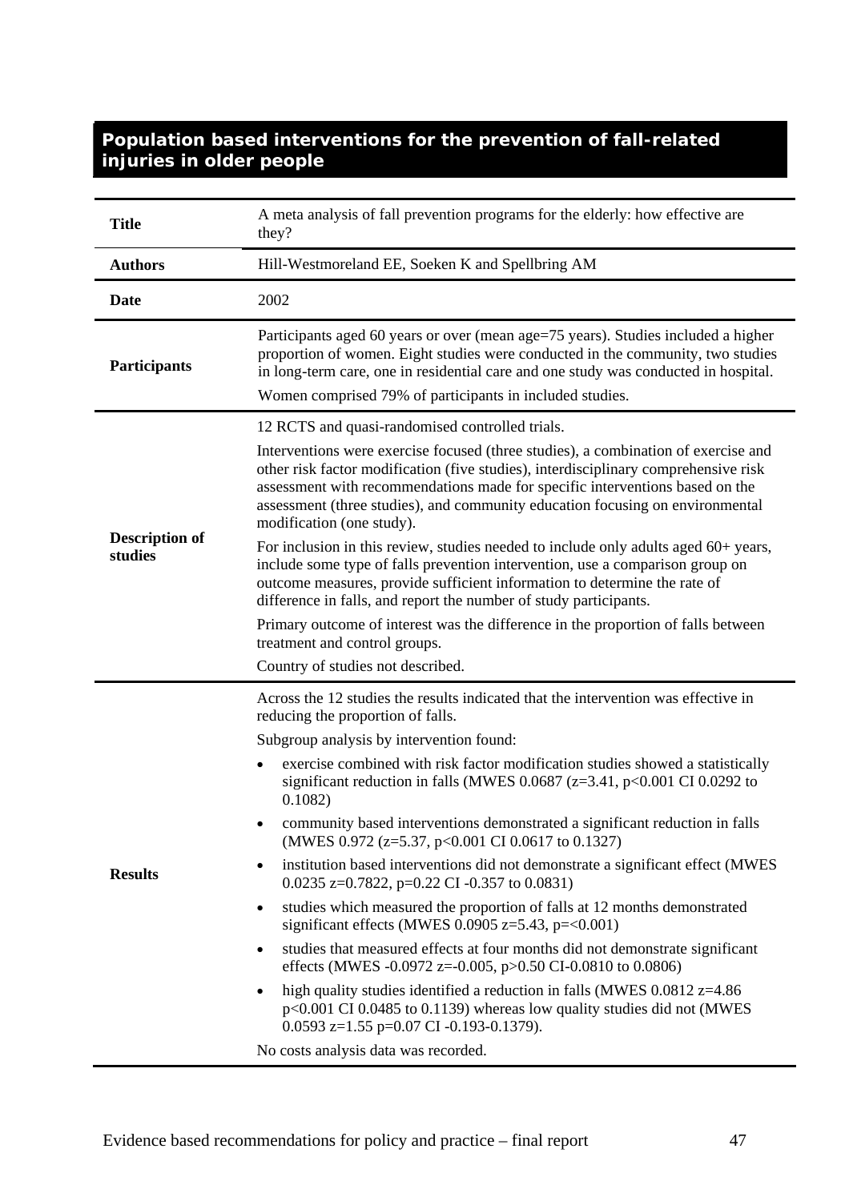## Population based interventions for the prevention of fall-related injuries in older people

| | |
|---|---|
| **Title** | A meta analysis of fall prevention programs for the elderly: how effective are they? |
| **Authors** | Hill-Westmoreland EE, Soeken K and Spellbring AM |
| **Date** | 2002 |
| **Participants** | Participants aged 60 years or over (mean age=75 years). Studies included a higher proportion of women. Eight studies were conducted in the community, two studies in long-term care, one in residential care and one study was conducted in hospital.<br><br>Women comprised 79% of participants in included studies. |
| **Description of studies** | 12 RCTS and quasi-randomised controlled trials.<br><br>Interventions were exercise focused (three studies), a combination of exercise and other risk factor modification (five studies), interdisciplinary comprehensive risk assessment with recommendations made for specific interventions based on the assessment (three studies), and community education focusing on environmental modification (one study).<br><br>For inclusion in this review, studies needed to include only adults aged 60+ years, include some type of falls prevention intervention, use a comparison group on outcome measures, provide sufficient information to determine the rate of difference in falls, and report the number of study participants.<br><br>Primary outcome of interest was the difference in the proportion of falls between treatment and control groups.<br><br>Country of studies not described. |
| **Results** | Across the 12 studies the results indicated that the intervention was effective in reducing the proportion of falls.<br><br>Subgroup analysis by intervention found:<br><br>• exercise combined with risk factor modification studies showed a statistically significant reduction in falls (MWES 0.0687 (z=3.41, p<0.001 CI 0.0292 to 0.1082)<br><br>• community based interventions demonstrated a significant reduction in falls (MWES 0.972 (z=5.37, p<0.001 CI 0.0617 to 0.1327)<br><br>• institution based interventions did not demonstrate a significant effect (MWES 0.0235 z=0.7822, p=0.22 CI -0.357 to 0.0831)<br><br>• studies which measured the proportion of falls at 12 months demonstrated significant effects (MWES 0.0905 z=5.43, p=<0.001)<br><br>• studies that measured effects at four months did not demonstrate significant effects (MWES -0.0972 z=-0.005, p>0.50 CI-0.0810 to 0.0806)<br><br>• high quality studies identified a reduction in falls (MWES 0.0812 z=4.86 p<0.001 CI 0.0485 to 0.1139) whereas low quality studies did not (MWES 0.0593 z=1.55 p=0.07 CI -0.193-0.1379).<br><br>No costs analysis data was recorded. |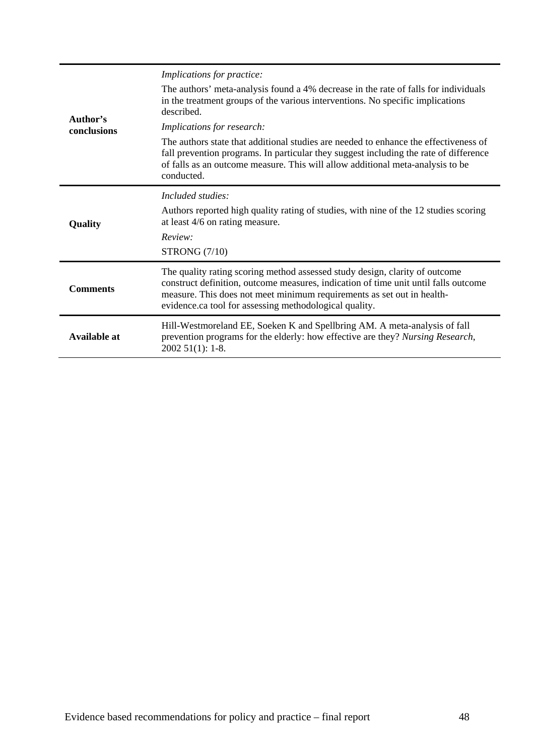| | |
|---|---|
| **Author's conclusions** | *Implications for practice:*<br><br>The authors' meta-analysis found a 4% decrease in the rate of falls for individuals in the treatment groups of the various interventions. No specific implications described.<br><br>*Implications for research:*<br><br>The authors state that additional studies are needed to enhance the effectiveness of fall prevention programs. In particular they suggest including the rate of difference of falls as an outcome measure. This will allow additional meta-analysis to be conducted. |
| **Quality** | *Included studies:*<br><br>Authors reported high quality rating of studies, with nine of the 12 studies scoring at least 4/6 on rating measure.<br><br>*Review:*<br><br>STRONG (7/10) |
| **Comments** | The quality rating scoring method assessed study design, clarity of outcome construct definition, outcome measures, indication of time unit until falls outcome measure. This does not meet minimum requirements as set out in health-evidence.ca tool for assessing methodological quality. |
| **Available at** | Hill-Westmoreland EE, Soeken K and Spellbring AM. A meta-analysis of fall prevention programs for the elderly: how effective are they? *Nursing Research*, 2002 51(1): 1-8. |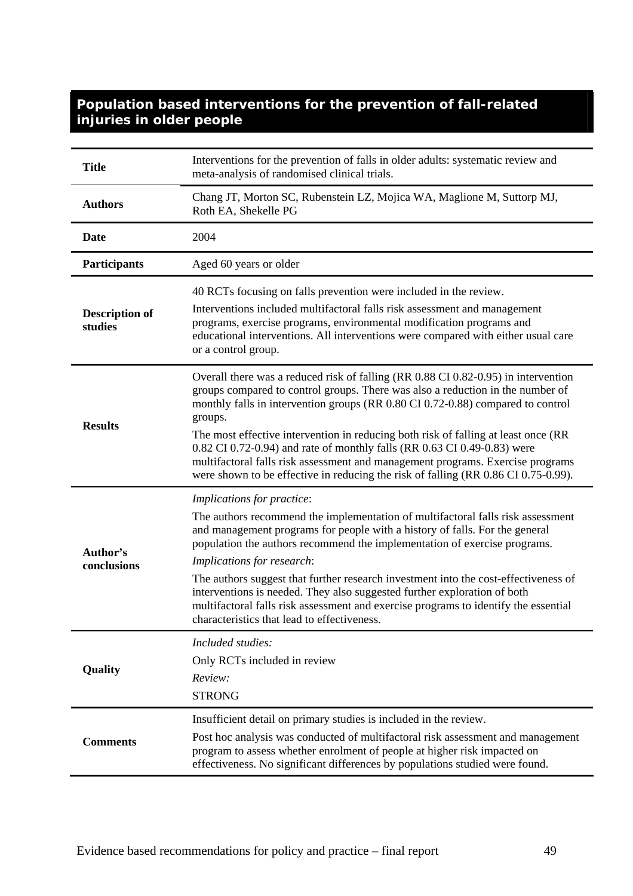## Population based interventions for the prevention of fall-related injuries in older people

| | |
|---|---|
| **Title** | Interventions for the prevention of falls in older adults: systematic review and meta-analysis of randomised clinical trials. |
| **Authors** | Chang JT, Morton SC, Rubenstein LZ, Mojica WA, Maglione M, Suttorp MJ, Roth EA, Shekelle PG |
| **Date** | 2004 |
| **Participants** | Aged 60 years or older |
| **Description of studies** | 40 RCTs focusing on falls prevention were included in the review.<br><br>Interventions included multifactoral falls risk assessment and management programs, exercise programs, environmental modification programs and educational interventions. All interventions were compared with either usual care or a control group. |
| **Results** | Overall there was a reduced risk of falling (RR 0.88 CI 0.82-0.95) in intervention groups compared to control groups. There was also a reduction in the number of monthly falls in intervention groups (RR 0.80 CI 0.72-0.88) compared to control groups.<br><br>The most effective intervention in reducing both risk of falling at least once (RR 0.82 CI 0.72-0.94) and rate of monthly falls (RR 0.63 CI 0.49-0.83) were multifactoral falls risk assessment and management programs. Exercise programs were shown to be effective in reducing the risk of falling (RR 0.86 CI 0.75-0.99). |
| **Author's conclusions** | *Implications for practice*:<br><br>The authors recommend the implementation of multifactoral falls risk assessment and management programs for people with a history of falls. For the general population the authors recommend the implementation of exercise programs.<br><br>*Implications for research*:<br><br>The authors suggest that further research investment into the cost-effectiveness of interventions is needed. They also suggested further exploration of both multifactoral falls risk assessment and exercise programs to identify the essential characteristics that lead to effectiveness. |
| **Quality** | *Included studies:*<br><br>Only RCTs included in review<br><br>*Review:*<br><br>STRONG |
| **Comments** | Insufficient detail on primary studies is included in the review.<br><br>Post hoc analysis was conducted of multifactoral risk assessment and management program to assess whether enrolment of people at higher risk impacted on effectiveness. No significant differences by populations studied were found. |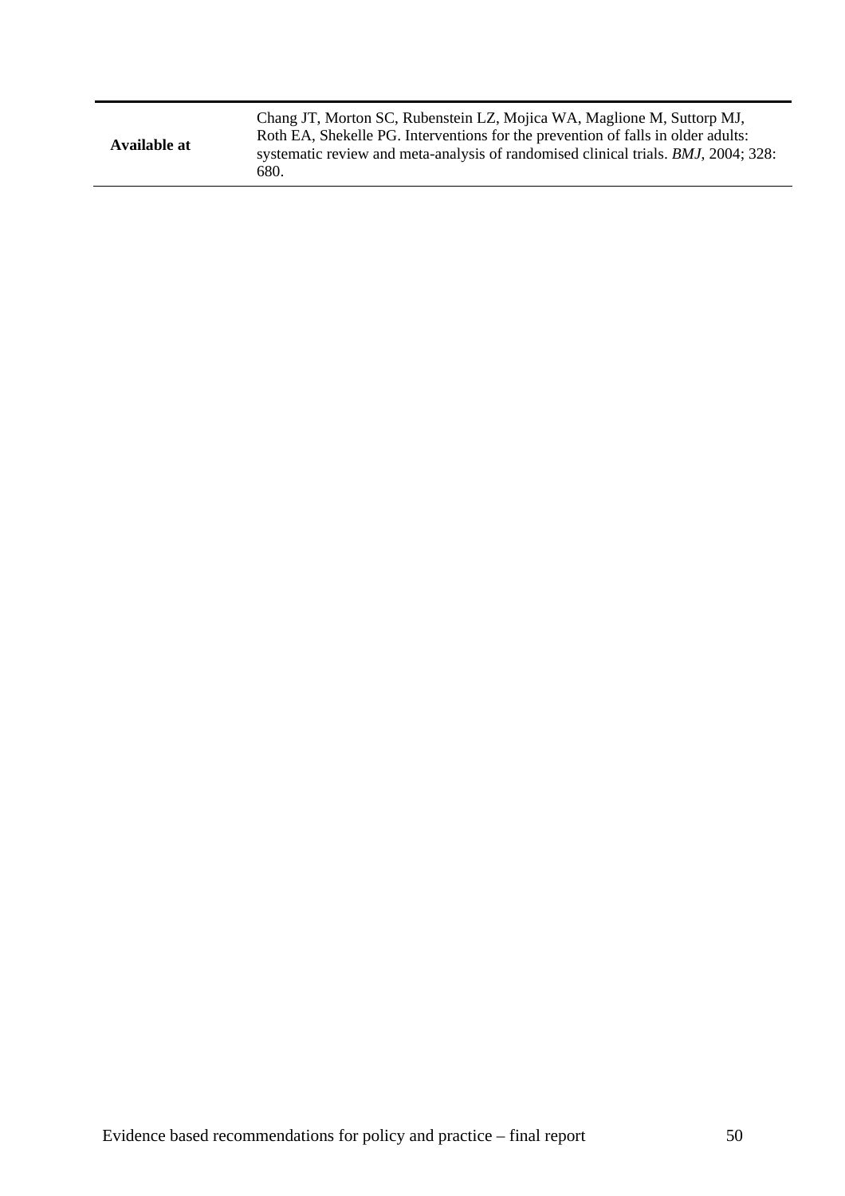| | |
|---|---|
| **Available at** | Chang JT, Morton SC, Rubenstein LZ, Mojica WA, Maglione M, Suttorp MJ, Roth EA, Shekelle PG. Interventions for the prevention of falls in older adults: systematic review and meta-analysis of randomised clinical trials. *BMJ*, 2004; 328: 680. |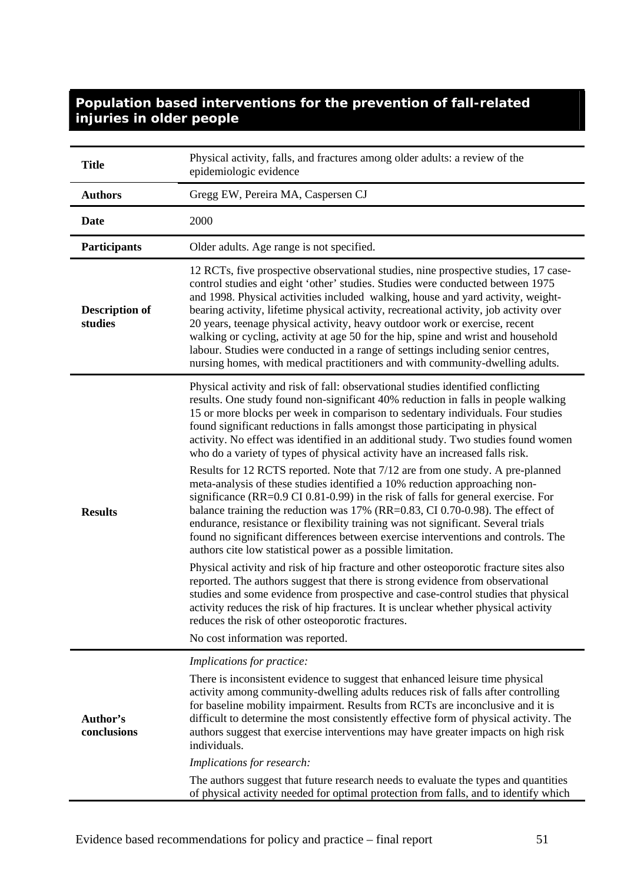## Population based interventions for the prevention of fall-related injuries in older people

| | |
|---|---|
| **Title** | Physical activity, falls, and fractures among older adults: a review of the epidemiologic evidence |
| **Authors** | Gregg EW, Pereira MA, Caspersen CJ |
| **Date** | 2000 |
| **Participants** | Older adults. Age range is not specified. |
| **Description of studies** | 12 RCTs, five prospective observational studies, nine prospective studies, 17 case-control studies and eight 'other' studies. Studies were conducted between 1975 and 1998. Physical activities included walking, house and yard activity, weight-bearing activity, lifetime physical activity, recreational activity, job activity over 20 years, teenage physical activity, heavy outdoor work or exercise, recent walking or cycling, activity at age 50 for the hip, spine and wrist and household labour. Studies were conducted in a range of settings including senior centres, nursing homes, with medical practitioners and with community-dwelling adults. |
| **Results** | Physical activity and risk of fall: observational studies identified conflicting results. One study found non-significant 40% reduction in falls in people walking 15 or more blocks per week in comparison to sedentary individuals. Four studies found significant reductions in falls amongst those participating in physical activity. No effect was identified in an additional study. Two studies found women who do a variety of types of physical activity have an increased falls risk.<br><br>Results for 12 RCTS reported. Note that 7/12 are from one study. A pre-planned meta-analysis of these studies identified a 10% reduction approaching non-significance (RR=0.9 CI 0.81-0.99) in the risk of falls for general exercise. For balance training the reduction was 17% (RR=0.83, CI 0.70-0.98). The effect of endurance, resistance or flexibility training was not significant. Several trials found no significant differences between exercise interventions and controls. The authors cite low statistical power as a possible limitation.<br><br>Physical activity and risk of hip fracture and other osteoporotic fracture sites also reported. The authors suggest that there is strong evidence from observational studies and some evidence from prospective and case-control studies that physical activity reduces the risk of hip fractures. It is unclear whether physical activity reduces the risk of other osteoporotic fractures.<br><br>No cost information was reported. |
| **Author's conclusions** | *Implications for practice:*<br><br>There is inconsistent evidence to suggest that enhanced leisure time physical activity among community-dwelling adults reduces risk of falls after controlling for baseline mobility impairment. Results from RCTs are inconclusive and it is difficult to determine the most consistently effective form of physical activity. The authors suggest that exercise interventions may have greater impacts on high risk individuals.<br><br>*Implications for research:*<br><br>The authors suggest that future research needs to evaluate the types and quantities of physical activity needed for optimal protection from falls, and to identify which |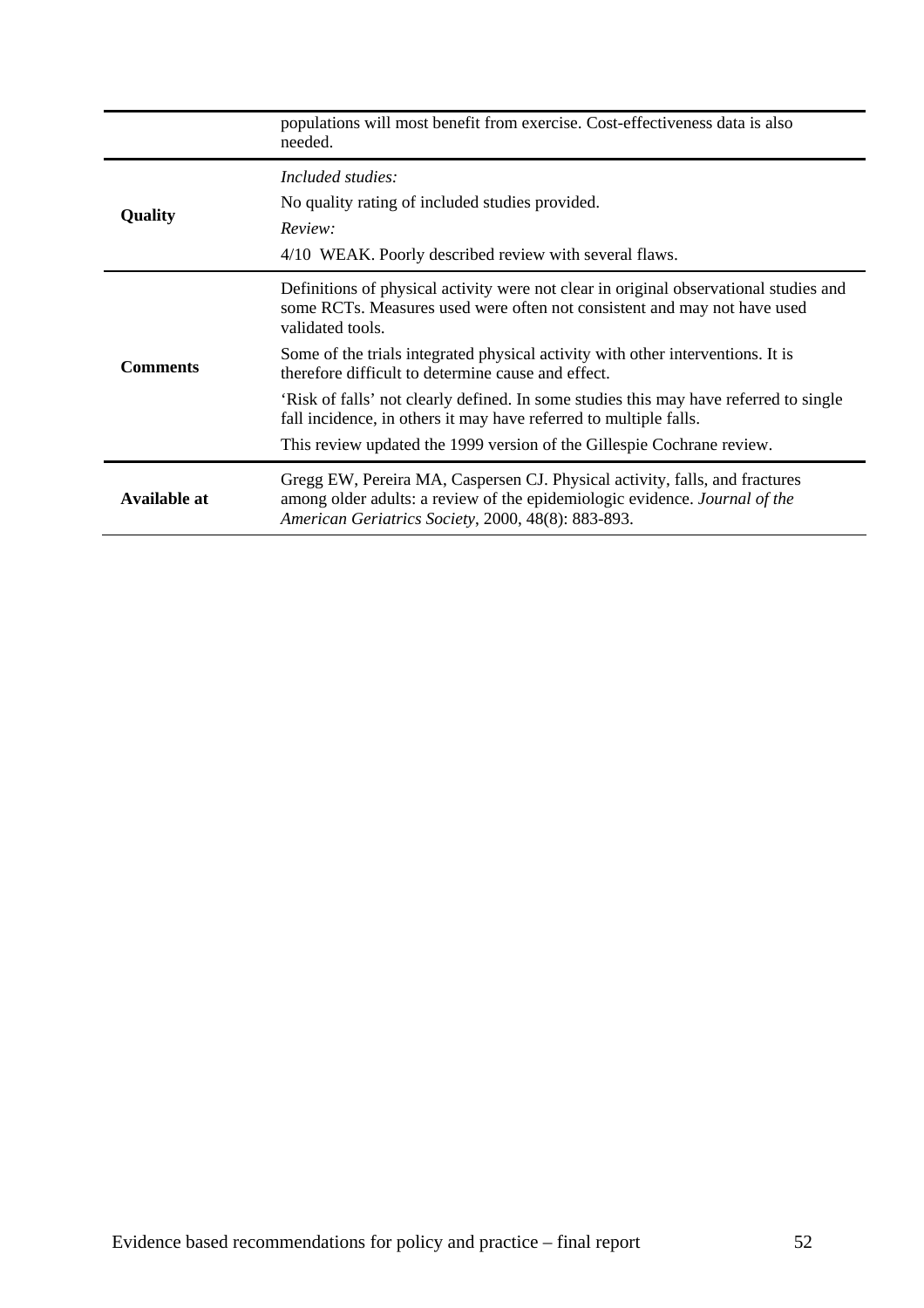| | |
|---|---|
| | populations will most benefit from exercise. Cost-effectiveness data is also needed. |
| **Quality** | *Included studies:*<br><br>No quality rating of included studies provided.<br><br>*Review:*<br><br>4/10 WEAK. Poorly described review with several flaws. |
| **Comments** | Definitions of physical activity were not clear in original observational studies and some RCTs. Measures used were often not consistent and may not have used validated tools.<br><br>Some of the trials integrated physical activity with other interventions. It is therefore difficult to determine cause and effect.<br><br>'Risk of falls' not clearly defined. In some studies this may have referred to single fall incidence, in others it may have referred to multiple falls.<br><br>This review updated the 1999 version of the Gillespie Cochrane review. |
| **Available at** | Gregg EW, Pereira MA, Caspersen CJ. Physical activity, falls, and fractures among older adults: a review of the epidemiologic evidence. *Journal of the American Geriatrics Society*, 2000, 48(8): 883-893. |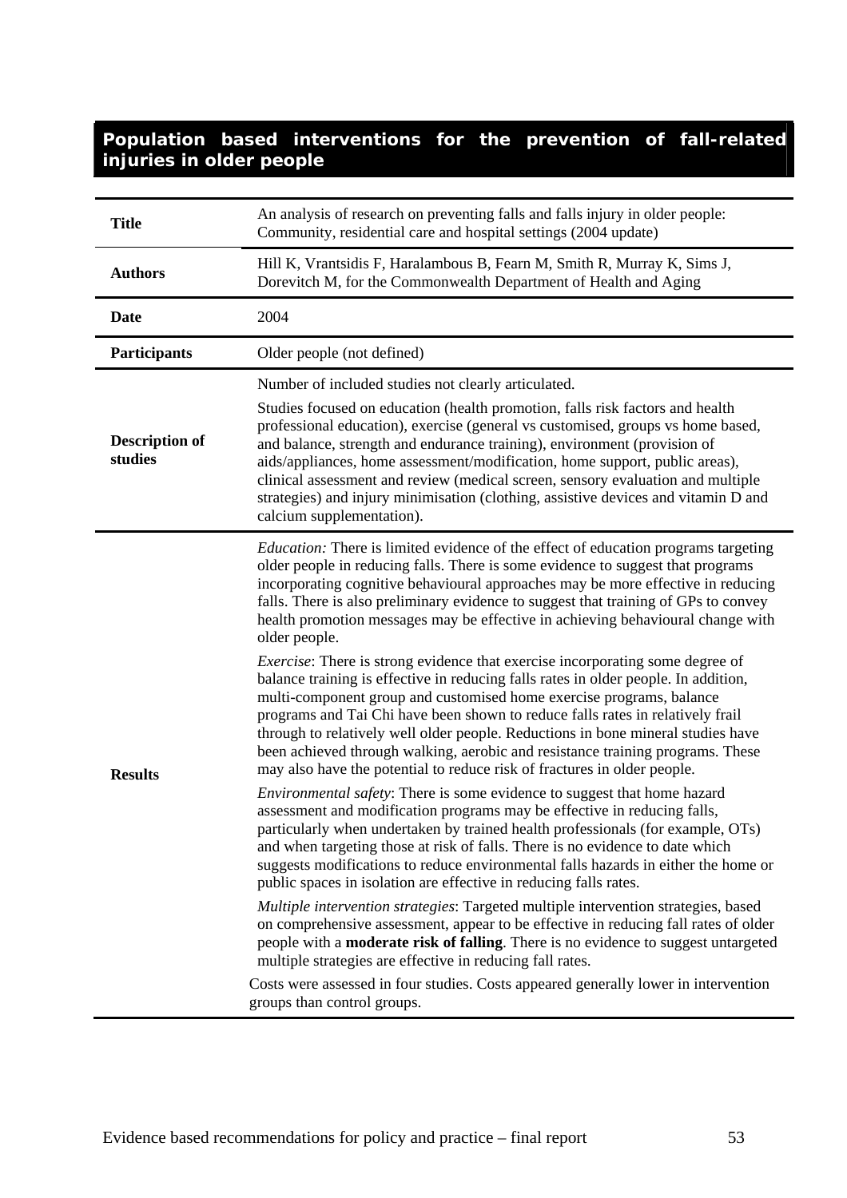## Population based interventions for the prevention of fall-related injuries in older people

| | |
|---|---|
| **Title** | An analysis of research on preventing falls and falls injury in older people: Community, residential care and hospital settings (2004 update) |
| **Authors** | Hill K, Vrantsidis F, Haralambous B, Fearn M, Smith R, Murray K, Sims J, Dorevitch M, for the Commonwealth Department of Health and Aging |
| **Date** | 2004 |
| **Participants** | Older people (not defined) |
| **Description of studies** | Number of included studies not clearly articulated.<br><br>Studies focused on education (health promotion, falls risk factors and health professional education), exercise (general vs customised, groups vs home based, and balance, strength and endurance training), environment (provision of aids/appliances, home assessment/modification, home support, public areas), clinical assessment and review (medical screen, sensory evaluation and multiple strategies) and injury minimisation (clothing, assistive devices and vitamin D and calcium supplementation). |
| **Results** | *Education:* There is limited evidence of the effect of education programs targeting older people in reducing falls. There is some evidence to suggest that programs incorporating cognitive behavioural approaches may be more effective in reducing falls. There is also preliminary evidence to suggest that training of GPs to convey health promotion messages may be effective in achieving behavioural change with older people.<br><br>*Exercise*: There is strong evidence that exercise incorporating some degree of balance training is effective in reducing falls rates in older people. In addition, multi-component group and customised home exercise programs, balance programs and Tai Chi have been shown to reduce falls rates in relatively frail through to relatively well older people. Reductions in bone mineral studies have been achieved through walking, aerobic and resistance training programs. These may also have the potential to reduce risk of fractures in older people.<br><br>*Environmental safety*: There is some evidence to suggest that home hazard assessment and modification programs may be effective in reducing falls, particularly when undertaken by trained health professionals (for example, OTs) and when targeting those at risk of falls. There is no evidence to date which suggests modifications to reduce environmental falls hazards in either the home or public spaces in isolation are effective in reducing falls rates.<br><br>*Multiple intervention strategies*: Targeted multiple intervention strategies, based on comprehensive assessment, appear to be effective in reducing fall rates of older people with a **moderate risk of falling**. There is no evidence to suggest untargeted multiple strategies are effective in reducing fall rates.<br><br>Costs were assessed in four studies. Costs appeared generally lower in intervention groups than control groups. |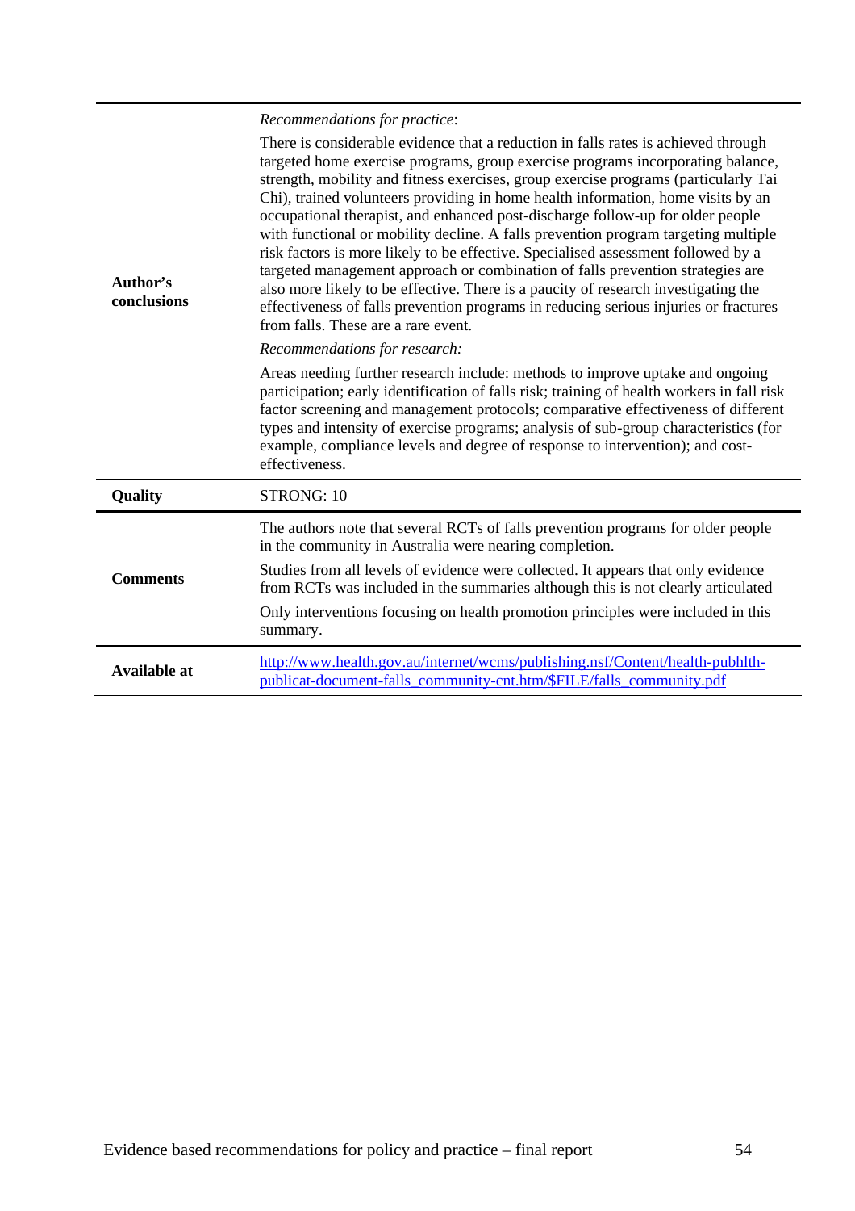| | |
|---|---|
| **Author's conclusions** | *Recommendations for practice*:<br><br>There is considerable evidence that a reduction in falls rates is achieved through targeted home exercise programs, group exercise programs incorporating balance, strength, mobility and fitness exercises, group exercise programs (particularly Tai Chi), trained volunteers providing in home health information, home visits by an occupational therapist, and enhanced post-discharge follow-up for older people with functional or mobility decline. A falls prevention program targeting multiple risk factors is more likely to be effective. Specialised assessment followed by a targeted management approach or combination of falls prevention strategies are also more likely to be effective. There is a paucity of research investigating the effectiveness of falls prevention programs in reducing serious injuries or fractures from falls. These are a rare event.<br><br>*Recommendations for research:*<br><br>Areas needing further research include: methods to improve uptake and ongoing participation; early identification of falls risk; training of health workers in fall risk factor screening and management protocols; comparative effectiveness of different types and intensity of exercise programs; analysis of sub-group characteristics (for example, compliance levels and degree of response to intervention); and cost-effectiveness. |
| **Quality** | STRONG: 10 |
| **Comments** | The authors note that several RCTs of falls prevention programs for older people in the community in Australia were nearing completion.<br><br>Studies from all levels of evidence were collected. It appears that only evidence from RCTs was included in the summaries although this is not clearly articulated<br><br>Only interventions focusing on health promotion principles were included in this summary. |
| **Available at** | http://www.health.gov.au/internet/wcms/publishing.nsf/Content/health-pubhlth-publicat-document-falls_community-cnt.htm/$FILE/falls_community.pdf |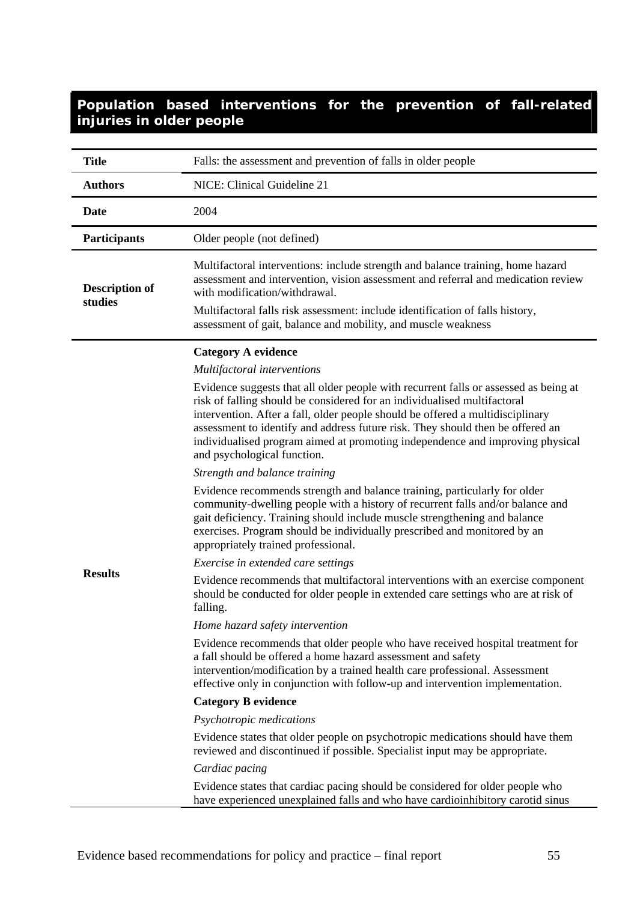## Population based interventions for the prevention of fall-related injuries in older people

| | |
|---|---|
| **Title** | Falls: the assessment and prevention of falls in older people |
| **Authors** | NICE: Clinical Guideline 21 |
| **Date** | 2004 |
| **Participants** | Older people (not defined) |
| **Description of studies** | Multifactoral interventions: include strength and balance training, home hazard assessment and intervention, vision assessment and referral and medication review with modification/withdrawal.<br><br>Multifactoral falls risk assessment: include identification of falls history, assessment of gait, balance and mobility, and muscle weakness |
| **Results** | **Category A evidence**<br><br>*Multifactoral interventions*<br><br>Evidence suggests that all older people with recurrent falls or assessed as being at risk of falling should be considered for an individualised multifactoral intervention. After a fall, older people should be offered a multidisciplinary assessment to identify and address future risk. They should then be offered an individualised program aimed at promoting independence and improving physical and psychological function.<br><br>*Strength and balance training*<br><br>Evidence recommends strength and balance training, particularly for older community-dwelling people with a history of recurrent falls and/or balance and gait deficiency. Training should include muscle strengthening and balance exercises. Program should be individually prescribed and monitored by an appropriately trained professional.<br><br>*Exercise in extended care settings*<br><br>Evidence recommends that multifactoral interventions with an exercise component should be conducted for older people in extended care settings who are at risk of falling.<br><br>*Home hazard safety intervention*<br><br>Evidence recommends that older people who have received hospital treatment for a fall should be offered a home hazard assessment and safety intervention/modification by a trained health care professional. Assessment effective only in conjunction with follow-up and intervention implementation.<br><br>**Category B evidence**<br><br>*Psychotropic medications*<br><br>Evidence states that older people on psychotropic medications should have them reviewed and discontinued if possible. Specialist input may be appropriate.<br><br>*Cardiac pacing*<br><br>Evidence states that cardiac pacing should be considered for older people who have experienced unexplained falls and who have cardioinhibitory carotid sinus |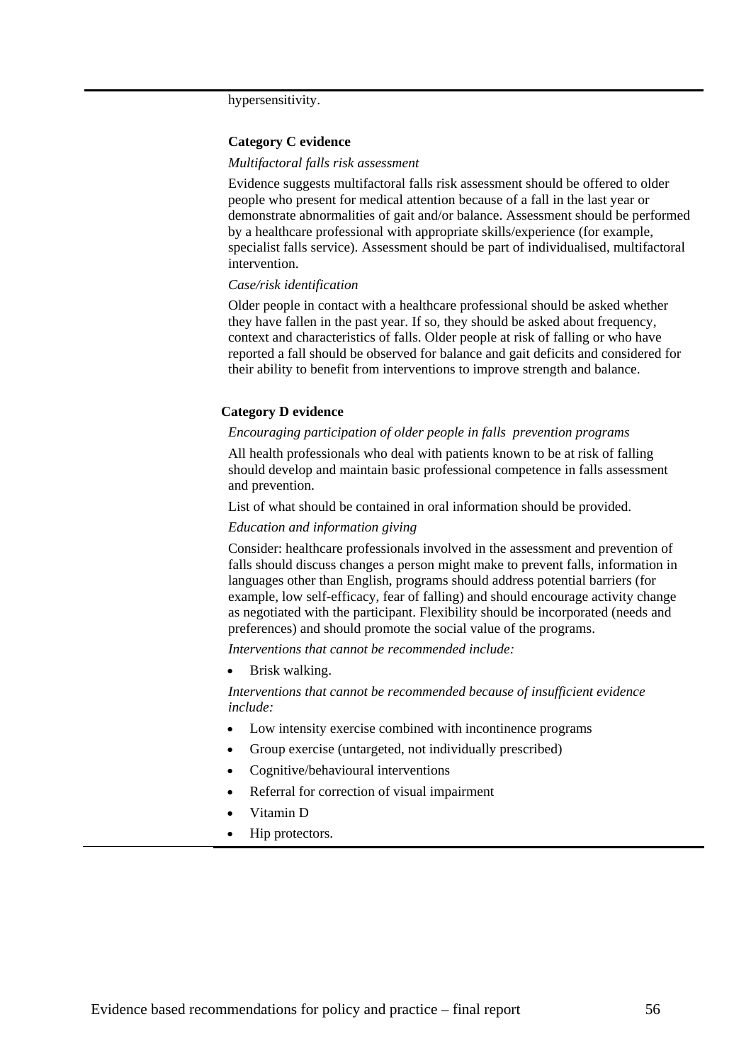hypersensitivity.

**Category C evidence**

*Multifactoral falls risk assessment*

Evidence suggests multifactoral falls risk assessment should be offered to older people who present for medical attention because of a fall in the last year or demonstrate abnormalities of gait and/or balance. Assessment should be performed by a healthcare professional with appropriate skills/experience (for example, specialist falls service). Assessment should be part of individualised, multifactoral intervention.

*Case/risk identification*

Older people in contact with a healthcare professional should be asked whether they have fallen in the past year. If so, they should be asked about frequency, context and characteristics of falls. Older people at risk of falling or who have reported a fall should be observed for balance and gait deficits and considered for their ability to benefit from interventions to improve strength and balance.

**Category D evidence**

*Encouraging participation of older people in falls prevention programs*

All health professionals who deal with patients known to be at risk of falling should develop and maintain basic professional competence in falls assessment and prevention.

List of what should be contained in oral information should be provided.

*Education and information giving*

Consider: healthcare professionals involved in the assessment and prevention of falls should discuss changes a person might make to prevent falls, information in languages other than English, programs should address potential barriers (for example, low self-efficacy, fear of falling) and should encourage activity change as negotiated with the participant. Flexibility should be incorporated (needs and preferences) and should promote the social value of the programs.

*Interventions that cannot be recommended include:*

- Brisk walking.

*Interventions that cannot be recommended because of insufficient evidence include:*

- Low intensity exercise combined with incontinence programs
- Group exercise (untargeted, not individually prescribed)
- Cognitive/behavioural interventions
- Referral for correction of visual impairment
- Vitamin D
- Hip protectors.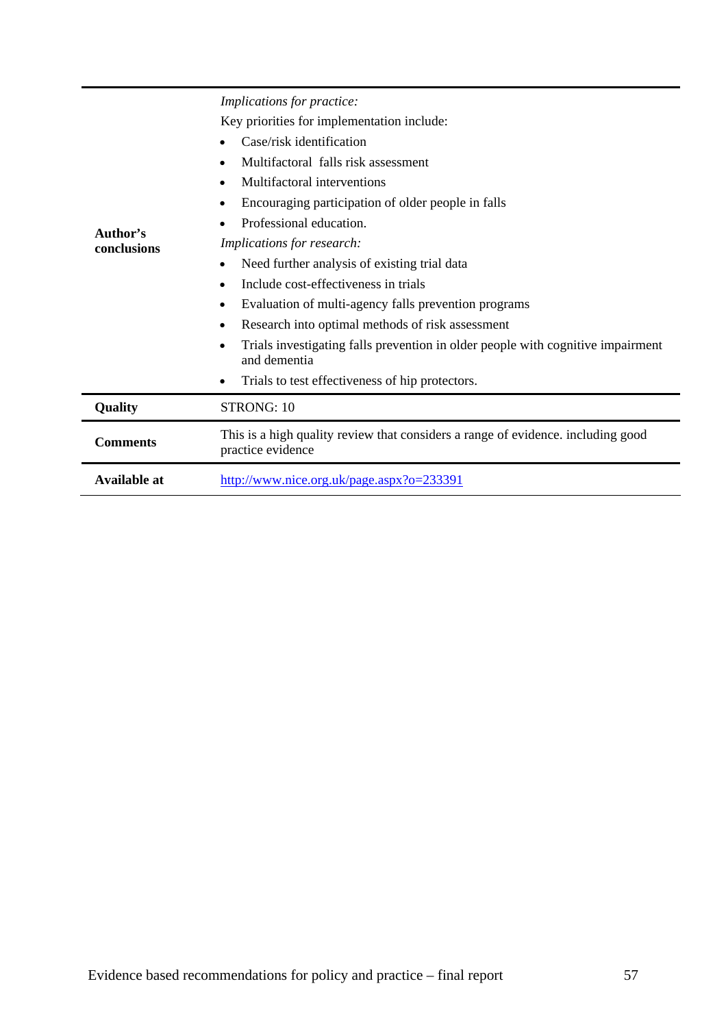| | |
|---|---|
| **Author's conclusions** | *Implications for practice:*<br>Key priorities for implementation include:<br>• Case/risk identification<br>• Multifactoral falls risk assessment<br>• Multifactoral interventions<br>• Encouraging participation of older people in falls<br>• Professional education.<br>*Implications for research:*<br>• Need further analysis of existing trial data<br>• Include cost-effectiveness in trials<br>• Evaluation of multi-agency falls prevention programs<br>• Research into optimal methods of risk assessment<br>• Trials investigating falls prevention in older people with cognitive impairment and dementia<br>• Trials to test effectiveness of hip protectors. |
| **Quality** | STRONG: 10 |
| **Comments** | This is a high quality review that considers a range of evidence. including good practice evidence |
| **Available at** | http://www.nice.org.uk/page.aspx?o=233391 |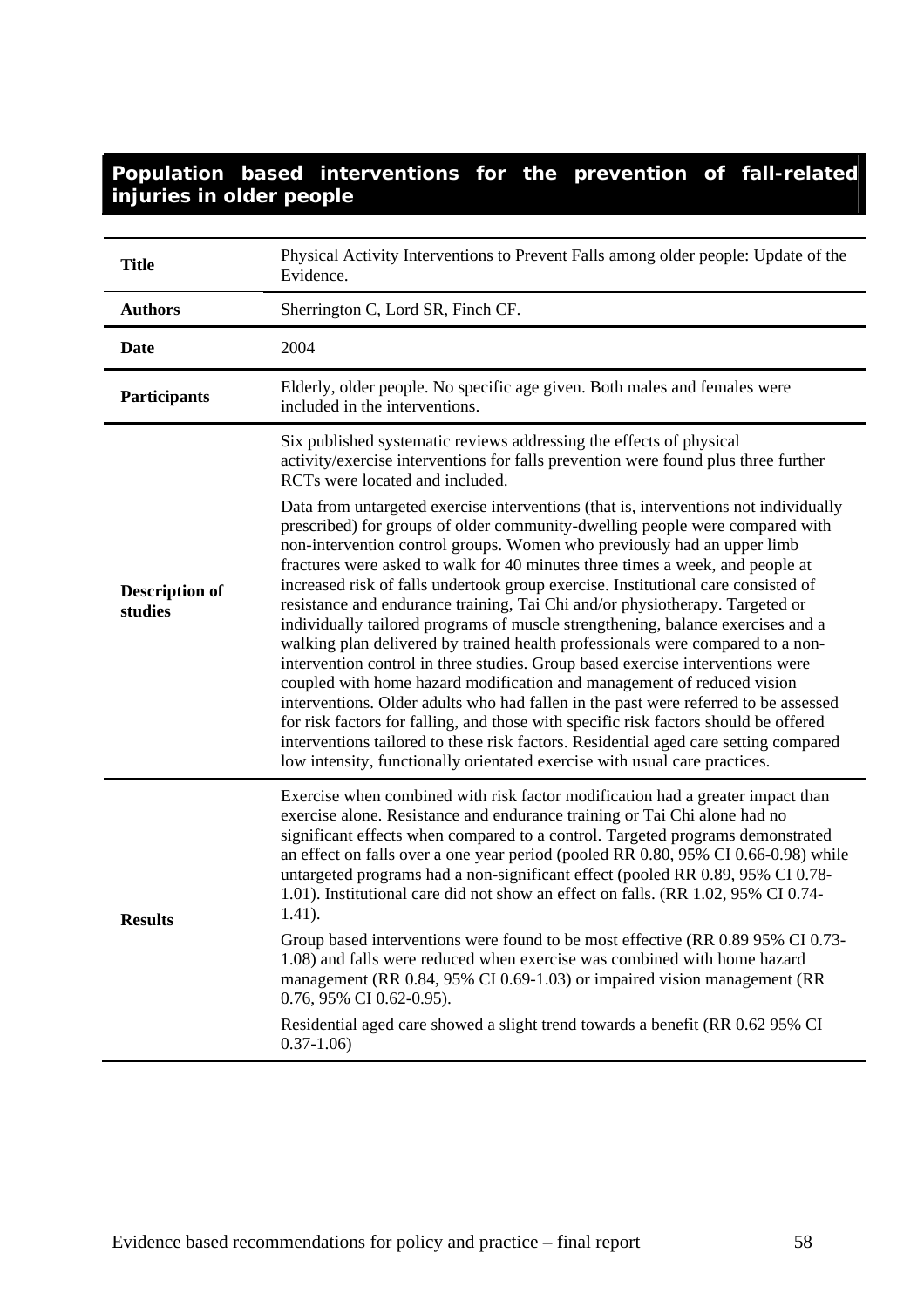## Population based interventions for the prevention of fall-related injuries in older people

| **Title** | Physical Activity Interventions to Prevent Falls among older people: Update of the Evidence. |
|---|---|
| **Authors** | Sherrington C, Lord SR, Finch CF. |
| **Date** | 2004 |
| **Participants** | Elderly, older people. No specific age given. Both males and females were included in the interventions. |
| **Description of studies** | Six published systematic reviews addressing the effects of physical activity/exercise interventions for falls prevention were found plus three further RCTs were located and included.<br><br>Data from untargeted exercise interventions (that is, interventions not individually prescribed) for groups of older community-dwelling people were compared with non-intervention control groups. Women who previously had an upper limb fractures were asked to walk for 40 minutes three times a week, and people at increased risk of falls undertook group exercise. Institutional care consisted of resistance and endurance training, Tai Chi and/or physiotherapy. Targeted or individually tailored programs of muscle strengthening, balance exercises and a walking plan delivered by trained health professionals were compared to a non-intervention control in three studies. Group based exercise interventions were coupled with home hazard modification and management of reduced vision interventions. Older adults who had fallen in the past were referred to be assessed for risk factors for falling, and those with specific risk factors should be offered interventions tailored to these risk factors. Residential aged care setting compared low intensity, functionally orientated exercise with usual care practices. |
| **Results** | Exercise when combined with risk factor modification had a greater impact than exercise alone. Resistance and endurance training or Tai Chi alone had no significant effects when compared to a control. Targeted programs demonstrated an effect on falls over a one year period (pooled RR 0.80, 95% CI 0.66-0.98) while untargeted programs had a non-significant effect (pooled RR 0.89, 95% CI 0.78-1.01). Institutional care did not show an effect on falls. (RR 1.02, 95% CI 0.74-1.41).<br><br>Group based interventions were found to be most effective (RR 0.89 95% CI 0.73-1.08) and falls were reduced when exercise was combined with home hazard management (RR 0.84, 95% CI 0.69-1.03) or impaired vision management (RR 0.76, 95% CI 0.62-0.95).<br><br>Residential aged care showed a slight trend towards a benefit (RR 0.62 95% CI 0.37-1.06) |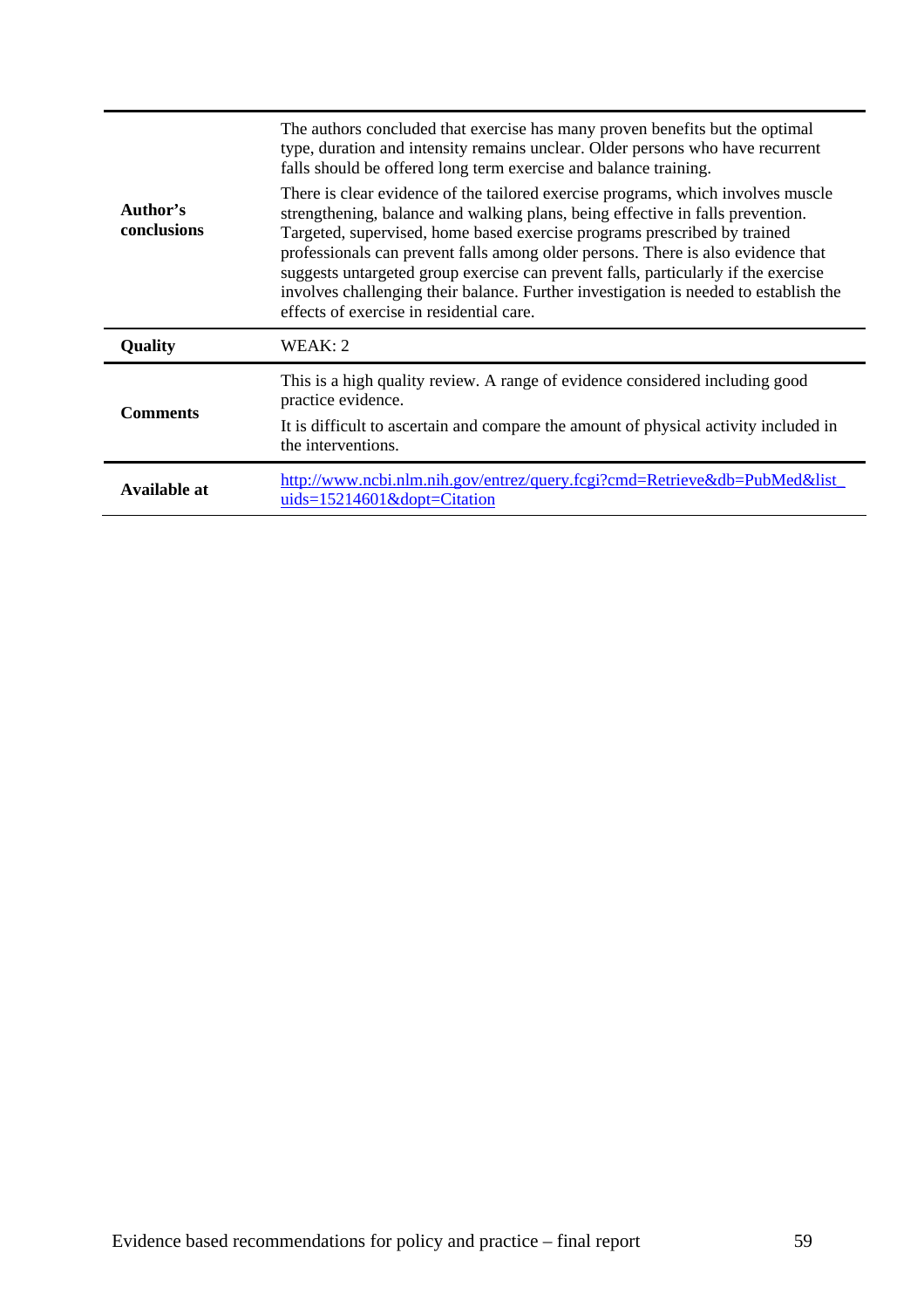| | |
|---|---|
| **Author's conclusions** | The authors concluded that exercise has many proven benefits but the optimal type, duration and intensity remains unclear. Older persons who have recurrent falls should be offered long term exercise and balance training.<br><br>There is clear evidence of the tailored exercise programs, which involves muscle strengthening, balance and walking plans, being effective in falls prevention. Targeted, supervised, home based exercise programs prescribed by trained professionals can prevent falls among older persons. There is also evidence that suggests untargeted group exercise can prevent falls, particularly if the exercise involves challenging their balance. Further investigation is needed to establish the effects of exercise in residential care. |
| **Quality** | WEAK: 2 |
| **Comments** | This is a high quality review. A range of evidence considered including good practice evidence.<br><br>It is difficult to ascertain and compare the amount of physical activity included in the interventions. |
| **Available at** | http://www.ncbi.nlm.nih.gov/entrez/query.fcgi?cmd=Retrieve&db=PubMed&list_uids=15214601&dopt=Citation |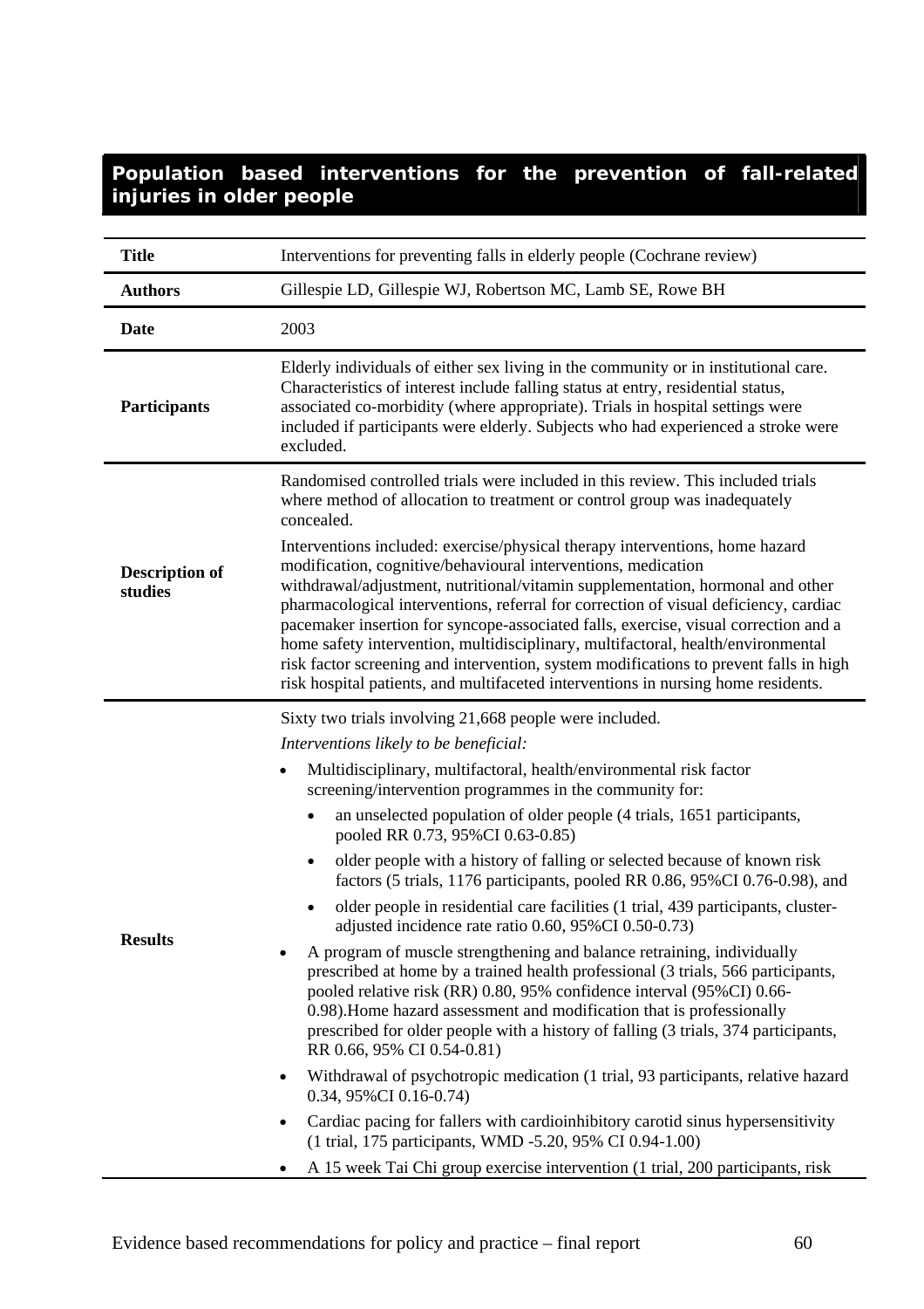## Population based interventions for the prevention of fall-related injuries in older people

| | |
|---|---|
| **Title** | Interventions for preventing falls in elderly people (Cochrane review) |
| **Authors** | Gillespie LD, Gillespie WJ, Robertson MC, Lamb SE, Rowe BH |
| **Date** | 2003 |
| **Participants** | Elderly individuals of either sex living in the community or in institutional care. Characteristics of interest include falling status at entry, residential status, associated co-morbidity (where appropriate). Trials in hospital settings were included if participants were elderly. Subjects who had experienced a stroke were excluded. |
| **Description of studies** | Randomised controlled trials were included in this review. This included trials where method of allocation to treatment or control group was inadequately concealed.<br><br>Interventions included: exercise/physical therapy interventions, home hazard modification, cognitive/behavioural interventions, medication withdrawal/adjustment, nutritional/vitamin supplementation, hormonal and other pharmacological interventions, referral for correction of visual deficiency, cardiac pacemaker insertion for syncope-associated falls, exercise, visual correction and a home safety intervention, multidisciplinary, multifactoral, health/environmental risk factor screening and intervention, system modifications to prevent falls in high risk hospital patients, and multifaceted interventions in nursing home residents. |
| **Results** | Sixty two trials involving 21,668 people were included.<br><br>*Interventions likely to be beneficial:*<br><br>• Multidisciplinary, multifactoral, health/environmental risk factor screening/intervention programmes in the community for:<br>&nbsp;&nbsp;&nbsp;&nbsp;• an unselected population of older people (4 trials, 1651 participants, pooled RR 0.73, 95%CI 0.63-0.85)<br>&nbsp;&nbsp;&nbsp;&nbsp;• older people with a history of falling or selected because of known risk factors (5 trials, 1176 participants, pooled RR 0.86, 95%CI 0.76-0.98), and<br>&nbsp;&nbsp;&nbsp;&nbsp;• older people in residential care facilities (1 trial, 439 participants, cluster-adjusted incidence rate ratio 0.60, 95%CI 0.50-0.73)<br><br>• A program of muscle strengthening and balance retraining, individually prescribed at home by a trained health professional (3 trials, 566 participants, pooled relative risk (RR) 0.80, 95% confidence interval (95%CI) 0.66-0.98).Home hazard assessment and modification that is professionally prescribed for older people with a history of falling (3 trials, 374 participants, RR 0.66, 95% CI 0.54-0.81)<br><br>• Withdrawal of psychotropic medication (1 trial, 93 participants, relative hazard 0.34, 95%CI 0.16-0.74)<br><br>• Cardiac pacing for fallers with cardioinhibitory carotid sinus hypersensitivity (1 trial, 175 participants, WMD -5.20, 95% CI 0.94-1.00)<br><br>• A 15 week Tai Chi group exercise intervention (1 trial, 200 participants, risk |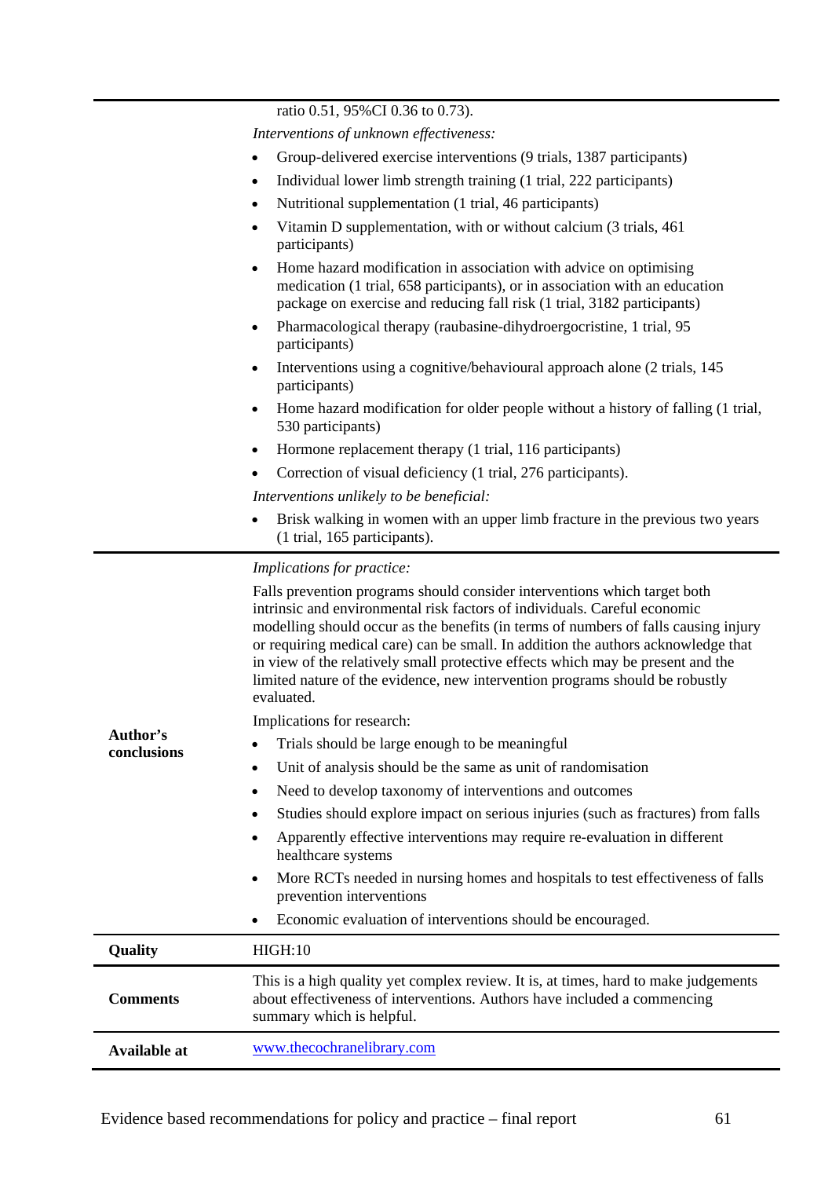| | |
|---|---|
| | ratio 0.51, 95%CI 0.36 to 0.73).<br>*Interventions of unknown effectiveness:*<br>• Group-delivered exercise interventions (9 trials, 1387 participants)<br>• Individual lower limb strength training (1 trial, 222 participants)<br>• Nutritional supplementation (1 trial, 46 participants)<br>• Vitamin D supplementation, with or without calcium (3 trials, 461 participants)<br>• Home hazard modification in association with advice on optimising medication (1 trial, 658 participants), or in association with an education package on exercise and reducing fall risk (1 trial, 3182 participants)<br>• Pharmacological therapy (raubasine-dihydroergocristine, 1 trial, 95 participants)<br>• Interventions using a cognitive/behavioural approach alone (2 trials, 145 participants)<br>• Home hazard modification for older people without a history of falling (1 trial, 530 participants)<br>• Hormone replacement therapy (1 trial, 116 participants)<br>• Correction of visual deficiency (1 trial, 276 participants).<br>*Interventions unlikely to be beneficial:*<br>• Brisk walking in women with an upper limb fracture in the previous two years (1 trial, 165 participants). |
| **Author's conclusions** | *Implications for practice:*<br>Falls prevention programs should consider interventions which target both intrinsic and environmental risk factors of individuals. Careful economic modelling should occur as the benefits (in terms of numbers of falls causing injury or requiring medical care) can be small. In addition the authors acknowledge that in view of the relatively small protective effects which may be present and the limited nature of the evidence, new intervention programs should be robustly evaluated.<br>Implications for research:<br>• Trials should be large enough to be meaningful<br>• Unit of analysis should be the same as unit of randomisation<br>• Need to develop taxonomy of interventions and outcomes<br>• Studies should explore impact on serious injuries (such as fractures) from falls<br>• Apparently effective interventions may require re-evaluation in different healthcare systems<br>• More RCTs needed in nursing homes and hospitals to test effectiveness of falls prevention interventions<br>• Economic evaluation of interventions should be encouraged. |
| **Quality** | HIGH:10 |
| **Comments** | This is a high quality yet complex review. It is, at times, hard to make judgements about effectiveness of interventions. Authors have included a commencing summary which is helpful. |
| **Available at** | www.thecochranelibrary.com |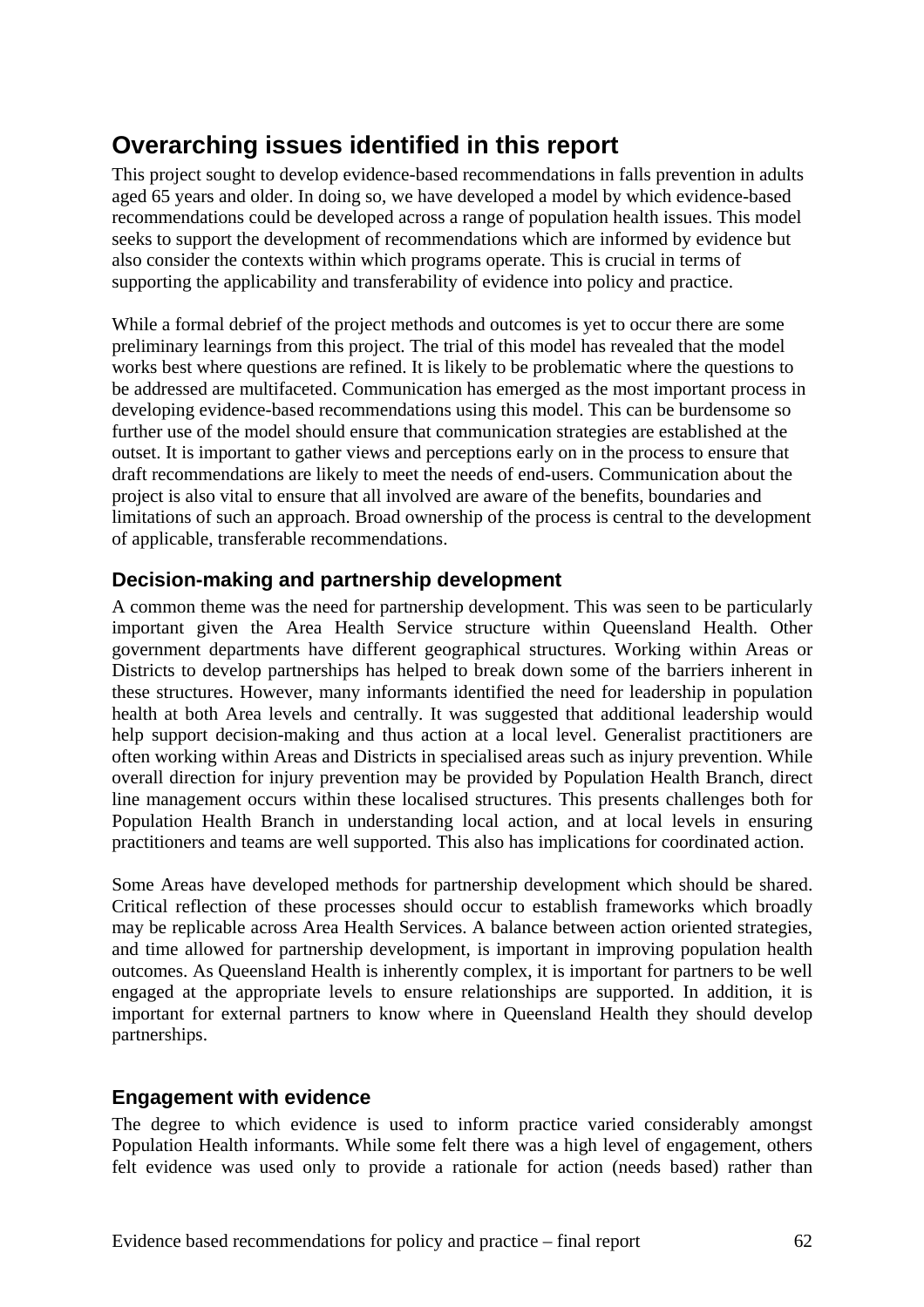## Overarching issues identified in this report

This project sought to develop evidence-based recommendations in falls prevention in adults aged 65 years and older. In doing so, we have developed a model by which evidence-based recommendations could be developed across a range of population health issues. This model seeks to support the development of recommendations which are informed by evidence but also consider the contexts within which programs operate. This is crucial in terms of supporting the applicability and transferability of evidence into policy and practice.

While a formal debrief of the project methods and outcomes is yet to occur there are some preliminary learnings from this project. The trial of this model has revealed that the model works best where questions are refined. It is likely to be problematic where the questions to be addressed are multifaceted. Communication has emerged as the most important process in developing evidence-based recommendations using this model. This can be burdensome so further use of the model should ensure that communication strategies are established at the outset. It is important to gather views and perceptions early on in the process to ensure that draft recommendations are likely to meet the needs of end-users. Communication about the project is also vital to ensure that all involved are aware of the benefits, boundaries and limitations of such an approach. Broad ownership of the process is central to the development of applicable, transferable recommendations.

### Decision-making and partnership development

A common theme was the need for partnership development. This was seen to be particularly important given the Area Health Service structure within Queensland Health. Other government departments have different geographical structures. Working within Areas or Districts to develop partnerships has helped to break down some of the barriers inherent in these structures. However, many informants identified the need for leadership in population health at both Area levels and centrally. It was suggested that additional leadership would help support decision-making and thus action at a local level. Generalist practitioners are often working within Areas and Districts in specialised areas such as injury prevention. While overall direction for injury prevention may be provided by Population Health Branch, direct line management occurs within these localised structures. This presents challenges both for Population Health Branch in understanding local action, and at local levels in ensuring practitioners and teams are well supported. This also has implications for coordinated action.

Some Areas have developed methods for partnership development which should be shared. Critical reflection of these processes should occur to establish frameworks which broadly may be replicable across Area Health Services. A balance between action oriented strategies, and time allowed for partnership development, is important in improving population health outcomes. As Queensland Health is inherently complex, it is important for partners to be well engaged at the appropriate levels to ensure relationships are supported. In addition, it is important for external partners to know where in Queensland Health they should develop partnerships.

### Engagement with evidence

The degree to which evidence is used to inform practice varied considerably amongst Population Health informants. While some felt there was a high level of engagement, others felt evidence was used only to provide a rationale for action (needs based) rather than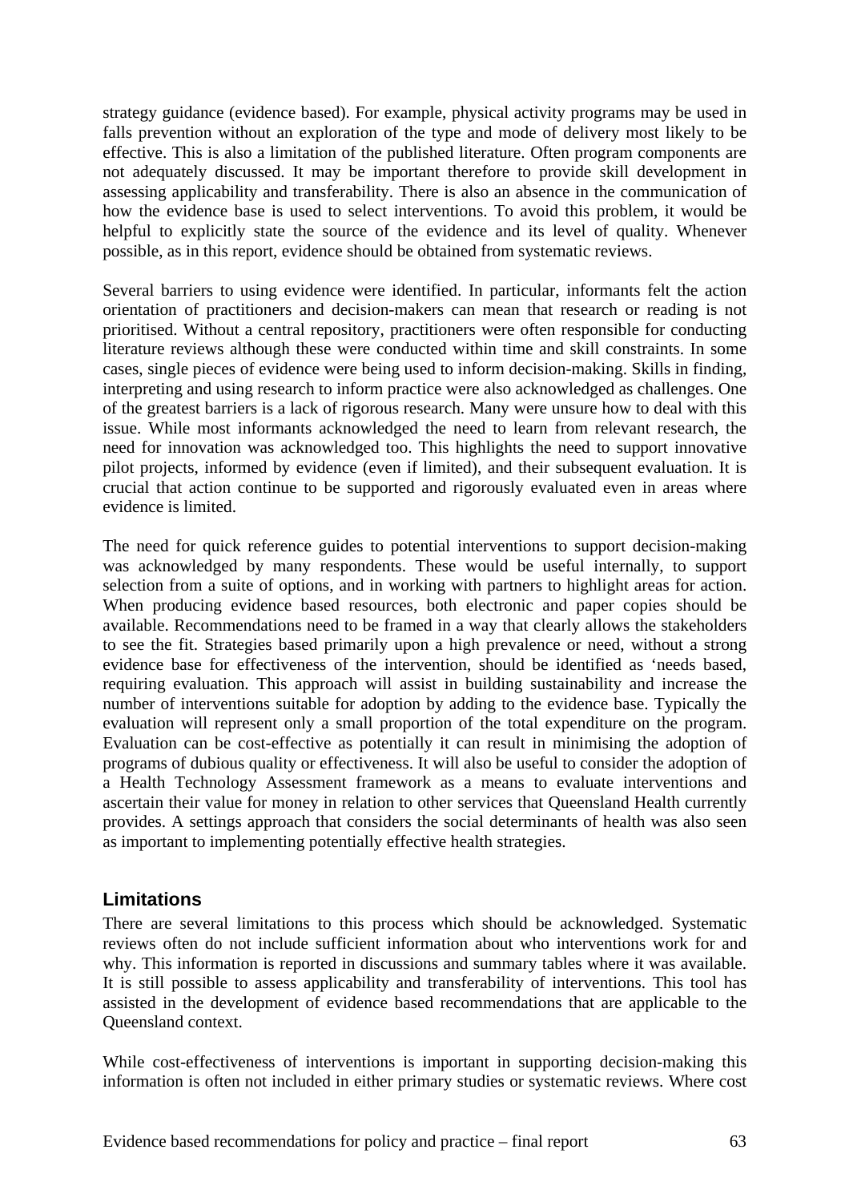strategy guidance (evidence based). For example, physical activity programs may be used in falls prevention without an exploration of the type and mode of delivery most likely to be effective. This is also a limitation of the published literature. Often program components are not adequately discussed. It may be important therefore to provide skill development in assessing applicability and transferability. There is also an absence in the communication of how the evidence base is used to select interventions. To avoid this problem, it would be helpful to explicitly state the source of the evidence and its level of quality. Whenever possible, as in this report, evidence should be obtained from systematic reviews.

Several barriers to using evidence were identified. In particular, informants felt the action orientation of practitioners and decision-makers can mean that research or reading is not prioritised. Without a central repository, practitioners were often responsible for conducting literature reviews although these were conducted within time and skill constraints. In some cases, single pieces of evidence were being used to inform decision-making. Skills in finding, interpreting and using research to inform practice were also acknowledged as challenges. One of the greatest barriers is a lack of rigorous research. Many were unsure how to deal with this issue. While most informants acknowledged the need to learn from relevant research, the need for innovation was acknowledged too. This highlights the need to support innovative pilot projects, informed by evidence (even if limited), and their subsequent evaluation. It is crucial that action continue to be supported and rigorously evaluated even in areas where evidence is limited.

The need for quick reference guides to potential interventions to support decision-making was acknowledged by many respondents. These would be useful internally, to support selection from a suite of options, and in working with partners to highlight areas for action. When producing evidence based resources, both electronic and paper copies should be available. Recommendations need to be framed in a way that clearly allows the stakeholders to see the fit. Strategies based primarily upon a high prevalence or need, without a strong evidence base for effectiveness of the intervention, should be identified as 'needs based, requiring evaluation. This approach will assist in building sustainability and increase the number of interventions suitable for adoption by adding to the evidence base. Typically the evaluation will represent only a small proportion of the total expenditure on the program. Evaluation can be cost-effective as potentially it can result in minimising the adoption of programs of dubious quality or effectiveness. It will also be useful to consider the adoption of a Health Technology Assessment framework as a means to evaluate interventions and ascertain their value for money in relation to other services that Queensland Health currently provides. A settings approach that considers the social determinants of health was also seen as important to implementing potentially effective health strategies.

## Limitations

There are several limitations to this process which should be acknowledged. Systematic reviews often do not include sufficient information about who interventions work for and why. This information is reported in discussions and summary tables where it was available. It is still possible to assess applicability and transferability of interventions. This tool has assisted in the development of evidence based recommendations that are applicable to the Queensland context.

While cost-effectiveness of interventions is important in supporting decision-making this information is often not included in either primary studies or systematic reviews. Where cost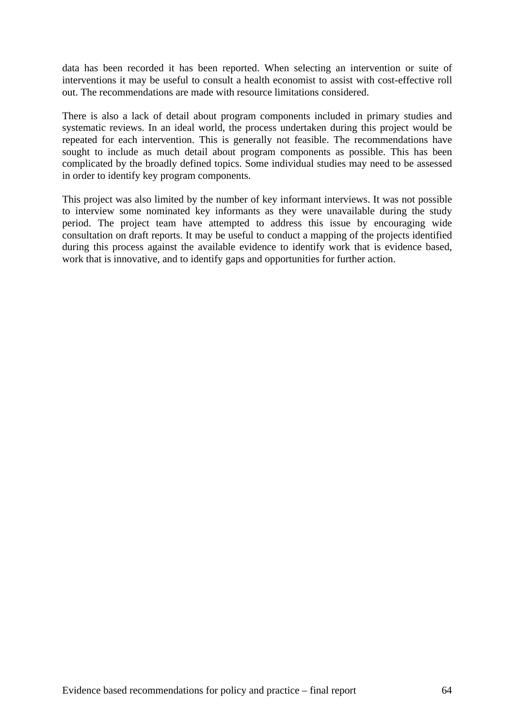data has been recorded it has been reported. When selecting an intervention or suite of interventions it may be useful to consult a health economist to assist with cost-effective roll out. The recommendations are made with resource limitations considered.

There is also a lack of detail about program components included in primary studies and systematic reviews. In an ideal world, the process undertaken during this project would be repeated for each intervention. This is generally not feasible. The recommendations have sought to include as much detail about program components as possible. This has been complicated by the broadly defined topics. Some individual studies may need to be assessed in order to identify key program components.

This project was also limited by the number of key informant interviews. It was not possible to interview some nominated key informants as they were unavailable during the study period. The project team have attempted to address this issue by encouraging wide consultation on draft reports. It may be useful to conduct a mapping of the projects identified during this process against the available evidence to identify work that is evidence based, work that is innovative, and to identify gaps and opportunities for further action.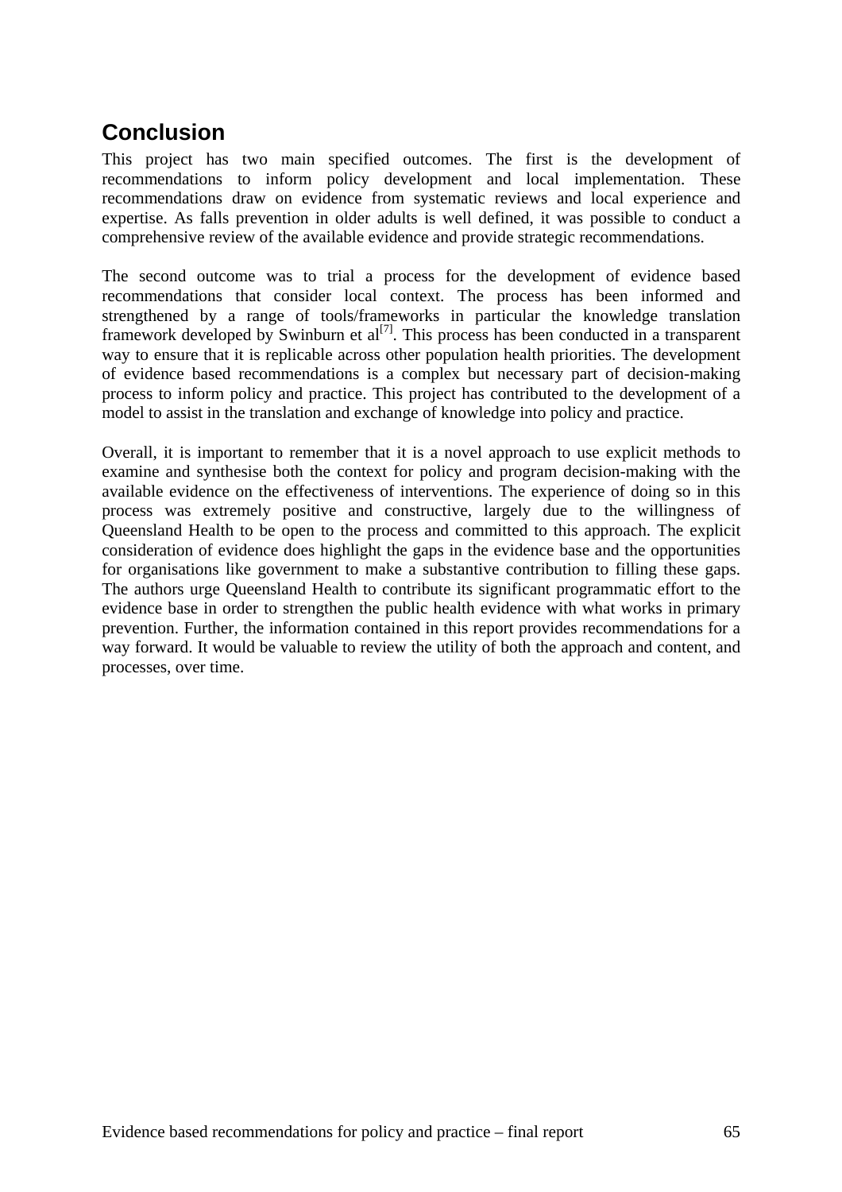## Conclusion

This project has two main specified outcomes. The first is the development of recommendations to inform policy development and local implementation. These recommendations draw on evidence from systematic reviews and local experience and expertise. As falls prevention in older adults is well defined, it was possible to conduct a comprehensive review of the available evidence and provide strategic recommendations.

The second outcome was to trial a process for the development of evidence based recommendations that consider local context. The process has been informed and strengthened by a range of tools/frameworks in particular the knowledge translation framework developed by Swinburn et al[7]. This process has been conducted in a transparent way to ensure that it is replicable across other population health priorities. The development of evidence based recommendations is a complex but necessary part of decision-making process to inform policy and practice. This project has contributed to the development of a model to assist in the translation and exchange of knowledge into policy and practice.

Overall, it is important to remember that it is a novel approach to use explicit methods to examine and synthesise both the context for policy and program decision-making with the available evidence on the effectiveness of interventions. The experience of doing so in this process was extremely positive and constructive, largely due to the willingness of Queensland Health to be open to the process and committed to this approach. The explicit consideration of evidence does highlight the gaps in the evidence base and the opportunities for organisations like government to make a substantive contribution to filling these gaps. The authors urge Queensland Health to contribute its significant programmatic effort to the evidence base in order to strengthen the public health evidence with what works in primary prevention. Further, the information contained in this report provides recommendations for a way forward. It would be valuable to review the utility of both the approach and content, and processes, over time.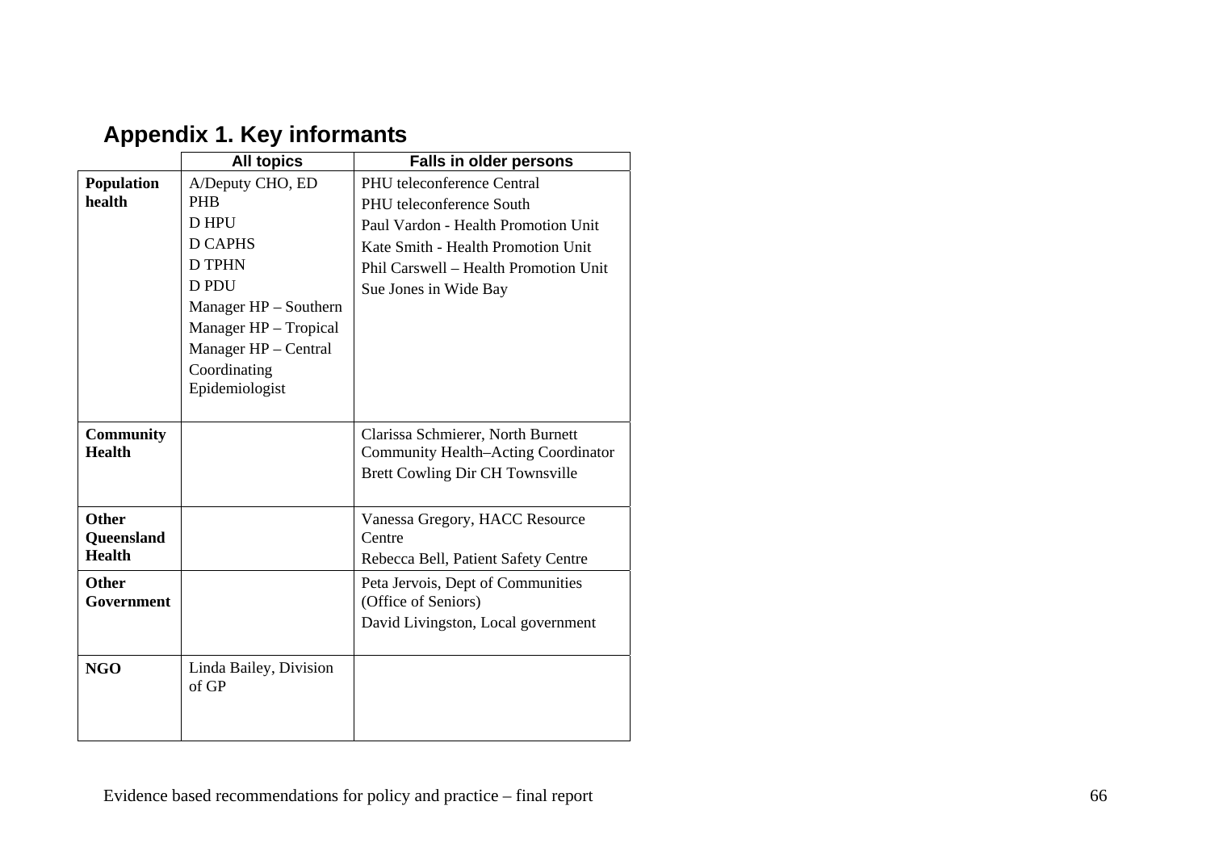## Appendix 1. Key informants

| | All topics | Falls in older persons |
|---|---|---|
| **Population health** | A/Deputy CHO, ED PHB<br>D HPU<br>D CAPHS<br>D TPHN<br>D PDU<br>Manager HP – Southern<br>Manager HP – Tropical<br>Manager HP – Central<br>Coordinating Epidemiologist | PHU teleconference Central<br>PHU teleconference South<br>Paul Vardon - Health Promotion Unit<br>Kate Smith - Health Promotion Unit<br>Phil Carswell – Health Promotion Unit<br>Sue Jones in Wide Bay |
| **Community Health** | | Clarissa Schmierer, North Burnett Community Health–Acting Coordinator<br>Brett Cowling Dir CH Townsville |
| **Other Queensland Health** | | Vanessa Gregory, HACC Resource Centre<br>Rebecca Bell, Patient Safety Centre |
| **Other Government** | | Peta Jervois, Dept of Communities (Office of Seniors)<br>David Livingston, Local government |
| **NGO** | Linda Bailey, Division of GP | |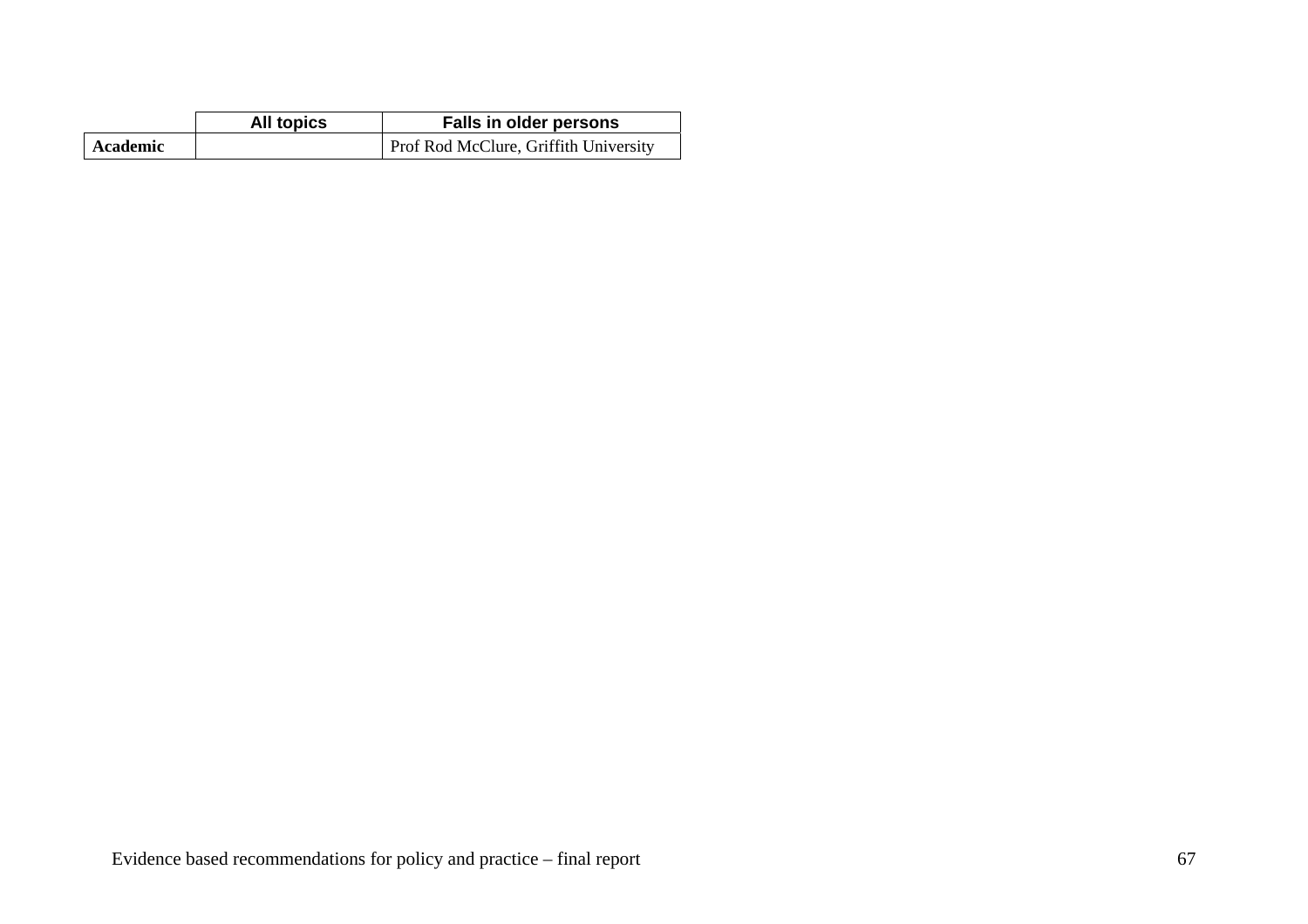| | All topics | Falls in older persons |
|---|---|---|
| **Academic** | | Prof Rod McClure, Griffith University |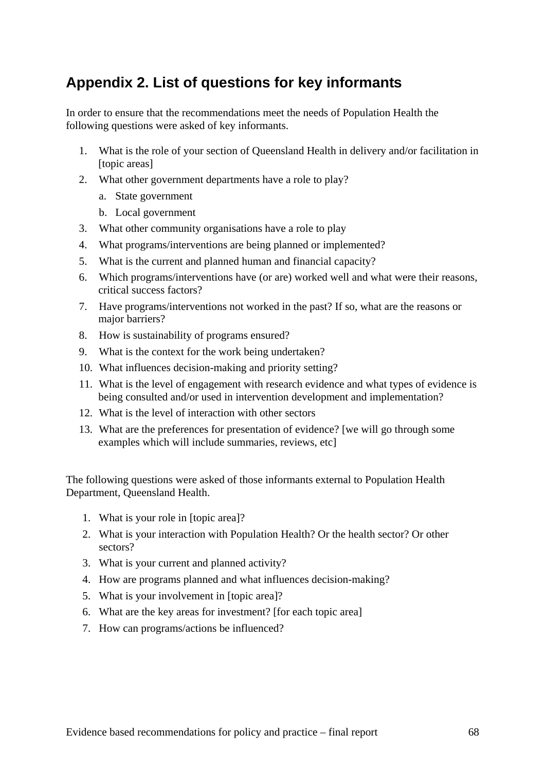## Appendix 2. List of questions for key informants

In order to ensure that the recommendations meet the needs of Population Health the following questions were asked of key informants.

1. What is the role of your section of Queensland Health in delivery and/or facilitation in [topic areas]
2. What other government departments have a role to play?
   a. State government
   b. Local government
3. What other community organisations have a role to play
4. What programs/interventions are being planned or implemented?
5. What is the current and planned human and financial capacity?
6. Which programs/interventions have (or are) worked well and what were their reasons, critical success factors?
7. Have programs/interventions not worked in the past? If so, what are the reasons or major barriers?
8. How is sustainability of programs ensured?
9. What is the context for the work being undertaken?
10. What influences decision-making and priority setting?
11. What is the level of engagement with research evidence and what types of evidence is being consulted and/or used in intervention development and implementation?
12. What is the level of interaction with other sectors
13. What are the preferences for presentation of evidence? [we will go through some examples which will include summaries, reviews, etc]

The following questions were asked of those informants external to Population Health Department, Queensland Health.

1. What is your role in [topic area]?
2. What is your interaction with Population Health? Or the health sector? Or other sectors?
3. What is your current and planned activity?
4. How are programs planned and what influences decision-making?
5. What is your involvement in [topic area]?
6. What are the key areas for investment? [for each topic area]
7. How can programs/actions be influenced?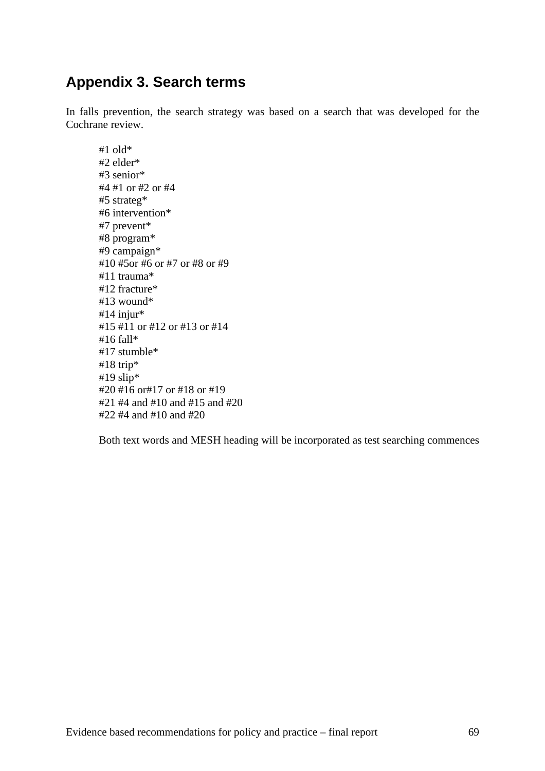## Appendix 3. Search terms

In falls prevention, the search strategy was based on a search that was developed for the Cochrane review.

> #1 old*
> #2 elder*
> #3 senior*
> #4 #1 or #2 or #4
> #5 strateg*
> #6 intervention*
> #7 prevent*
> #8 program*
> #9 campaign*
> #10 #5or #6 or #7 or #8 or #9
> #11 trauma*
> #12 fracture*
> #13 wound*
> #14 injur*
> #15 #11 or #12 or #13 or #14
> #16 fall*
> #17 stumble*
> #18 trip*
> #19 slip*
> #20 #16 or#17 or #18 or #19
> #21 #4 and #10 and #15 and #20
> #22 #4 and #10 and #20
>
> Both text words and MESH heading will be incorporated as test searching commences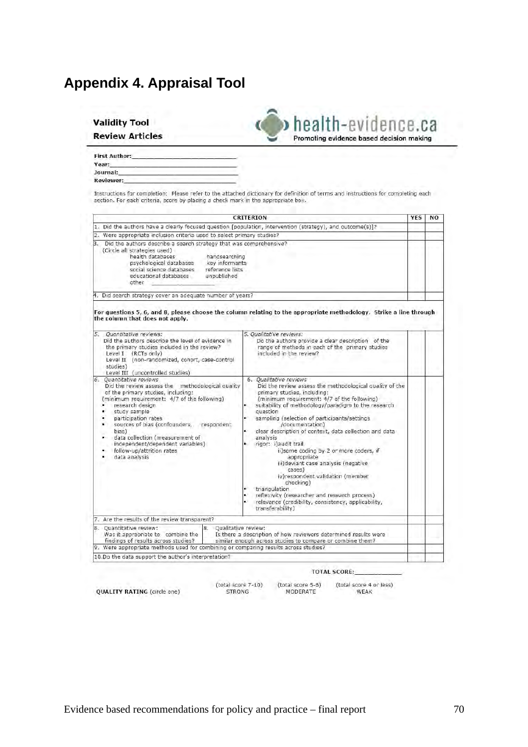# Appendix 4. Appraisal Tool

**Validity Tool**
**Review Articles**

health-evidence.ca
Promoting evidence based decision making

**First Author:**\_\_\_\_\_\_\_\_\_\_\_\_\_\_\_\_\_\_\_\_\_\_\_\_\_\_\_\_\_\_\_\_
**Year:**\_\_\_\_\_\_\_\_\_\_\_\_\_\_\_\_\_\_\_\_\_\_\_\_\_\_\_\_\_\_\_\_\_\_\_\_\_\_
**Journal:**\_\_\_\_\_\_\_\_\_\_\_\_\_\_\_\_\_\_\_\_\_\_\_\_\_\_\_\_\_\_\_\_\_\_\_
**Reviewer:**\_\_\_\_\_\_\_\_\_\_\_\_\_\_\_\_\_\_\_\_\_\_\_\_\_\_\_\_\_\_\_\_\_

Instructions for completion: Please refer to the attached dictionary for definition of terms and instructions for completing each section. For each criteria, score by placing a check mark in the appropriate box.

| CRITERION | | YES | NO |
|---|---|---|---|
| 1. Did the authors have a clearly focused question [population, intervention (strategy), and outcome(s)]? | | | |
| 2. Were appropriate inclusion criteria used to select primary studies? | | | |
| 3. Did the authors describe a search strategy that was comprehensive? (Circle all strategies used) health databases; psychological databases; social science databases; educational databases; other \_\_\_\_\_\_\_\_; handsearching; key informants; reference lists; unpublished | | | |
| 4. Did search strategy cover an adequate number of years? | | | |
| **For questions 5, 6, and 8, please choose the column relating to the appropriate methodology. Strike a line through the column that does not apply.** | | | |
| 5. *Quantitative reviews:* Did the authors describe the level of evidence in the primary studies included in the review? Level I (RCTs only) Level II (non-randomized, cohort, case-control studies) Level III (uncontrolled studies) | 5. *Qualitative reviews:* Do the authors provide a clear description of the range of methods in each of the primary studies included in the review? | | |
| 6. *Quantitative reviews* Did the review assess the methodological quality of the primary studies, including: (minimum requirement: 4/7 of the following) • research design • study sample • participation rates • sources of bias (confounders, respondent bias) • data collection (measurement of independent/dependent variables) • follow-up/attrition rates • data analysis | 6. *Qualitative reviews* Did the review assess the methodological quality of the primary studies, including: (minimum requirement: 4/7 of the following) • suitability of methodology/paradigm to the research question • sampling (selection of participants/settings /documentation) • clear description of context, data collection and data analysis • rigor: i)audit trail ii)some coding by 2 or more coders, if appropriate iii)deviant case analysis (negative cases) iv)respondent validation (member checking) • triangulation • reflexivity (researcher and research process) • relevance (credibility, consistency, applicability, transferability) | | |
| 7. Are the results of the review transparent? | | | |
| 8. Quantitative review: Was it appropriate to combine the findings of results across studies? | 8. Qualitative review: Is there a description of how reviewers determined results were similar enough across studies to compare or combine them? | | |
| 9. Were appropriate methods used for combining or comparing results across studies? | | | |
| 10. Do the data support the author's interpretation? | | | |

**TOTAL SCORE:**\_\_\_\_\_\_\_\_\_\_\_\_

**QUALITY RATING** (circle one)

| (total score 7-10) | (total score 5-6) | (total score 4 or less) |
|---|---|---|
| STRONG | MODERATE | WEAK |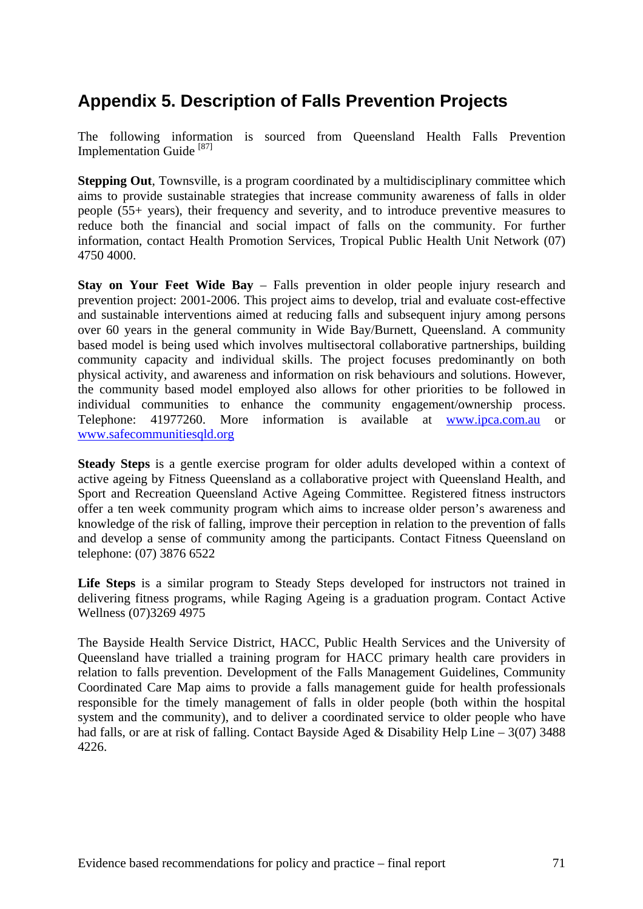## Appendix 5. Description of Falls Prevention Projects

The following information is sourced from Queensland Health Falls Prevention Implementation Guide [87]

**Stepping Out**, Townsville, is a program coordinated by a multidisciplinary committee which aims to provide sustainable strategies that increase community awareness of falls in older people (55+ years), their frequency and severity, and to introduce preventive measures to reduce both the financial and social impact of falls on the community. For further information, contact Health Promotion Services, Tropical Public Health Unit Network (07) 4750 4000.

**Stay on Your Feet Wide Bay** – Falls prevention in older people injury research and prevention project: 2001-2006. This project aims to develop, trial and evaluate cost-effective and sustainable interventions aimed at reducing falls and subsequent injury among persons over 60 years in the general community in Wide Bay/Burnett, Queensland. A community based model is being used which involves multisectoral collaborative partnerships, building community capacity and individual skills. The project focuses predominantly on both physical activity, and awareness and information on risk behaviours and solutions. However, the community based model employed also allows for other priorities to be followed in individual communities to enhance the community engagement/ownership process. Telephone: 41977260. More information is available at www.ipca.com.au or www.safecommunitiesqld.org

**Steady Steps** is a gentle exercise program for older adults developed within a context of active ageing by Fitness Queensland as a collaborative project with Queensland Health, and Sport and Recreation Queensland Active Ageing Committee. Registered fitness instructors offer a ten week community program which aims to increase older person's awareness and knowledge of the risk of falling, improve their perception in relation to the prevention of falls and develop a sense of community among the participants. Contact Fitness Queensland on telephone: (07) 3876 6522

**Life Steps** is a similar program to Steady Steps developed for instructors not trained in delivering fitness programs, while Raging Ageing is a graduation program. Contact Active Wellness (07)3269 4975

The Bayside Health Service District, HACC, Public Health Services and the University of Queensland have trialled a training program for HACC primary health care providers in relation to falls prevention. Development of the Falls Management Guidelines, Community Coordinated Care Map aims to provide a falls management guide for health professionals responsible for the timely management of falls in older people (both within the hospital system and the community), and to deliver a coordinated service to older people who have had falls, or are at risk of falling. Contact Bayside Aged & Disability Help Line – 3(07) 3488 4226.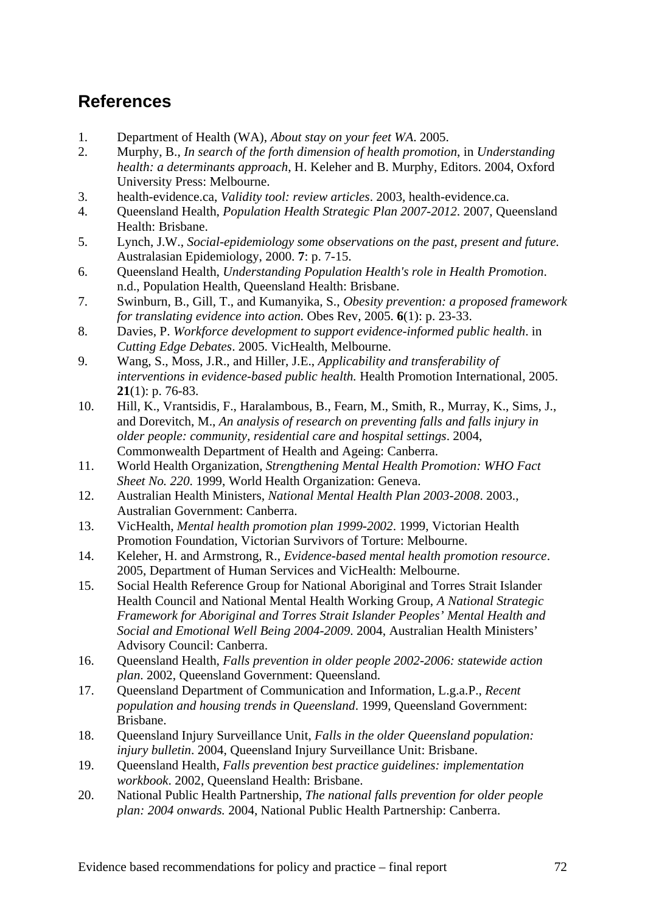## References

1. Department of Health (WA), *About stay on your feet WA*. 2005.
2. Murphy, B., *In search of the forth dimension of health promotion*, in *Understanding health: a determinants approach*, H. Keleher and B. Murphy, Editors. 2004, Oxford University Press: Melbourne.
3. health-evidence.ca, *Validity tool: review articles*. 2003, health-evidence.ca.
4. Queensland Health, *Population Health Strategic Plan 2007-2012*. 2007, Queensland Health: Brisbane.
5. Lynch, J.W., *Social-epidemiology some observations on the past, present and future.* Australasian Epidemiology, 2000. **7**: p. 7-15.
6. Queensland Health, *Understanding Population Health's role in Health Promotion*. n.d., Population Health, Queensland Health: Brisbane.
7. Swinburn, B., Gill, T., and Kumanyika, S., *Obesity prevention: a proposed framework for translating evidence into action.* Obes Rev, 2005. **6**(1): p. 23-33.
8. Davies, P. *Workforce development to support evidence-informed public health*. in *Cutting Edge Debates*. 2005. VicHealth, Melbourne.
9. Wang, S., Moss, J.R., and Hiller, J.E., *Applicability and transferability of interventions in evidence-based public health.* Health Promotion International, 2005. **21**(1): p. 76-83.
10. Hill, K., Vrantsidis, F., Haralambous, B., Fearn, M., Smith, R., Murray, K., Sims, J., and Dorevitch, M., *An analysis of research on preventing falls and falls injury in older people: community, residential care and hospital settings*. 2004, Commonwealth Department of Health and Ageing: Canberra.
11. World Health Organization, *Strengthening Mental Health Promotion: WHO Fact Sheet No. 220.* 1999, World Health Organization: Geneva.
12. Australian Health Ministers, *National Mental Health Plan 2003-2008*. 2003., Australian Government: Canberra.
13. VicHealth, *Mental health promotion plan 1999-2002*. 1999, Victorian Health Promotion Foundation, Victorian Survivors of Torture: Melbourne.
14. Keleher, H. and Armstrong, R., *Evidence-based mental health promotion resource*. 2005, Department of Human Services and VicHealth: Melbourne.
15. Social Health Reference Group for National Aboriginal and Torres Strait Islander Health Council and National Mental Health Working Group, *A National Strategic Framework for Aboriginal and Torres Strait Islander Peoples' Mental Health and Social and Emotional Well Being 2004-2009*. 2004, Australian Health Ministers' Advisory Council: Canberra.
16. Queensland Health, *Falls prevention in older people 2002-2006: statewide action plan*. 2002, Queensland Government: Queensland.
17. Queensland Department of Communication and Information, L.g.a.P., *Recent population and housing trends in Queensland*. 1999, Queensland Government: Brisbane.
18. Queensland Injury Surveillance Unit, *Falls in the older Queensland population: injury bulletin*. 2004, Queensland Injury Surveillance Unit: Brisbane.
19. Queensland Health, *Falls prevention best practice guidelines: implementation workbook*. 2002, Queensland Health: Brisbane.
20. National Public Health Partnership, *The national falls prevention for older people plan: 2004 onwards.* 2004, National Public Health Partnership: Canberra.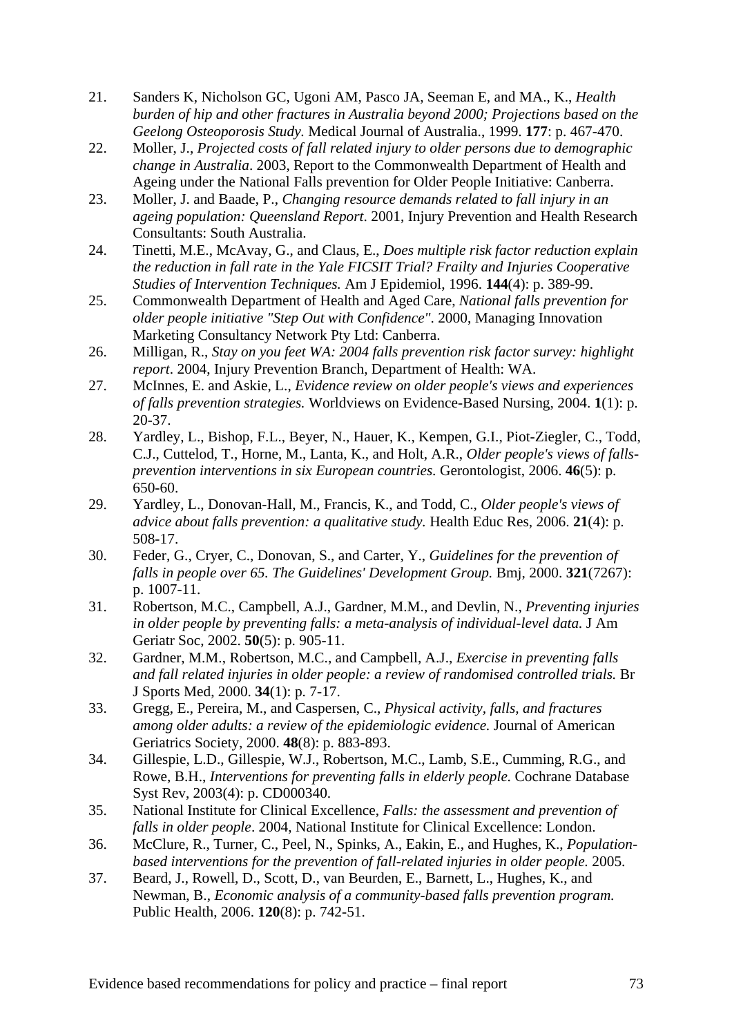21. Sanders K, Nicholson GC, Ugoni AM, Pasco JA, Seeman E, and MA., K., *Health burden of hip and other fractures in Australia beyond 2000; Projections based on the Geelong Osteoporosis Study.* Medical Journal of Australia., 1999. **177**: p. 467-470.
22. Moller, J., *Projected costs of fall related injury to older persons due to demographic change in Australia*. 2003, Report to the Commonwealth Department of Health and Ageing under the National Falls prevention for Older People Initiative: Canberra.
23. Moller, J. and Baade, P., *Changing resource demands related to fall injury in an ageing population: Queensland Report*. 2001, Injury Prevention and Health Research Consultants: South Australia.
24. Tinetti, M.E., McAvay, G., and Claus, E., *Does multiple risk factor reduction explain the reduction in fall rate in the Yale FICSIT Trial? Frailty and Injuries Cooperative Studies of Intervention Techniques.* Am J Epidemiol, 1996. **144**(4): p. 389-99.
25. Commonwealth Department of Health and Aged Care, *National falls prevention for older people initiative "Step Out with Confidence"*. 2000, Managing Innovation Marketing Consultancy Network Pty Ltd: Canberra.
26. Milligan, R., *Stay on you feet WA: 2004 falls prevention risk factor survey: highlight report*. 2004, Injury Prevention Branch, Department of Health: WA.
27. McInnes, E. and Askie, L., *Evidence review on older people's views and experiences of falls prevention strategies.* Worldviews on Evidence-Based Nursing, 2004. **1**(1): p. 20-37.
28. Yardley, L., Bishop, F.L., Beyer, N., Hauer, K., Kempen, G.I., Piot-Ziegler, C., Todd, C.J., Cuttelod, T., Horne, M., Lanta, K., and Holt, A.R., *Older people's views of falls-prevention interventions in six European countries.* Gerontologist, 2006. **46**(5): p. 650-60.
29. Yardley, L., Donovan-Hall, M., Francis, K., and Todd, C., *Older people's views of advice about falls prevention: a qualitative study.* Health Educ Res, 2006. **21**(4): p. 508-17.
30. Feder, G., Cryer, C., Donovan, S., and Carter, Y., *Guidelines for the prevention of falls in people over 65. The Guidelines' Development Group.* Bmj, 2000. **321**(7267): p. 1007-11.
31. Robertson, M.C., Campbell, A.J., Gardner, M.M., and Devlin, N., *Preventing injuries in older people by preventing falls: a meta-analysis of individual-level data.* J Am Geriatr Soc, 2002. **50**(5): p. 905-11.
32. Gardner, M.M., Robertson, M.C., and Campbell, A.J., *Exercise in preventing falls and fall related injuries in older people: a review of randomised controlled trials.* Br J Sports Med, 2000. **34**(1): p. 7-17.
33. Gregg, E., Pereira, M., and Caspersen, C., *Physical activity, falls, and fractures among older adults: a review of the epidemiologic evidence.* Journal of American Geriatrics Society, 2000. **48**(8): p. 883-893.
34. Gillespie, L.D., Gillespie, W.J., Robertson, M.C., Lamb, S.E., Cumming, R.G., and Rowe, B.H., *Interventions for preventing falls in elderly people.* Cochrane Database Syst Rev, 2003(4): p. CD000340.
35. National Institute for Clinical Excellence, *Falls: the assessment and prevention of falls in older people*. 2004, National Institute for Clinical Excellence: London.
36. McClure, R., Turner, C., Peel, N., Spinks, A., Eakin, E., and Hughes, K., *Population-based interventions for the prevention of fall-related injuries in older people.* 2005.
37. Beard, J., Rowell, D., Scott, D., van Beurden, E., Barnett, L., Hughes, K., and Newman, B., *Economic analysis of a community-based falls prevention program.* Public Health, 2006. **120**(8): p. 742-51.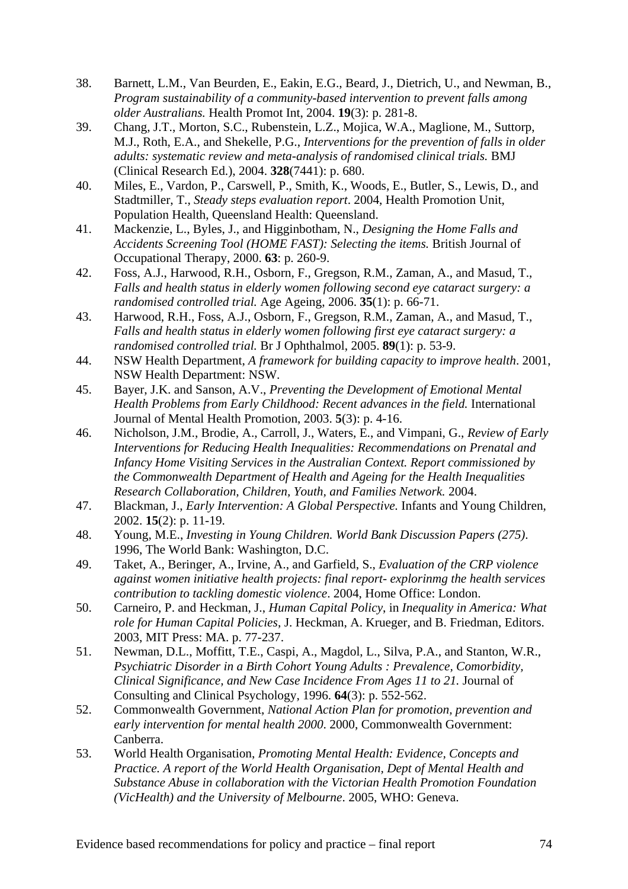38. Barnett, L.M., Van Beurden, E., Eakin, E.G., Beard, J., Dietrich, U., and Newman, B., *Program sustainability of a community-based intervention to prevent falls among older Australians.* Health Promot Int, 2004. **19**(3): p. 281-8.
39. Chang, J.T., Morton, S.C., Rubenstein, L.Z., Mojica, W.A., Maglione, M., Suttorp, M.J., Roth, E.A., and Shekelle, P.G., *Interventions for the prevention of falls in older adults: systematic review and meta-analysis of randomised clinical trials.* BMJ (Clinical Research Ed.), 2004. **328**(7441): p. 680.
40. Miles, E., Vardon, P., Carswell, P., Smith, K., Woods, E., Butler, S., Lewis, D., and Stadtmiller, T., *Steady steps evaluation report*. 2004, Health Promotion Unit, Population Health, Queensland Health: Queensland.
41. Mackenzie, L., Byles, J., and Higginbotham, N., *Designing the Home Falls and Accidents Screening Tool (HOME FAST): Selecting the items.* British Journal of Occupational Therapy, 2000. **63**: p. 260-9.
42. Foss, A.J., Harwood, R.H., Osborn, F., Gregson, R.M., Zaman, A., and Masud, T., *Falls and health status in elderly women following second eye cataract surgery: a randomised controlled trial.* Age Ageing, 2006. **35**(1): p. 66-71.
43. Harwood, R.H., Foss, A.J., Osborn, F., Gregson, R.M., Zaman, A., and Masud, T., *Falls and health status in elderly women following first eye cataract surgery: a randomised controlled trial.* Br J Ophthalmol, 2005. **89**(1): p. 53-9.
44. NSW Health Department, *A framework for building capacity to improve health*. 2001, NSW Health Department: NSW.
45. Bayer, J.K. and Sanson, A.V., *Preventing the Development of Emotional Mental Health Problems from Early Childhood: Recent advances in the field.* International Journal of Mental Health Promotion, 2003. **5**(3): p. 4-16.
46. Nicholson, J.M., Brodie, A., Carroll, J., Waters, E., and Vimpani, G., *Review of Early Interventions for Reducing Health Inequalities: Recommendations on Prenatal and Infancy Home Visiting Services in the Australian Context. Report commissioned by the Commonwealth Department of Health and Ageing for the Health Inequalities Research Collaboration, Children, Youth, and Families Network.* 2004.
47. Blackman, J., *Early Intervention: A Global Perspective.* Infants and Young Children, 2002. **15**(2): p. 11-19.
48. Young, M.E., *Investing in Young Children. World Bank Discussion Papers (275)*. 1996, The World Bank: Washington, D.C.
49. Taket, A., Beringer, A., Irvine, A., and Garfield, S., *Evaluation of the CRP violence against women initiative health projects: final report- explorinmg the health services contribution to tackling domestic violence*. 2004, Home Office: London.
50. Carneiro, P. and Heckman, J., *Human Capital Policy*, in *Inequality in America: What role for Human Capital Policies*, J. Heckman, A. Krueger, and B. Friedman, Editors. 2003, MIT Press: MA. p. 77-237.
51. Newman, D.L., Moffitt, T.E., Caspi, A., Magdol, L., Silva, P.A., and Stanton, W.R., *Psychiatric Disorder in a Birth Cohort Young Adults : Prevalence, Comorbidity, Clinical Significance, and New Case Incidence From Ages 11 to 21.* Journal of Consulting and Clinical Psychology, 1996. **64**(3): p. 552-562.
52. Commonwealth Government, *National Action Plan for promotion, prevention and early intervention for mental health 2000.* 2000, Commonwealth Government: Canberra.
53. World Health Organisation, *Promoting Mental Health: Evidence, Concepts and Practice. A report of the World Health Organisation, Dept of Mental Health and Substance Abuse in collaboration with the Victorian Health Promotion Foundation (VicHealth) and the University of Melbourne*. 2005, WHO: Geneva.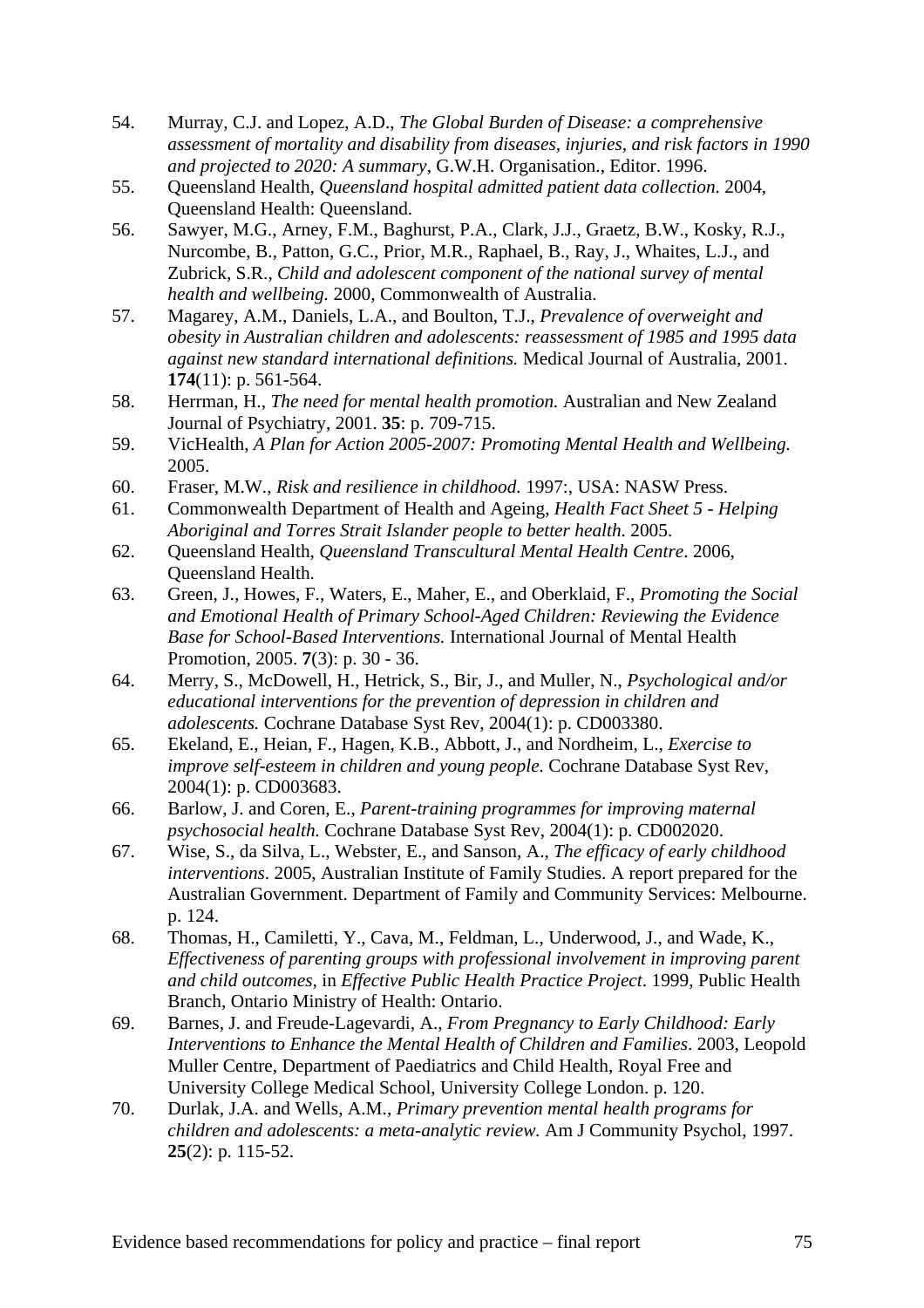54. Murray, C.J. and Lopez, A.D., *The Global Burden of Disease: a comprehensive assessment of mortality and disability from diseases, injuries, and risk factors in 1990 and projected to 2020: A summary*, G.W.H. Organisation., Editor. 1996.
55. Queensland Health, *Queensland hospital admitted patient data collection*. 2004, Queensland Health: Queensland.
56. Sawyer, M.G., Arney, F.M., Baghurst, P.A., Clark, J.J., Graetz, B.W., Kosky, R.J., Nurcombe, B., Patton, G.C., Prior, M.R., Raphael, B., Ray, J., Whaites, L.J., and Zubrick, S.R., *Child and adolescent component of the national survey of mental health and wellbeing.* 2000, Commonwealth of Australia.
57. Magarey, A.M., Daniels, L.A., and Boulton, T.J., *Prevalence of overweight and obesity in Australian children and adolescents: reassessment of 1985 and 1995 data against new standard international definitions.* Medical Journal of Australia, 2001. **174**(11): p. 561-564.
58. Herrman, H., *The need for mental health promotion.* Australian and New Zealand Journal of Psychiatry, 2001. **35**: p. 709-715.
59. VicHealth, *A Plan for Action 2005-2007: Promoting Mental Health and Wellbeing.* 2005.
60. Fraser, M.W., *Risk and resilience in childhood.* 1997:, USA: NASW Press.
61. Commonwealth Department of Health and Ageing, *Health Fact Sheet 5 - Helping Aboriginal and Torres Strait Islander people to better health*. 2005.
62. Queensland Health, *Queensland Transcultural Mental Health Centre*. 2006, Queensland Health.
63. Green, J., Howes, F., Waters, E., Maher, E., and Oberklaid, F., *Promoting the Social and Emotional Health of Primary School-Aged Children: Reviewing the Evidence Base for School-Based Interventions.* International Journal of Mental Health Promotion, 2005. **7**(3): p. 30 - 36.
64. Merry, S., McDowell, H., Hetrick, S., Bir, J., and Muller, N., *Psychological and/or educational interventions for the prevention of depression in children and adolescents.* Cochrane Database Syst Rev, 2004(1): p. CD003380.
65. Ekeland, E., Heian, F., Hagen, K.B., Abbott, J., and Nordheim, L., *Exercise to improve self-esteem in children and young people.* Cochrane Database Syst Rev, 2004(1): p. CD003683.
66. Barlow, J. and Coren, E., *Parent-training programmes for improving maternal psychosocial health.* Cochrane Database Syst Rev, 2004(1): p. CD002020.
67. Wise, S., da Silva, L., Webster, E., and Sanson, A., *The efficacy of early childhood interventions*. 2005, Australian Institute of Family Studies. A report prepared for the Australian Government. Department of Family and Community Services: Melbourne. p. 124.
68. Thomas, H., Camiletti, Y., Cava, M., Feldman, L., Underwood, J., and Wade, K., *Effectiveness of parenting groups with professional involvement in improving parent and child outcomes*, in *Effective Public Health Practice Project*. 1999, Public Health Branch, Ontario Ministry of Health: Ontario.
69. Barnes, J. and Freude-Lagevardi, A., *From Pregnancy to Early Childhood: Early Interventions to Enhance the Mental Health of Children and Families*. 2003, Leopold Muller Centre, Department of Paediatrics and Child Health, Royal Free and University College Medical School, University College London. p. 120.
70. Durlak, J.A. and Wells, A.M., *Primary prevention mental health programs for children and adolescents: a meta-analytic review.* Am J Community Psychol, 1997. **25**(2): p. 115-52.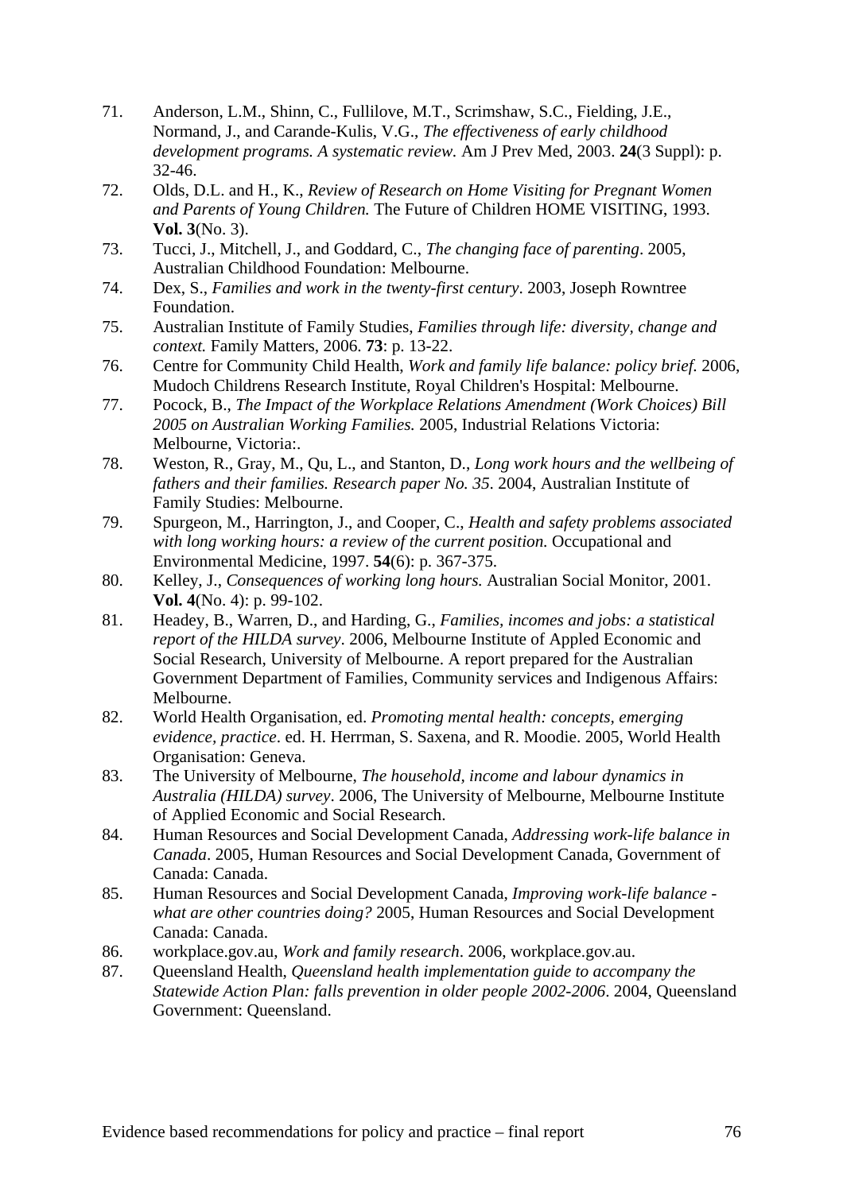71. Anderson, L.M., Shinn, C., Fullilove, M.T., Scrimshaw, S.C., Fielding, J.E., Normand, J., and Carande-Kulis, V.G., *The effectiveness of early childhood development programs. A systematic review.* Am J Prev Med, 2003. **24**(3 Suppl): p. 32-46.
72. Olds, D.L. and H., K., *Review of Research on Home Visiting for Pregnant Women and Parents of Young Children.* The Future of Children HOME VISITING, 1993. **Vol. 3**(No. 3).
73. Tucci, J., Mitchell, J., and Goddard, C., *The changing face of parenting*. 2005, Australian Childhood Foundation: Melbourne.
74. Dex, S., *Families and work in the twenty-first century*. 2003, Joseph Rowntree Foundation.
75. Australian Institute of Family Studies, *Families through life: diversity, change and context.* Family Matters, 2006. **73**: p. 13-22.
76. Centre for Community Child Health, *Work and family life balance: policy brief.* 2006, Mudoch Childrens Research Institute, Royal Children's Hospital: Melbourne.
77. Pocock, B., *The Impact of the Workplace Relations Amendment (Work Choices) Bill 2005 on Australian Working Families.* 2005, Industrial Relations Victoria: Melbourne, Victoria:.
78. Weston, R., Gray, M., Qu, L., and Stanton, D., *Long work hours and the wellbeing of fathers and their families. Research paper No. 35*. 2004, Australian Institute of Family Studies: Melbourne.
79. Spurgeon, M., Harrington, J., and Cooper, C., *Health and safety problems associated with long working hours: a review of the current position.* Occupational and Environmental Medicine, 1997. **54**(6): p. 367-375.
80. Kelley, J., *Consequences of working long hours.* Australian Social Monitor, 2001. **Vol. 4**(No. 4): p. 99-102.
81. Headey, B., Warren, D., and Harding, G., *Families, incomes and jobs: a statistical report of the HILDA survey*. 2006, Melbourne Institute of Appled Economic and Social Research, University of Melbourne. A report prepared for the Australian Government Department of Families, Community services and Indigenous Affairs: Melbourne.
82. World Health Organisation, ed. *Promoting mental health: concepts, emerging evidence, practice*. ed. H. Herrman, S. Saxena, and R. Moodie. 2005, World Health Organisation: Geneva.
83. The University of Melbourne, *The household, income and labour dynamics in Australia (HILDA) survey*. 2006, The University of Melbourne, Melbourne Institute of Applied Economic and Social Research.
84. Human Resources and Social Development Canada, *Addressing work-life balance in Canada*. 2005, Human Resources and Social Development Canada, Government of Canada: Canada.
85. Human Resources and Social Development Canada, *Improving work-life balance - what are other countries doing?* 2005, Human Resources and Social Development Canada: Canada.
86. workplace.gov.au, *Work and family research*. 2006, workplace.gov.au.
87. Queensland Health, *Queensland health implementation guide to accompany the Statewide Action Plan: falls prevention in older people 2002-2006*. 2004, Queensland Government: Queensland.